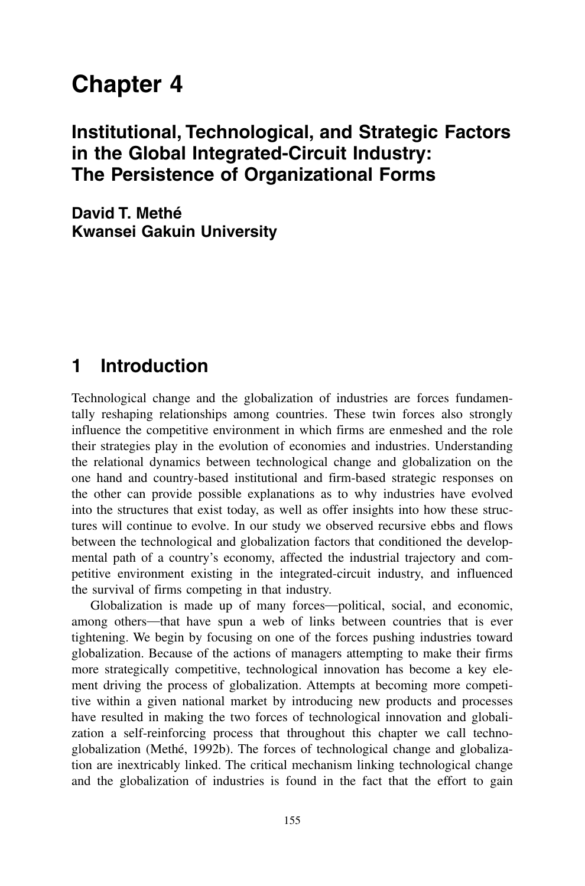# Chapter 4

## Institutional, Technological, and Strategic Factors in the Global Integrated-Circuit Industry: The Persistence of Organizational Forms

**David T. Methé**
**Kwansei Gakuin University**

## 1 Introduction

Technological change and the globalization of industries are forces fundamentally reshaping relationships among countries. These twin forces also strongly influence the competitive environment in which firms are enmeshed and the role their strategies play in the evolution of economies and industries. Understanding the relational dynamics between technological change and globalization on the one hand and country-based institutional and firm-based strategic responses on the other can provide possible explanations as to why industries have evolved into the structures that exist today, as well as offer insights into how these structures will continue to evolve. In our study we observed recursive ebbs and flows between the technological and globalization factors that conditioned the developmental path of a country's economy, affected the industrial trajectory and competitive environment existing in the integrated-circuit industry, and influenced the survival of firms competing in that industry.

Globalization is made up of many forces—political, social, and economic, among others—that have spun a web of links between countries that is ever tightening. We begin by focusing on one of the forces pushing industries toward globalization. Because of the actions of managers attempting to make their firms more strategically competitive, technological innovation has become a key element driving the process of globalization. Attempts at becoming more competitive within a given national market by introducing new products and processes have resulted in making the two forces of technological innovation and globalization a self-reinforcing process that throughout this chapter we call techno-globalization (Methé, 1992b). The forces of technological change and globalization are inextricably linked. The critical mechanism linking technological change and the globalization of industries is found in the fact that the effort to gain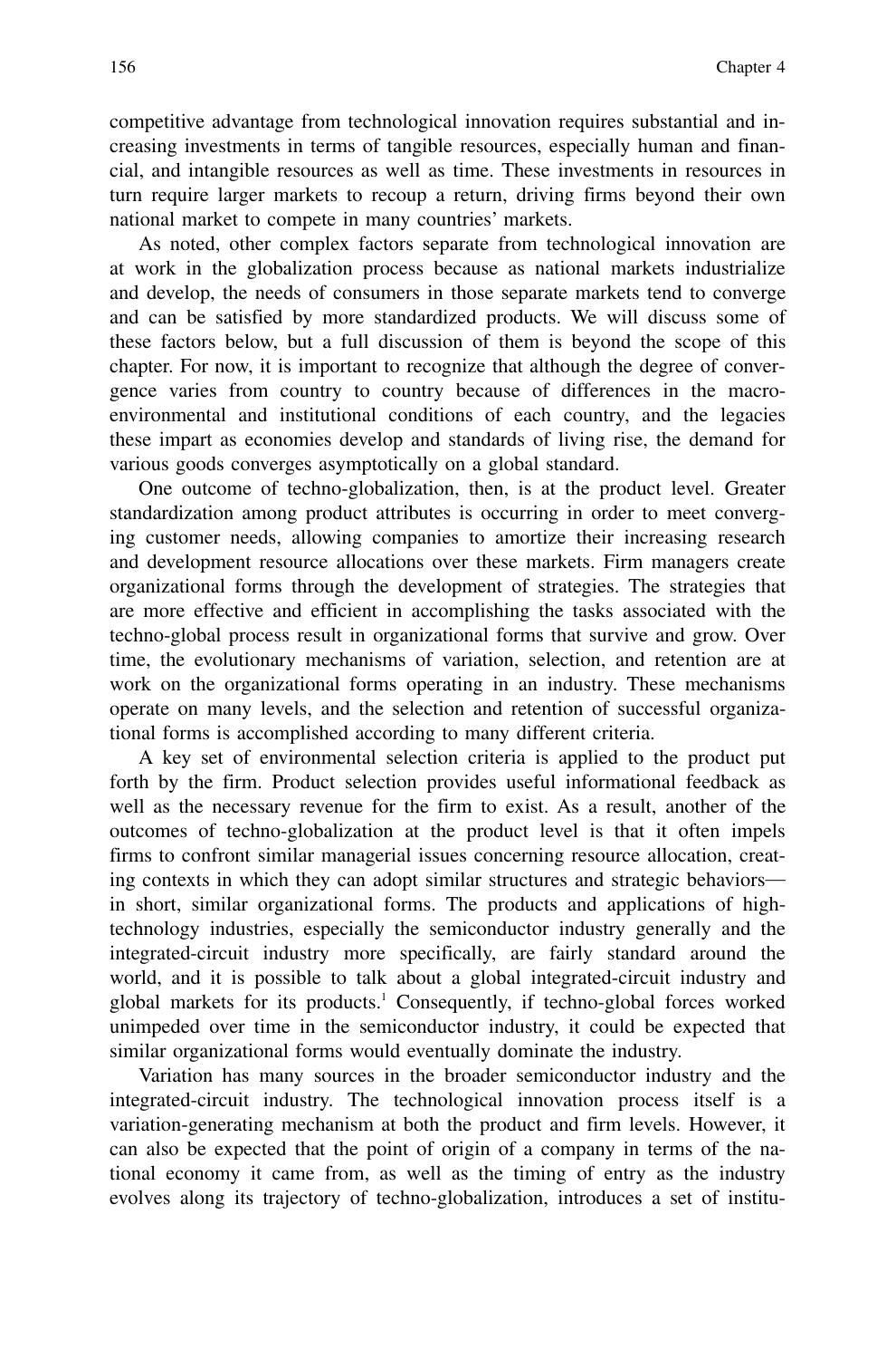competitive advantage from technological innovation requires substantial and increasing investments in terms of tangible resources, especially human and financial, and intangible resources as well as time. These investments in resources in turn require larger markets to recoup a return, driving firms beyond their own national market to compete in many countries' markets.

As noted, other complex factors separate from technological innovation are at work in the globalization process because as national markets industrialize and develop, the needs of consumers in those separate markets tend to converge and can be satisfied by more standardized products. We will discuss some of these factors below, but a full discussion of them is beyond the scope of this chapter. For now, it is important to recognize that although the degree of convergence varies from country to country because of differences in the macroenvironmental and institutional conditions of each country, and the legacies these impart as economies develop and standards of living rise, the demand for various goods converges asymptotically on a global standard.

One outcome of techno-globalization, then, is at the product level. Greater standardization among product attributes is occurring in order to meet converging customer needs, allowing companies to amortize their increasing research and development resource allocations over these markets. Firm managers create organizational forms through the development of strategies. The strategies that are more effective and efficient in accomplishing the tasks associated with the techno-global process result in organizational forms that survive and grow. Over time, the evolutionary mechanisms of variation, selection, and retention are at work on the organizational forms operating in an industry. These mechanisms operate on many levels, and the selection and retention of successful organizational forms is accomplished according to many different criteria.

A key set of environmental selection criteria is applied to the product put forth by the firm. Product selection provides useful informational feedback as well as the necessary revenue for the firm to exist. As a result, another of the outcomes of techno-globalization at the product level is that it often impels firms to confront similar managerial issues concerning resource allocation, creating contexts in which they can adopt similar structures and strategic behaviors—in short, similar organizational forms. The products and applications of high-technology industries, especially the semiconductor industry generally and the integrated-circuit industry more specifically, are fairly standard around the world, and it is possible to talk about a global integrated-circuit industry and global markets for its products.[1] Consequently, if techno-global forces worked unimpeded over time in the semiconductor industry, it could be expected that similar organizational forms would eventually dominate the industry.

Variation has many sources in the broader semiconductor industry and the integrated-circuit industry. The technological innovation process itself is a variation-generating mechanism at both the product and firm levels. However, it can also be expected that the point of origin of a company in terms of the national economy it came from, as well as the timing of entry as the industry evolves along its trajectory of techno-globalization, introduces a set of institu-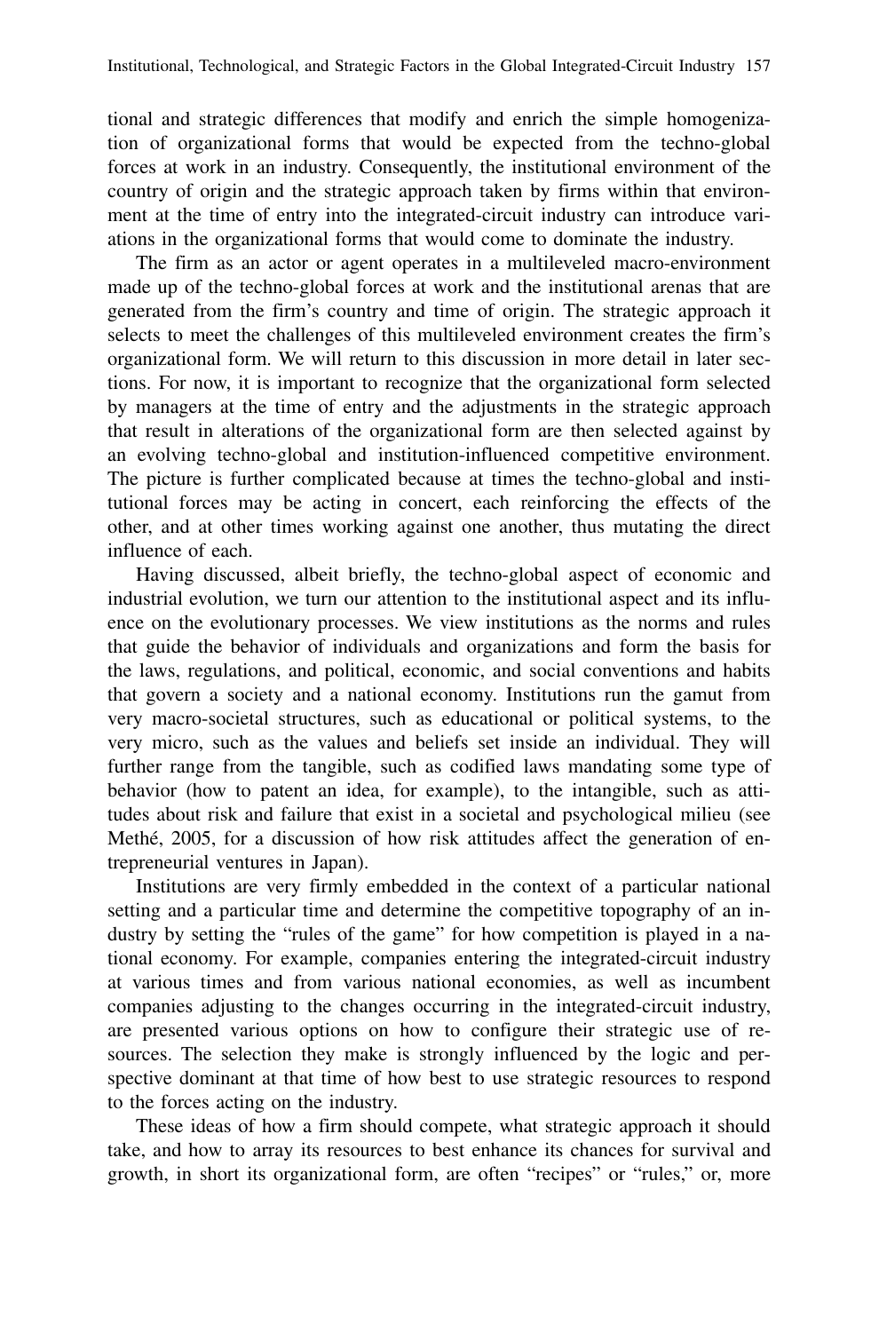tional and strategic differences that modify and enrich the simple homogenization of organizational forms that would be expected from the techno-global forces at work in an industry. Consequently, the institutional environment of the country of origin and the strategic approach taken by firms within that environment at the time of entry into the integrated-circuit industry can introduce variations in the organizational forms that would come to dominate the industry.

The firm as an actor or agent operates in a multileveled macro-environment made up of the techno-global forces at work and the institutional arenas that are generated from the firm's country and time of origin. The strategic approach it selects to meet the challenges of this multileveled environment creates the firm's organizational form. We will return to this discussion in more detail in later sections. For now, it is important to recognize that the organizational form selected by managers at the time of entry and the adjustments in the strategic approach that result in alterations of the organizational form are then selected against by an evolving techno-global and institution-influenced competitive environment. The picture is further complicated because at times the techno-global and institutional forces may be acting in concert, each reinforcing the effects of the other, and at other times working against one another, thus mutating the direct influence of each.

Having discussed, albeit briefly, the techno-global aspect of economic and industrial evolution, we turn our attention to the institutional aspect and its influence on the evolutionary processes. We view institutions as the norms and rules that guide the behavior of individuals and organizations and form the basis for the laws, regulations, and political, economic, and social conventions and habits that govern a society and a national economy. Institutions run the gamut from very macro-societal structures, such as educational or political systems, to the very micro, such as the values and beliefs set inside an individual. They will further range from the tangible, such as codified laws mandating some type of behavior (how to patent an idea, for example), to the intangible, such as attitudes about risk and failure that exist in a societal and psychological milieu (see Methé, 2005, for a discussion of how risk attitudes affect the generation of entrepreneurial ventures in Japan).

Institutions are very firmly embedded in the context of a particular national setting and a particular time and determine the competitive topography of an industry by setting the "rules of the game" for how competition is played in a national economy. For example, companies entering the integrated-circuit industry at various times and from various national economies, as well as incumbent companies adjusting to the changes occurring in the integrated-circuit industry, are presented various options on how to configure their strategic use of resources. The selection they make is strongly influenced by the logic and perspective dominant at that time of how best to use strategic resources to respond to the forces acting on the industry.

These ideas of how a firm should compete, what strategic approach it should take, and how to array its resources to best enhance its chances for survival and growth, in short its organizational form, are often "recipes" or "rules," or, more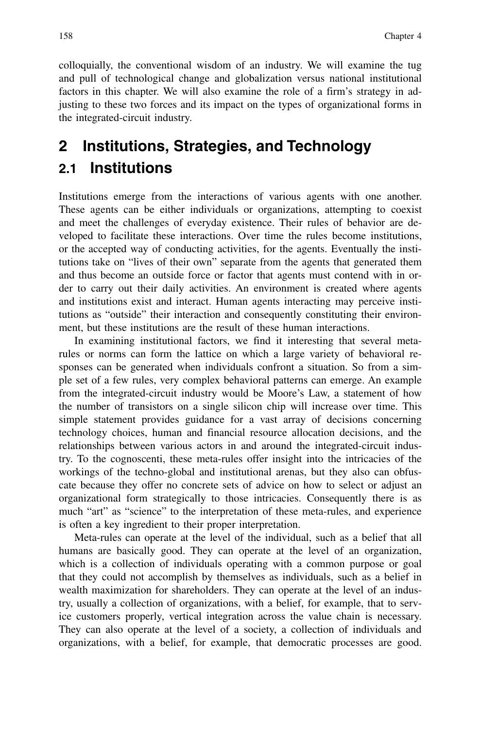colloquially, the conventional wisdom of an industry. We will examine the tug and pull of technological change and globalization versus national institutional factors in this chapter. We will also examine the role of a firm's strategy in adjusting to these two forces and its impact on the types of organizational forms in the integrated-circuit industry.

# 2 Institutions, Strategies, and Technology

## 2.1 Institutions

Institutions emerge from the interactions of various agents with one another. These agents can be either individuals or organizations, attempting to coexist and meet the challenges of everyday existence. Their rules of behavior are developed to facilitate these interactions. Over time the rules become institutions, or the accepted way of conducting activities, for the agents. Eventually the institutions take on "lives of their own" separate from the agents that generated them and thus become an outside force or factor that agents must contend with in order to carry out their daily activities. An environment is created where agents and institutions exist and interact. Human agents interacting may perceive institutions as "outside" their interaction and consequently constituting their environment, but these institutions are the result of these human interactions.

In examining institutional factors, we find it interesting that several meta-rules or norms can form the lattice on which a large variety of behavioral responses can be generated when individuals confront a situation. So from a simple set of a few rules, very complex behavioral patterns can emerge. An example from the integrated-circuit industry would be Moore's Law, a statement of how the number of transistors on a single silicon chip will increase over time. This simple statement provides guidance for a vast array of decisions concerning technology choices, human and financial resource allocation decisions, and the relationships between various actors in and around the integrated-circuit industry. To the cognoscenti, these meta-rules offer insight into the intricacies of the workings of the techno-global and institutional arenas, but they also can obfuscate because they offer no concrete sets of advice on how to select or adjust an organizational form strategically to those intricacies. Consequently there is as much "art" as "science" to the interpretation of these meta-rules, and experience is often a key ingredient to their proper interpretation.

Meta-rules can operate at the level of the individual, such as a belief that all humans are basically good. They can operate at the level of an organization, which is a collection of individuals operating with a common purpose or goal that they could not accomplish by themselves as individuals, such as a belief in wealth maximization for shareholders. They can operate at the level of an industry, usually a collection of organizations, with a belief, for example, that to service customers properly, vertical integration across the value chain is necessary. They can also operate at the level of a society, a collection of individuals and organizations, with a belief, for example, that democratic processes are good.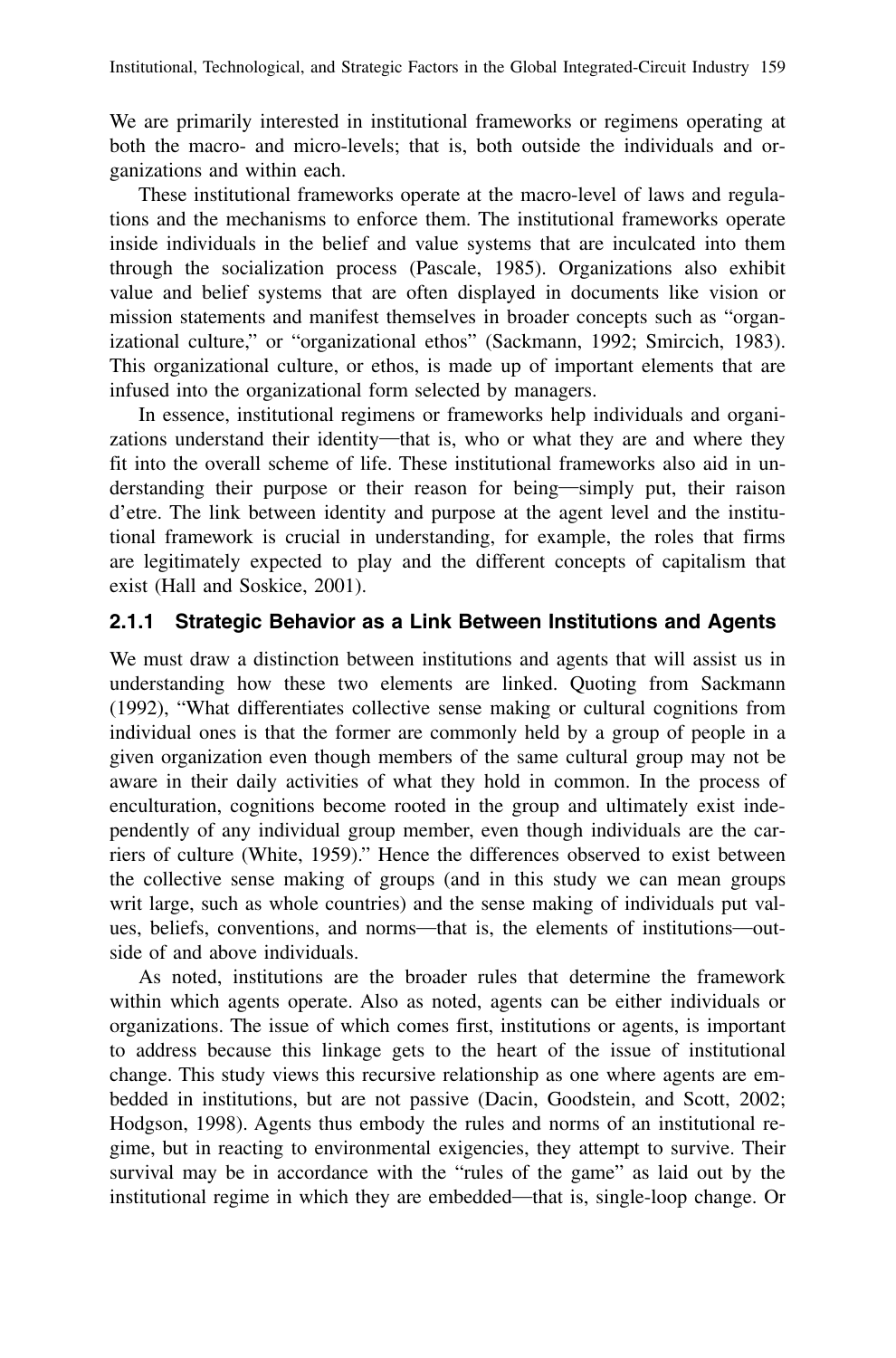We are primarily interested in institutional frameworks or regimens operating at both the macro- and micro-levels; that is, both outside the individuals and organizations and within each.

These institutional frameworks operate at the macro-level of laws and regulations and the mechanisms to enforce them. The institutional frameworks operate inside individuals in the belief and value systems that are inculcated into them through the socialization process (Pascale, 1985). Organizations also exhibit value and belief systems that are often displayed in documents like vision or mission statements and manifest themselves in broader concepts such as "organizational culture," or "organizational ethos" (Sackmann, 1992; Smircich, 1983). This organizational culture, or ethos, is made up of important elements that are infused into the organizational form selected by managers.

In essence, institutional regimens or frameworks help individuals and organizations understand their identity—that is, who or what they are and where they fit into the overall scheme of life. These institutional frameworks also aid in understanding their purpose or their reason for being—simply put, their raison d'etre. The link between identity and purpose at the agent level and the institutional framework is crucial in understanding, for example, the roles that firms are legitimately expected to play and the different concepts of capitalism that exist (Hall and Soskice, 2001).

### 2.1.1 Strategic Behavior as a Link Between Institutions and Agents

We must draw a distinction between institutions and agents that will assist us in understanding how these two elements are linked. Quoting from Sackmann (1992), "What differentiates collective sense making or cultural cognitions from individual ones is that the former are commonly held by a group of people in a given organization even though members of the same cultural group may not be aware in their daily activities of what they hold in common. In the process of enculturation, cognitions become rooted in the group and ultimately exist independently of any individual group member, even though individuals are the carriers of culture (White, 1959)." Hence the differences observed to exist between the collective sense making of groups (and in this study we can mean groups writ large, such as whole countries) and the sense making of individuals put values, beliefs, conventions, and norms—that is, the elements of institutions—outside of and above individuals.

As noted, institutions are the broader rules that determine the framework within which agents operate. Also as noted, agents can be either individuals or organizations. The issue of which comes first, institutions or agents, is important to address because this linkage gets to the heart of the issue of institutional change. This study views this recursive relationship as one where agents are embedded in institutions, but are not passive (Dacin, Goodstein, and Scott, 2002; Hodgson, 1998). Agents thus embody the rules and norms of an institutional regime, but in reacting to environmental exigencies, they attempt to survive. Their survival may be in accordance with the "rules of the game" as laid out by the institutional regime in which they are embedded—that is, single-loop change. Or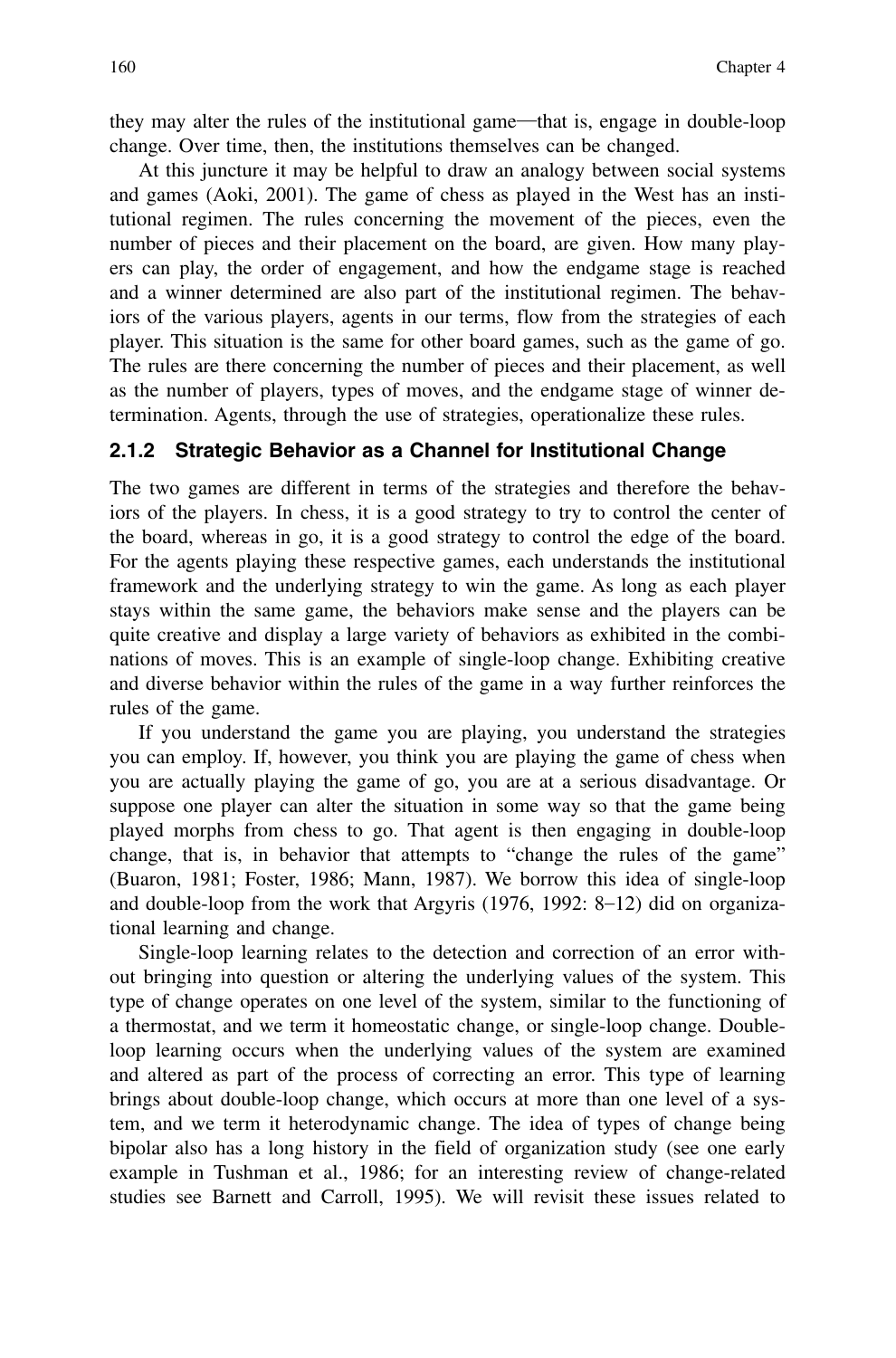they may alter the rules of the institutional game—that is, engage in double-loop change. Over time, then, the institutions themselves can be changed.

At this juncture it may be helpful to draw an analogy between social systems and games (Aoki, 2001). The game of chess as played in the West has an institutional regimen. The rules concerning the movement of the pieces, even the number of pieces and their placement on the board, are given. How many players can play, the order of engagement, and how the endgame stage is reached and a winner determined are also part of the institutional regimen. The behaviors of the various players, agents in our terms, flow from the strategies of each player. This situation is the same for other board games, such as the game of go. The rules are there concerning the number of pieces and their placement, as well as the number of players, types of moves, and the endgame stage of winner determination. Agents, through the use of strategies, operationalize these rules.

### 2.1.2 Strategic Behavior as a Channel for Institutional Change

The two games are different in terms of the strategies and therefore the behaviors of the players. In chess, it is a good strategy to try to control the center of the board, whereas in go, it is a good strategy to control the edge of the board. For the agents playing these respective games, each understands the institutional framework and the underlying strategy to win the game. As long as each player stays within the same game, the behaviors make sense and the players can be quite creative and display a large variety of behaviors as exhibited in the combinations of moves. This is an example of single-loop change. Exhibiting creative and diverse behavior within the rules of the game in a way further reinforces the rules of the game.

If you understand the game you are playing, you understand the strategies you can employ. If, however, you think you are playing the game of chess when you are actually playing the game of go, you are at a serious disadvantage. Or suppose one player can alter the situation in some way so that the game being played morphs from chess to go. That agent is then engaging in double-loop change, that is, in behavior that attempts to "change the rules of the game" (Buaron, 1981; Foster, 1986; Mann, 1987). We borrow this idea of single-loop and double-loop from the work that Argyris (1976, 1992: 8–12) did on organizational learning and change.

Single-loop learning relates to the detection and correction of an error without bringing into question or altering the underlying values of the system. This type of change operates on one level of the system, similar to the functioning of a thermostat, and we term it homeostatic change, or single-loop change. Double-loop learning occurs when the underlying values of the system are examined and altered as part of the process of correcting an error. This type of learning brings about double-loop change, which occurs at more than one level of a system, and we term it heterodynamic change. The idea of types of change being bipolar also has a long history in the field of organization study (see one early example in Tushman et al., 1986; for an interesting review of change-related studies see Barnett and Carroll, 1995). We will revisit these issues related to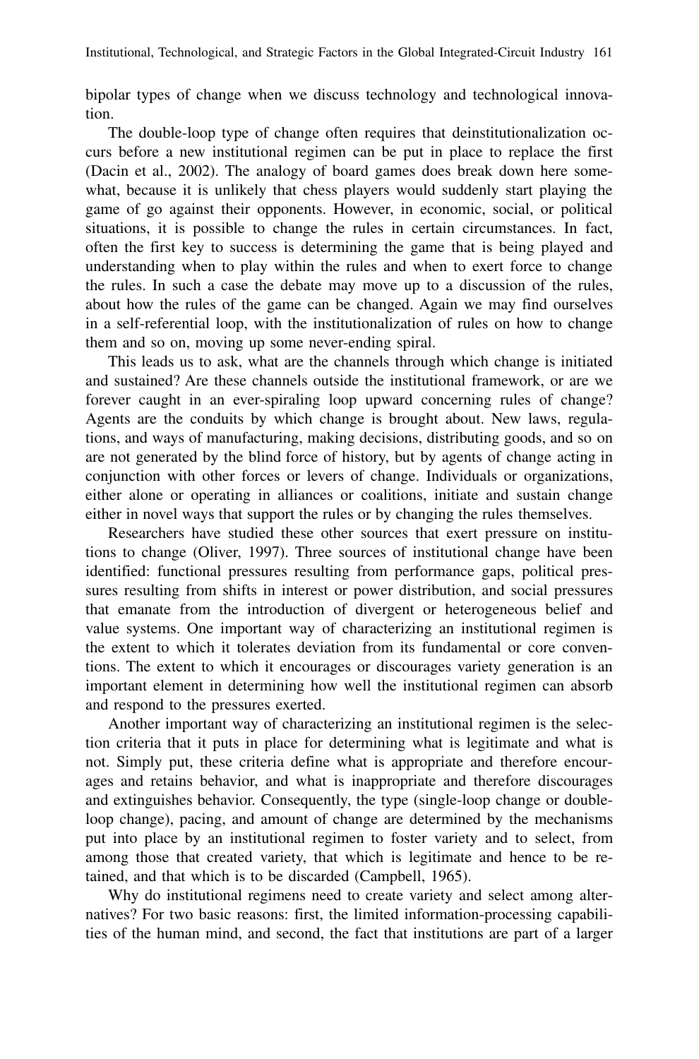bipolar types of change when we discuss technology and technological innovation.

The double-loop type of change often requires that deinstitutionalization occurs before a new institutional regimen can be put in place to replace the first (Dacin et al., 2002). The analogy of board games does break down here somewhat, because it is unlikely that chess players would suddenly start playing the game of go against their opponents. However, in economic, social, or political situations, it is possible to change the rules in certain circumstances. In fact, often the first key to success is determining the game that is being played and understanding when to play within the rules and when to exert force to change the rules. In such a case the debate may move up to a discussion of the rules, about how the rules of the game can be changed. Again we may find ourselves in a self-referential loop, with the institutionalization of rules on how to change them and so on, moving up some never-ending spiral.

This leads us to ask, what are the channels through which change is initiated and sustained? Are these channels outside the institutional framework, or are we forever caught in an ever-spiraling loop upward concerning rules of change? Agents are the conduits by which change is brought about. New laws, regulations, and ways of manufacturing, making decisions, distributing goods, and so on are not generated by the blind force of history, but by agents of change acting in conjunction with other forces or levers of change. Individuals or organizations, either alone or operating in alliances or coalitions, initiate and sustain change either in novel ways that support the rules or by changing the rules themselves.

Researchers have studied these other sources that exert pressure on institutions to change (Oliver, 1997). Three sources of institutional change have been identified: functional pressures resulting from performance gaps, political pressures resulting from shifts in interest or power distribution, and social pressures that emanate from the introduction of divergent or heterogeneous belief and value systems. One important way of characterizing an institutional regimen is the extent to which it tolerates deviation from its fundamental or core conventions. The extent to which it encourages or discourages variety generation is an important element in determining how well the institutional regimen can absorb and respond to the pressures exerted.

Another important way of characterizing an institutional regimen is the selection criteria that it puts in place for determining what is legitimate and what is not. Simply put, these criteria define what is appropriate and therefore encourages and retains behavior, and what is inappropriate and therefore discourages and extinguishes behavior. Consequently, the type (single-loop change or double-loop change), pacing, and amount of change are determined by the mechanisms put into place by an institutional regimen to foster variety and to select, from among those that created variety, that which is legitimate and hence to be retained, and that which is to be discarded (Campbell, 1965).

Why do institutional regimens need to create variety and select among alternatives? For two basic reasons: first, the limited information-processing capabilities of the human mind, and second, the fact that institutions are part of a larger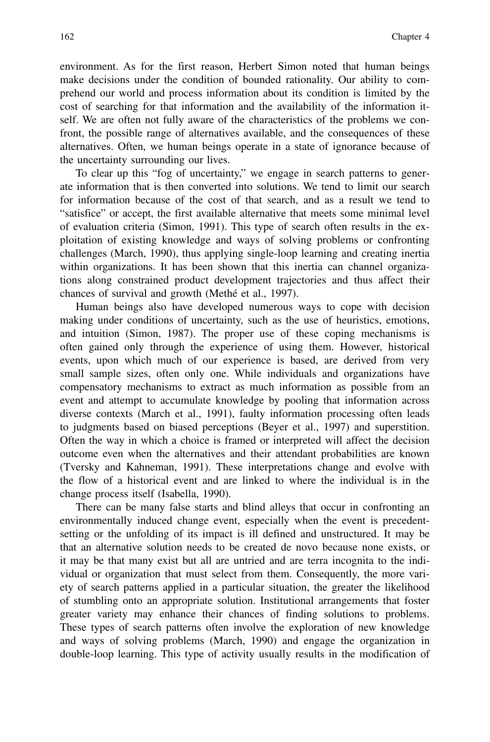environment. As for the first reason, Herbert Simon noted that human beings make decisions under the condition of bounded rationality. Our ability to comprehend our world and process information about its condition is limited by the cost of searching for that information and the availability of the information itself. We are often not fully aware of the characteristics of the problems we confront, the possible range of alternatives available, and the consequences of these alternatives. Often, we human beings operate in a state of ignorance because of the uncertainty surrounding our lives.

To clear up this "fog of uncertainty," we engage in search patterns to generate information that is then converted into solutions. We tend to limit our search for information because of the cost of that search, and as a result we tend to "satisfice" or accept, the first available alternative that meets some minimal level of evaluation criteria (Simon, 1991). This type of search often results in the exploitation of existing knowledge and ways of solving problems or confronting challenges (March, 1990), thus applying single-loop learning and creating inertia within organizations. It has been shown that this inertia can channel organizations along constrained product development trajectories and thus affect their chances of survival and growth (Methé et al., 1997).

Human beings also have developed numerous ways to cope with decision making under conditions of uncertainty, such as the use of heuristics, emotions, and intuition (Simon, 1987). The proper use of these coping mechanisms is often gained only through the experience of using them. However, historical events, upon which much of our experience is based, are derived from very small sample sizes, often only one. While individuals and organizations have compensatory mechanisms to extract as much information as possible from an event and attempt to accumulate knowledge by pooling that information across diverse contexts (March et al., 1991), faulty information processing often leads to judgments based on biased perceptions (Beyer et al., 1997) and superstition. Often the way in which a choice is framed or interpreted will affect the decision outcome even when the alternatives and their attendant probabilities are known (Tversky and Kahneman, 1991). These interpretations change and evolve with the flow of a historical event and are linked to where the individual is in the change process itself (Isabella, 1990).

There can be many false starts and blind alleys that occur in confronting an environmentally induced change event, especially when the event is precedent-setting or the unfolding of its impact is ill defined and unstructured. It may be that an alternative solution needs to be created de novo because none exists, or it may be that many exist but all are untried and are terra incognita to the individual or organization that must select from them. Consequently, the more variety of search patterns applied in a particular situation, the greater the likelihood of stumbling onto an appropriate solution. Institutional arrangements that foster greater variety may enhance their chances of finding solutions to problems. These types of search patterns often involve the exploration of new knowledge and ways of solving problems (March, 1990) and engage the organization in double-loop learning. This type of activity usually results in the modification of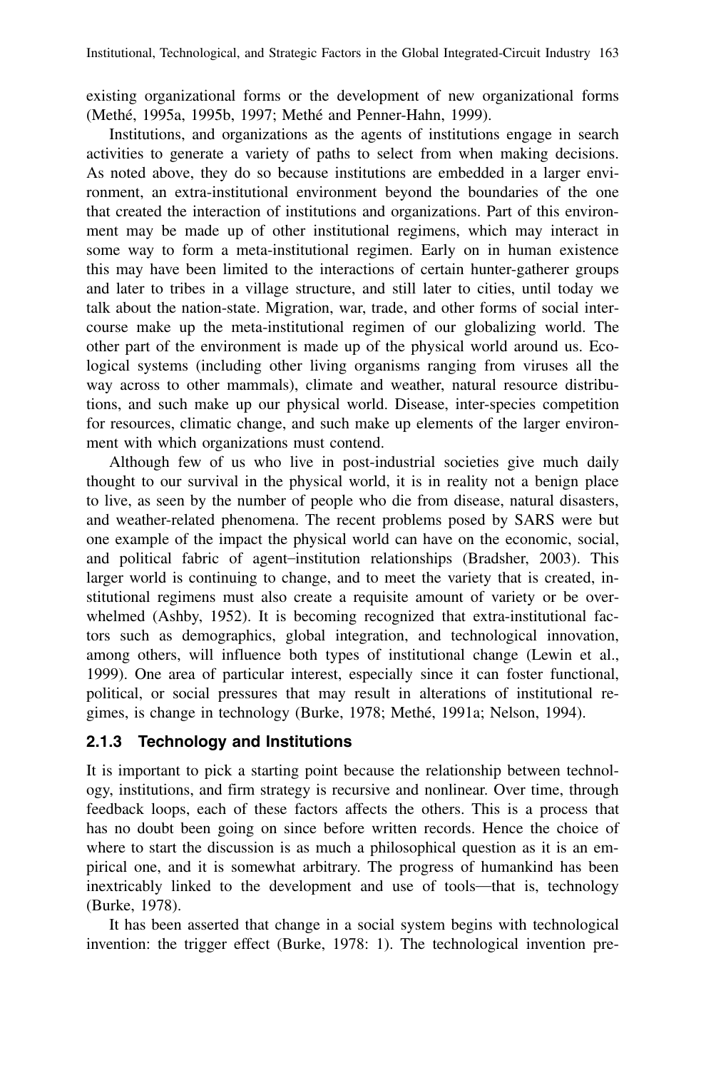existing organizational forms or the development of new organizational forms (Methé, 1995a, 1995b, 1997; Methé and Penner-Hahn, 1999).

Institutions, and organizations as the agents of institutions engage in search activities to generate a variety of paths to select from when making decisions. As noted above, they do so because institutions are embedded in a larger environment, an extra-institutional environment beyond the boundaries of the one that created the interaction of institutions and organizations. Part of this environment may be made up of other institutional regimens, which may interact in some way to form a meta-institutional regimen. Early on in human existence this may have been limited to the interactions of certain hunter-gatherer groups and later to tribes in a village structure, and still later to cities, until today we talk about the nation-state. Migration, war, trade, and other forms of social intercourse make up the meta-institutional regimen of our globalizing world. The other part of the environment is made up of the physical world around us. Ecological systems (including other living organisms ranging from viruses all the way across to other mammals), climate and weather, natural resource distributions, and such make up our physical world. Disease, inter-species competition for resources, climatic change, and such make up elements of the larger environment with which organizations must contend.

Although few of us who live in post-industrial societies give much daily thought to our survival in the physical world, it is in reality not a benign place to live, as seen by the number of people who die from disease, natural disasters, and weather-related phenomena. The recent problems posed by SARS were but one example of the impact the physical world can have on the economic, social, and political fabric of agent–institution relationships (Bradsher, 2003). This larger world is continuing to change, and to meet the variety that is created, institutional regimens must also create a requisite amount of variety or be overwhelmed (Ashby, 1952). It is becoming recognized that extra-institutional factors such as demographics, global integration, and technological innovation, among others, will influence both types of institutional change (Lewin et al., 1999). One area of particular interest, especially since it can foster functional, political, or social pressures that may result in alterations of institutional regimes, is change in technology (Burke, 1978; Methé, 1991a; Nelson, 1994).

### 2.1.3 Technology and Institutions

It is important to pick a starting point because the relationship between technology, institutions, and firm strategy is recursive and nonlinear. Over time, through feedback loops, each of these factors affects the others. This is a process that has no doubt been going on since before written records. Hence the choice of where to start the discussion is as much a philosophical question as it is an empirical one, and it is somewhat arbitrary. The progress of humankind has been inextricably linked to the development and use of tools—that is, technology (Burke, 1978).

It has been asserted that change in a social system begins with technological invention: the trigger effect (Burke, 1978: 1). The technological invention pre-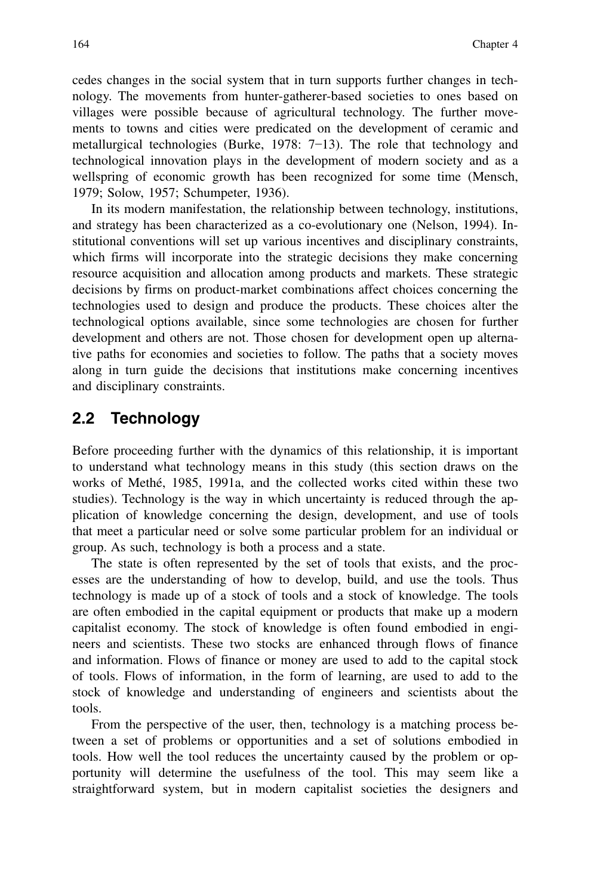cedes changes in the social system that in turn supports further changes in technology. The movements from hunter-gatherer-based societies to ones based on villages were possible because of agricultural technology. The further movements to towns and cities were predicated on the development of ceramic and metallurgical technologies (Burke, 1978: 7–13). The role that technology and technological innovation plays in the development of modern society and as a wellspring of economic growth has been recognized for some time (Mensch, 1979; Solow, 1957; Schumpeter, 1936).

In its modern manifestation, the relationship between technology, institutions, and strategy has been characterized as a co-evolutionary one (Nelson, 1994). Institutional conventions will set up various incentives and disciplinary constraints, which firms will incorporate into the strategic decisions they make concerning resource acquisition and allocation among products and markets. These strategic decisions by firms on product-market combinations affect choices concerning the technologies used to design and produce the products. These choices alter the technological options available, since some technologies are chosen for further development and others are not. Those chosen for development open up alternative paths for economies and societies to follow. The paths that a society moves along in turn guide the decisions that institutions make concerning incentives and disciplinary constraints.

## 2.2 Technology

Before proceeding further with the dynamics of this relationship, it is important to understand what technology means in this study (this section draws on the works of Methé, 1985, 1991a, and the collected works cited within these two studies). Technology is the way in which uncertainty is reduced through the application of knowledge concerning the design, development, and use of tools that meet a particular need or solve some particular problem for an individual or group. As such, technology is both a process and a state.

The state is often represented by the set of tools that exists, and the processes are the understanding of how to develop, build, and use the tools. Thus technology is made up of a stock of tools and a stock of knowledge. The tools are often embodied in the capital equipment or products that make up a modern capitalist economy. The stock of knowledge is often found embodied in engineers and scientists. These two stocks are enhanced through flows of finance and information. Flows of finance or money are used to add to the capital stock of tools. Flows of information, in the form of learning, are used to add to the stock of knowledge and understanding of engineers and scientists about the tools.

From the perspective of the user, then, technology is a matching process between a set of problems or opportunities and a set of solutions embodied in tools. How well the tool reduces the uncertainty caused by the problem or opportunity will determine the usefulness of the tool. This may seem like a straightforward system, but in modern capitalist societies the designers and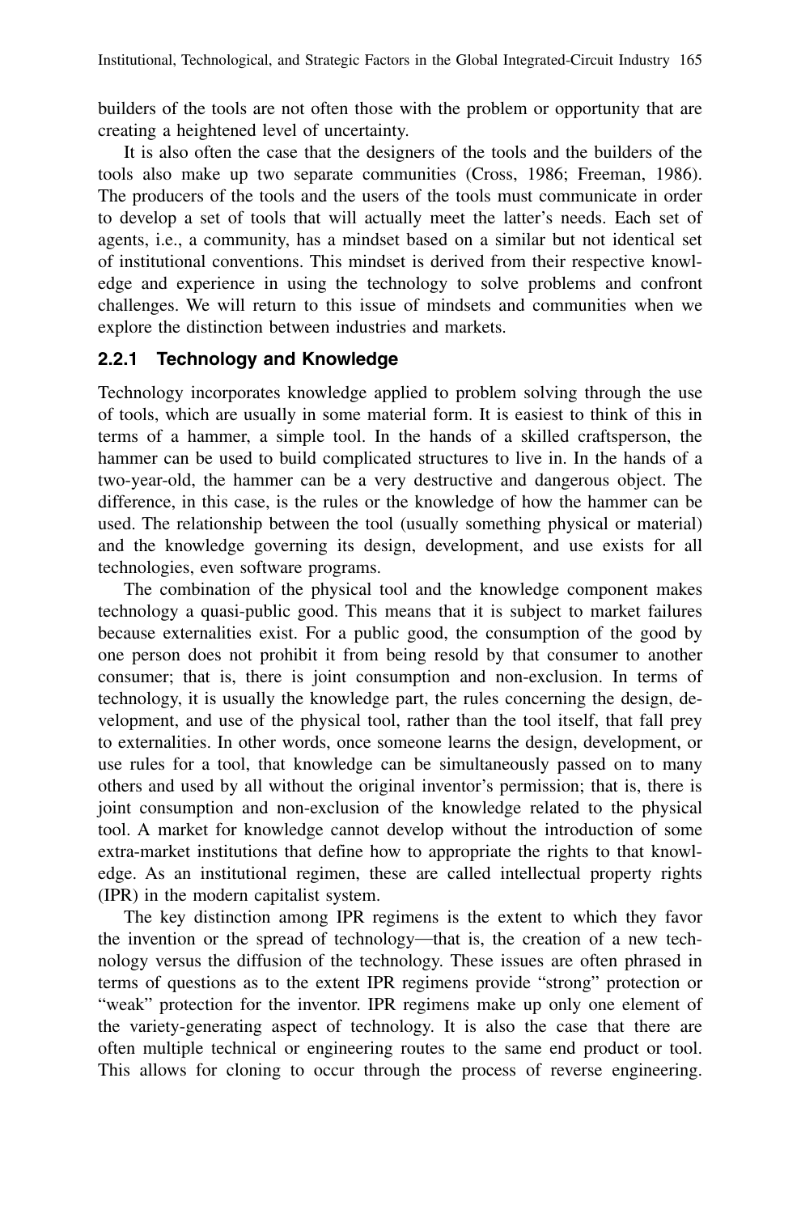builders of the tools are not often those with the problem or opportunity that are creating a heightened level of uncertainty.

It is also often the case that the designers of the tools and the builders of the tools also make up two separate communities (Cross, 1986; Freeman, 1986). The producers of the tools and the users of the tools must communicate in order to develop a set of tools that will actually meet the latter's needs. Each set of agents, i.e., a community, has a mindset based on a similar but not identical set of institutional conventions. This mindset is derived from their respective knowledge and experience in using the technology to solve problems and confront challenges. We will return to this issue of mindsets and communities when we explore the distinction between industries and markets.

### 2.2.1 Technology and Knowledge

Technology incorporates knowledge applied to problem solving through the use of tools, which are usually in some material form. It is easiest to think of this in terms of a hammer, a simple tool. In the hands of a skilled craftsperson, the hammer can be used to build complicated structures to live in. In the hands of a two-year-old, the hammer can be a very destructive and dangerous object. The difference, in this case, is the rules or the knowledge of how the hammer can be used. The relationship between the tool (usually something physical or material) and the knowledge governing its design, development, and use exists for all technologies, even software programs.

The combination of the physical tool and the knowledge component makes technology a quasi-public good. This means that it is subject to market failures because externalities exist. For a public good, the consumption of the good by one person does not prohibit it from being resold by that consumer to another consumer; that is, there is joint consumption and non-exclusion. In terms of technology, it is usually the knowledge part, the rules concerning the design, development, and use of the physical tool, rather than the tool itself, that fall prey to externalities. In other words, once someone learns the design, development, or use rules for a tool, that knowledge can be simultaneously passed on to many others and used by all without the original inventor's permission; that is, there is joint consumption and non-exclusion of the knowledge related to the physical tool. A market for knowledge cannot develop without the introduction of some extra-market institutions that define how to appropriate the rights to that knowledge. As an institutional regimen, these are called intellectual property rights (IPR) in the modern capitalist system.

The key distinction among IPR regimens is the extent to which they favor the invention or the spread of technology—that is, the creation of a new technology versus the diffusion of the technology. These issues are often phrased in terms of questions as to the extent IPR regimens provide "strong" protection or "weak" protection for the inventor. IPR regimens make up only one element of the variety-generating aspect of technology. It is also the case that there are often multiple technical or engineering routes to the same end product or tool. This allows for cloning to occur through the process of reverse engineering.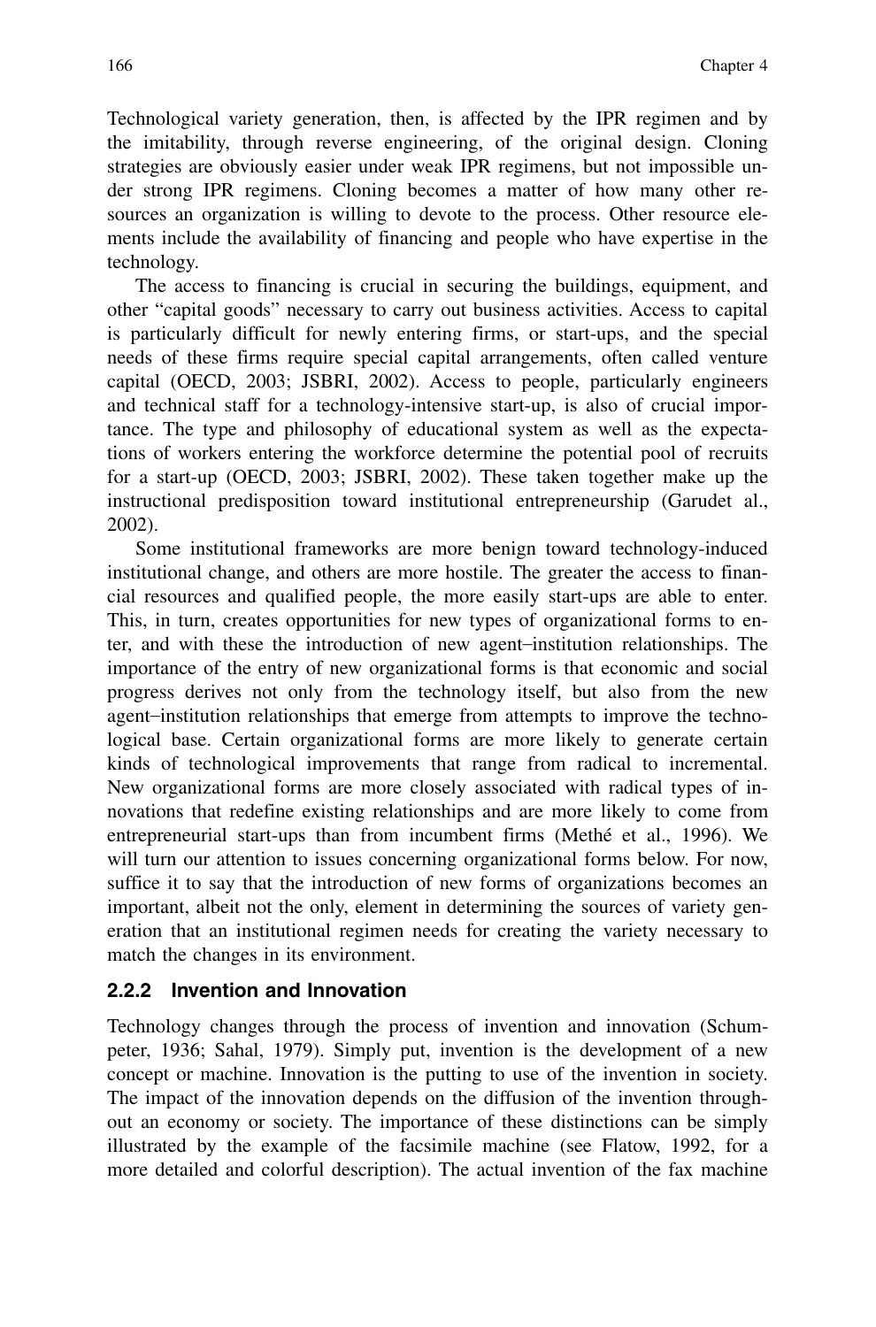Technological variety generation, then, is affected by the IPR regimen and by the imitability, through reverse engineering, of the original design. Cloning strategies are obviously easier under weak IPR regimens, but not impossible under strong IPR regimens. Cloning becomes a matter of how many other resources an organization is willing to devote to the process. Other resource elements include the availability of financing and people who have expertise in the technology.

The access to financing is crucial in securing the buildings, equipment, and other "capital goods" necessary to carry out business activities. Access to capital is particularly difficult for newly entering firms, or start-ups, and the special needs of these firms require special capital arrangements, often called venture capital (OECD, 2003; JSBRI, 2002). Access to people, particularly engineers and technical staff for a technology-intensive start-up, is also of crucial importance. The type and philosophy of educational system as well as the expectations of workers entering the workforce determine the potential pool of recruits for a start-up (OECD, 2003; JSBRI, 2002). These taken together make up the instructional predisposition toward institutional entrepreneurship (Garudet al., 2002).

Some institutional frameworks are more benign toward technology-induced institutional change, and others are more hostile. The greater the access to financial resources and qualified people, the more easily start-ups are able to enter. This, in turn, creates opportunities for new types of organizational forms to enter, and with these the introduction of new agent–institution relationships. The importance of the entry of new organizational forms is that economic and social progress derives not only from the technology itself, but also from the new agent–institution relationships that emerge from attempts to improve the technological base. Certain organizational forms are more likely to generate certain kinds of technological improvements that range from radical to incremental. New organizational forms are more closely associated with radical types of innovations that redefine existing relationships and are more likely to come from entrepreneurial start-ups than from incumbent firms (Methé et al., 1996). We will turn our attention to issues concerning organizational forms below. For now, suffice it to say that the introduction of new forms of organizations becomes an important, albeit not the only, element in determining the sources of variety generation that an institutional regimen needs for creating the variety necessary to match the changes in its environment.

### 2.2.2 Invention and Innovation

Technology changes through the process of invention and innovation (Schumpeter, 1936; Sahal, 1979). Simply put, invention is the development of a new concept or machine. Innovation is the putting to use of the invention in society. The impact of the innovation depends on the diffusion of the invention throughout an economy or society. The importance of these distinctions can be simply illustrated by the example of the facsimile machine (see Flatow, 1992, for a more detailed and colorful description). The actual invention of the fax machine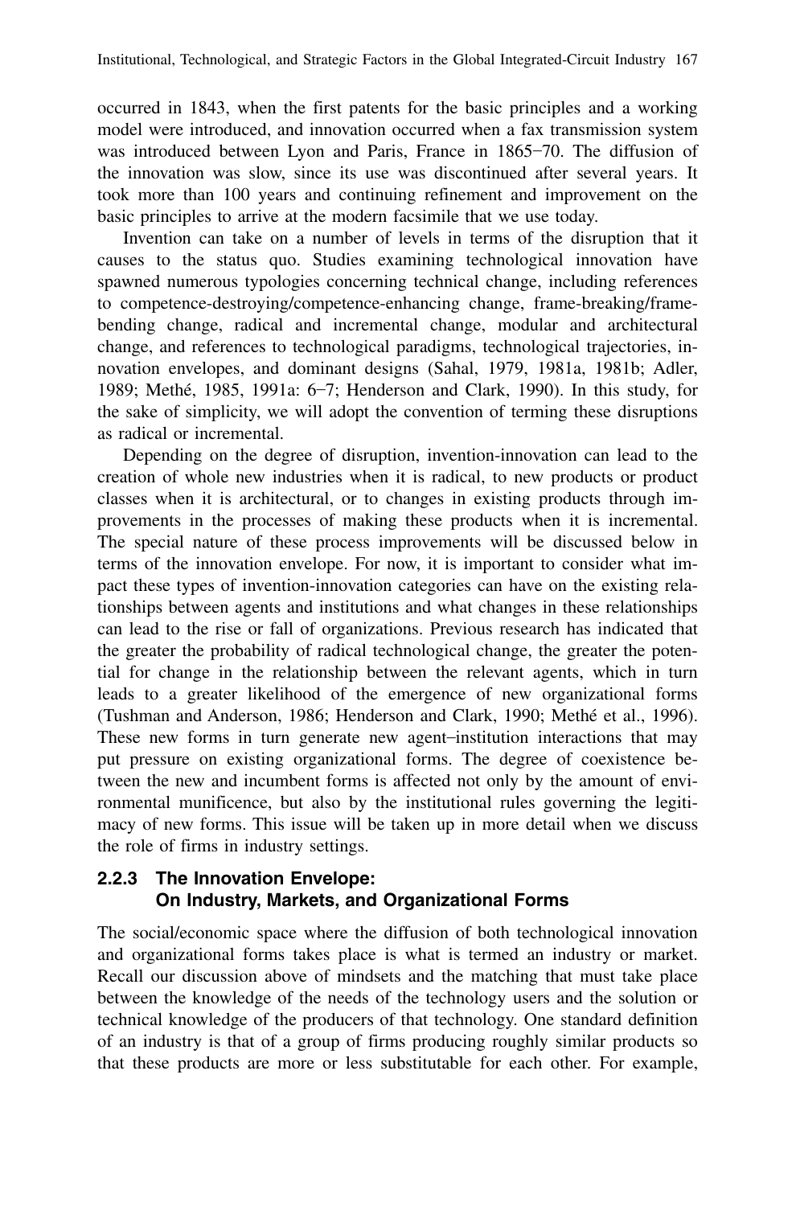occurred in 1843, when the first patents for the basic principles and a working model were introduced, and innovation occurred when a fax transmission system was introduced between Lyon and Paris, France in 1865–70. The diffusion of the innovation was slow, since its use was discontinued after several years. It took more than 100 years and continuing refinement and improvement on the basic principles to arrive at the modern facsimile that we use today.

Invention can take on a number of levels in terms of the disruption that it causes to the status quo. Studies examining technological innovation have spawned numerous typologies concerning technical change, including references to competence-destroying/competence-enhancing change, frame-breaking/frame-bending change, radical and incremental change, modular and architectural change, and references to technological paradigms, technological trajectories, innovation envelopes, and dominant designs (Sahal, 1979, 1981a, 1981b; Adler, 1989; Methé, 1985, 1991a: 6–7; Henderson and Clark, 1990). In this study, for the sake of simplicity, we will adopt the convention of terming these disruptions as radical or incremental.

Depending on the degree of disruption, invention-innovation can lead to the creation of whole new industries when it is radical, to new products or product classes when it is architectural, or to changes in existing products through improvements in the processes of making these products when it is incremental. The special nature of these process improvements will be discussed below in terms of the innovation envelope. For now, it is important to consider what impact these types of invention-innovation categories can have on the existing relationships between agents and institutions and what changes in these relationships can lead to the rise or fall of organizations. Previous research has indicated that the greater the probability of radical technological change, the greater the potential for change in the relationship between the relevant agents, which in turn leads to a greater likelihood of the emergence of new organizational forms (Tushman and Anderson, 1986; Henderson and Clark, 1990; Methé et al., 1996). These new forms in turn generate new agent–institution interactions that may put pressure on existing organizational forms. The degree of coexistence between the new and incumbent forms is affected not only by the amount of environmental munificence, but also by the institutional rules governing the legitimacy of new forms. This issue will be taken up in more detail when we discuss the role of firms in industry settings.

### 2.2.3 The Innovation Envelope: On Industry, Markets, and Organizational Forms

The social/economic space where the diffusion of both technological innovation and organizational forms takes place is what is termed an industry or market. Recall our discussion above of mindsets and the matching that must take place between the knowledge of the needs of the technology users and the solution or technical knowledge of the producers of that technology. One standard definition of an industry is that of a group of firms producing roughly similar products so that these products are more or less substitutable for each other. For example,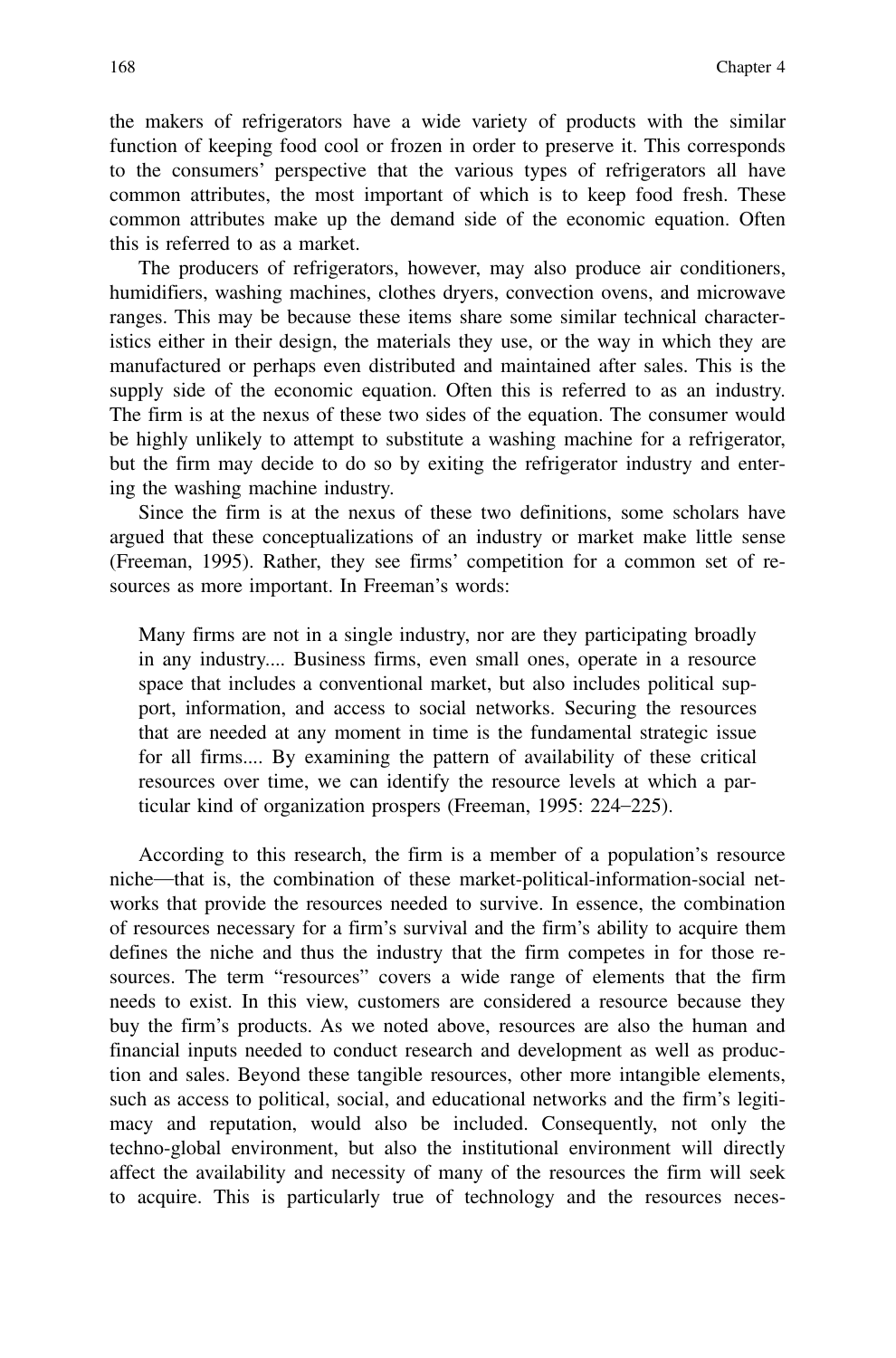the makers of refrigerators have a wide variety of products with the similar function of keeping food cool or frozen in order to preserve it. This corresponds to the consumers' perspective that the various types of refrigerators all have common attributes, the most important of which is to keep food fresh. These common attributes make up the demand side of the economic equation. Often this is referred to as a market.

The producers of refrigerators, however, may also produce air conditioners, humidifiers, washing machines, clothes dryers, convection ovens, and microwave ranges. This may be because these items share some similar technical characteristics either in their design, the materials they use, or the way in which they are manufactured or perhaps even distributed and maintained after sales. This is the supply side of the economic equation. Often this is referred to as an industry. The firm is at the nexus of these two sides of the equation. The consumer would be highly unlikely to attempt to substitute a washing machine for a refrigerator, but the firm may decide to do so by exiting the refrigerator industry and entering the washing machine industry.

Since the firm is at the nexus of these two definitions, some scholars have argued that these conceptualizations of an industry or market make little sense (Freeman, 1995). Rather, they see firms' competition for a common set of resources as more important. In Freeman's words:

> Many firms are not in a single industry, nor are they participating broadly in any industry.... Business firms, even small ones, operate in a resource space that includes a conventional market, but also includes political support, information, and access to social networks. Securing the resources that are needed at any moment in time is the fundamental strategic issue for all firms.... By examining the pattern of availability of these critical resources over time, we can identify the resource levels at which a particular kind of organization prospers (Freeman, 1995: 224–225).

According to this research, the firm is a member of a population's resource niche—that is, the combination of these market-political-information-social networks that provide the resources needed to survive. In essence, the combination of resources necessary for a firm's survival and the firm's ability to acquire them defines the niche and thus the industry that the firm competes in for those resources. The term "resources" covers a wide range of elements that the firm needs to exist. In this view, customers are considered a resource because they buy the firm's products. As we noted above, resources are also the human and financial inputs needed to conduct research and development as well as production and sales. Beyond these tangible resources, other more intangible elements, such as access to political, social, and educational networks and the firm's legitimacy and reputation, would also be included. Consequently, not only the techno-global environment, but also the institutional environment will directly affect the availability and necessity of many of the resources the firm will seek to acquire. This is particularly true of technology and the resources neces-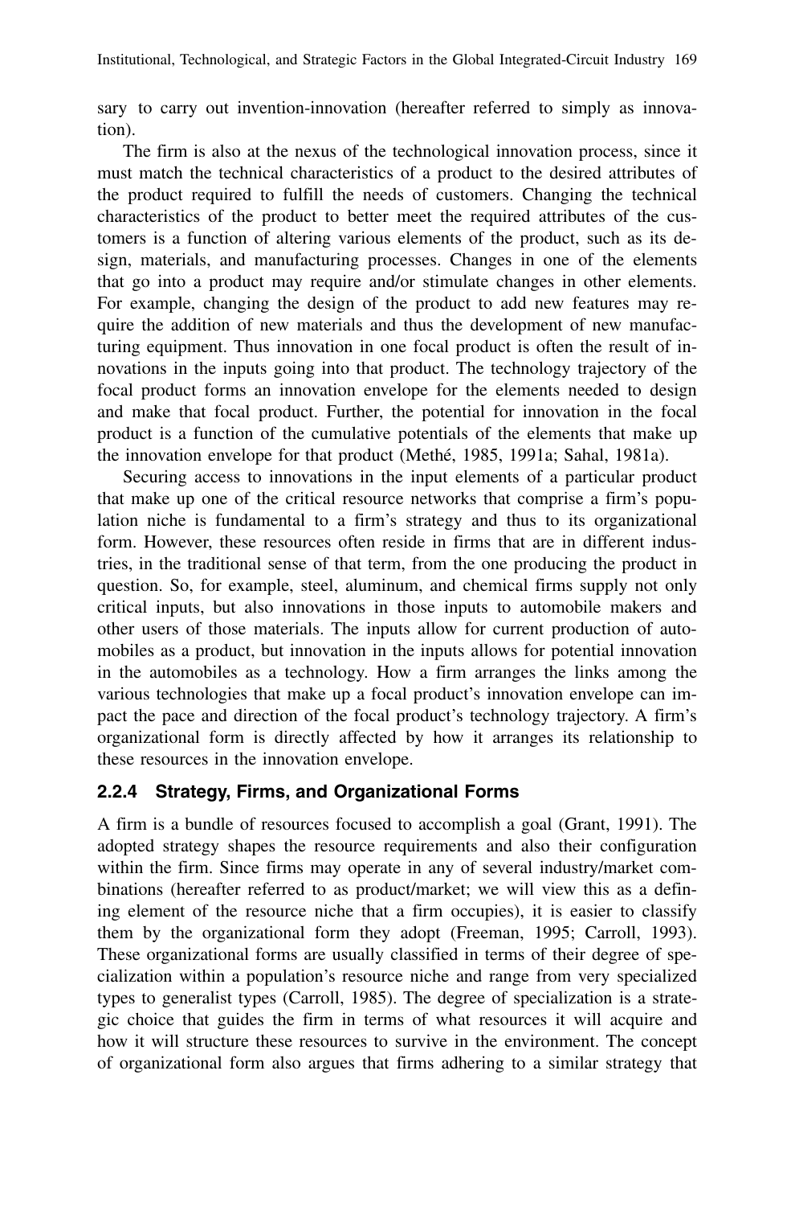sary to carry out invention-innovation (hereafter referred to simply as innovation).

The firm is also at the nexus of the technological innovation process, since it must match the technical characteristics of a product to the desired attributes of the product required to fulfill the needs of customers. Changing the technical characteristics of the product to better meet the required attributes of the customers is a function of altering various elements of the product, such as its design, materials, and manufacturing processes. Changes in one of the elements that go into a product may require and/or stimulate changes in other elements. For example, changing the design of the product to add new features may require the addition of new materials and thus the development of new manufacturing equipment. Thus innovation in one focal product is often the result of innovations in the inputs going into that product. The technology trajectory of the focal product forms an innovation envelope for the elements needed to design and make that focal product. Further, the potential for innovation in the focal product is a function of the cumulative potentials of the elements that make up the innovation envelope for that product (Methé, 1985, 1991a; Sahal, 1981a).

Securing access to innovations in the input elements of a particular product that make up one of the critical resource networks that comprise a firm's population niche is fundamental to a firm's strategy and thus to its organizational form. However, these resources often reside in firms that are in different industries, in the traditional sense of that term, from the one producing the product in question. So, for example, steel, aluminum, and chemical firms supply not only critical inputs, but also innovations in those inputs to automobile makers and other users of those materials. The inputs allow for current production of automobiles as a product, but innovation in the inputs allows for potential innovation in the automobiles as a technology. How a firm arranges the links among the various technologies that make up a focal product's innovation envelope can impact the pace and direction of the focal product's technology trajectory. A firm's organizational form is directly affected by how it arranges its relationship to these resources in the innovation envelope.

### 2.2.4 Strategy, Firms, and Organizational Forms

A firm is a bundle of resources focused to accomplish a goal (Grant, 1991). The adopted strategy shapes the resource requirements and also their configuration within the firm. Since firms may operate in any of several industry/market combinations (hereafter referred to as product/market; we will view this as a defining element of the resource niche that a firm occupies), it is easier to classify them by the organizational form they adopt (Freeman, 1995; Carroll, 1993). These organizational forms are usually classified in terms of their degree of specialization within a population's resource niche and range from very specialized types to generalist types (Carroll, 1985). The degree of specialization is a strategic choice that guides the firm in terms of what resources it will acquire and how it will structure these resources to survive in the environment. The concept of organizational form also argues that firms adhering to a similar strategy that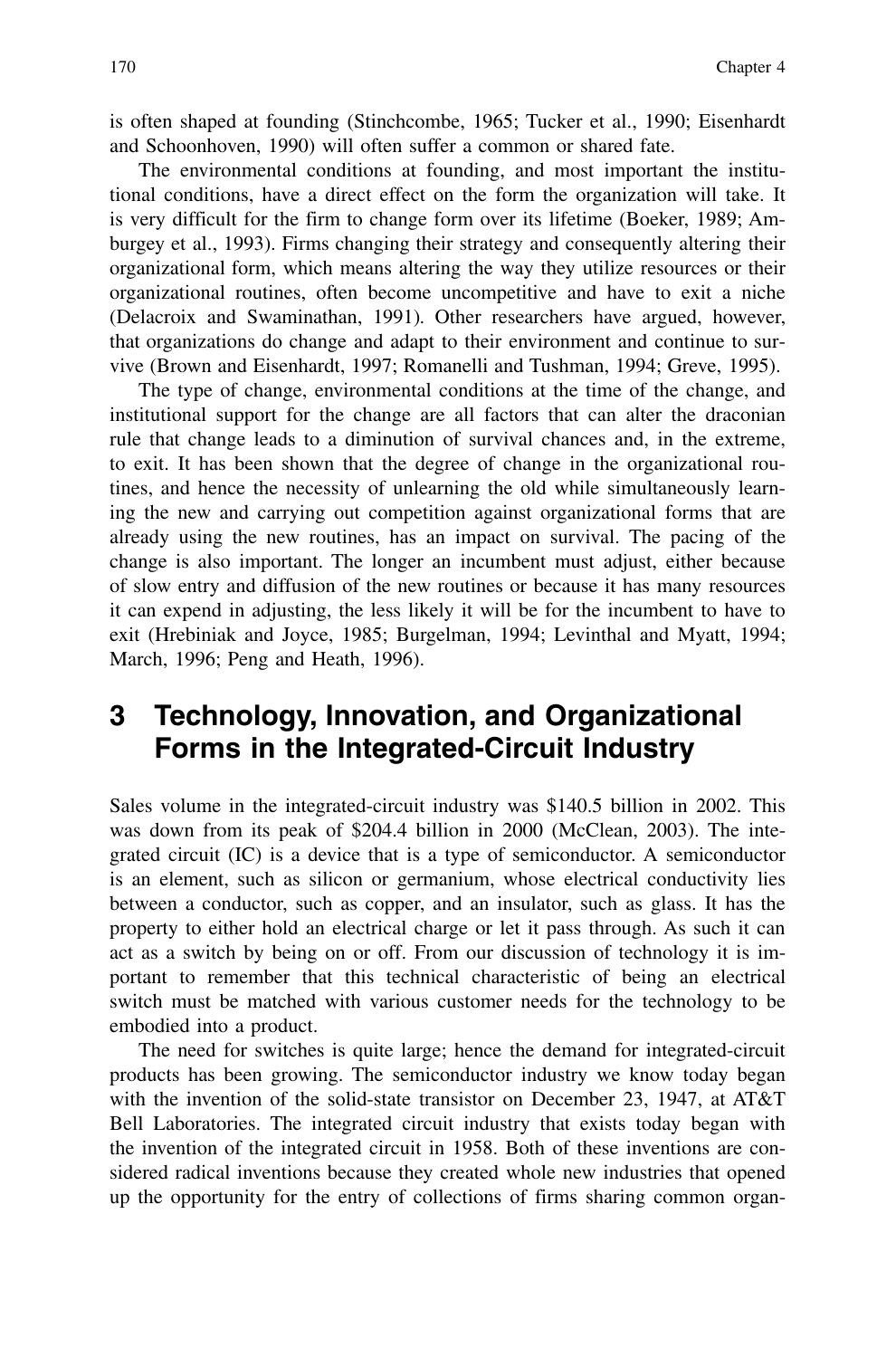is often shaped at founding (Stinchcombe, 1965; Tucker et al., 1990; Eisenhardt and Schoonhoven, 1990) will often suffer a common or shared fate.

The environmental conditions at founding, and most important the institutional conditions, have a direct effect on the form the organization will take. It is very difficult for the firm to change form over its lifetime (Boeker, 1989; Amburgey et al., 1993). Firms changing their strategy and consequently altering their organizational form, which means altering the way they utilize resources or their organizational routines, often become uncompetitive and have to exit a niche (Delacroix and Swaminathan, 1991). Other researchers have argued, however, that organizations do change and adapt to their environment and continue to survive (Brown and Eisenhardt, 1997; Romanelli and Tushman, 1994; Greve, 1995).

The type of change, environmental conditions at the time of the change, and institutional support for the change are all factors that can alter the draconian rule that change leads to a diminution of survival chances and, in the extreme, to exit. It has been shown that the degree of change in the organizational routines, and hence the necessity of unlearning the old while simultaneously learning the new and carrying out competition against organizational forms that are already using the new routines, has an impact on survival. The pacing of the change is also important. The longer an incumbent must adjust, either because of slow entry and diffusion of the new routines or because it has many resources it can expend in adjusting, the less likely it will be for the incumbent to have to exit (Hrebiniak and Joyce, 1985; Burgelman, 1994; Levinthal and Myatt, 1994; March, 1996; Peng and Heath, 1996).

## 3 Technology, Innovation, and Organizational Forms in the Integrated-Circuit Industry

Sales volume in the integrated-circuit industry was $140.5 billion in 2002. This was down from its peak of $204.4 billion in 2000 (McClean, 2003). The integrated circuit (IC) is a device that is a type of semiconductor. A semiconductor is an element, such as silicon or germanium, whose electrical conductivity lies between a conductor, such as copper, and an insulator, such as glass. It has the property to either hold an electrical charge or let it pass through. As such it can act as a switch by being on or off. From our discussion of technology it is important to remember that this technical characteristic of being an electrical switch must be matched with various customer needs for the technology to be embodied into a product.

The need for switches is quite large; hence the demand for integrated-circuit products has been growing. The semiconductor industry we know today began with the invention of the solid-state transistor on December 23, 1947, at AT&T Bell Laboratories. The integrated circuit industry that exists today began with the invention of the integrated circuit in 1958. Both of these inventions are considered radical inventions because they created whole new industries that opened up the opportunity for the entry of collections of firms sharing common organ-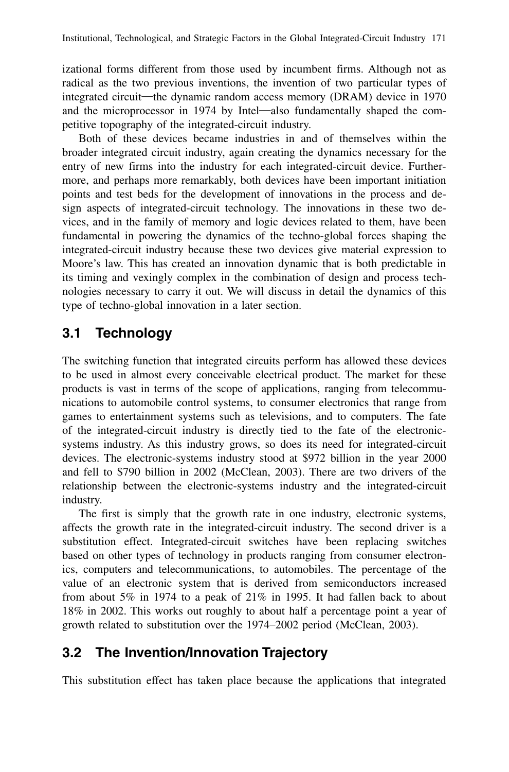izational forms different from those used by incumbent firms. Although not as radical as the two previous inventions, the invention of two particular types of integrated circuit—the dynamic random access memory (DRAM) device in 1970 and the microprocessor in 1974 by Intel—also fundamentally shaped the competitive topography of the integrated-circuit industry.

Both of these devices became industries in and of themselves within the broader integrated circuit industry, again creating the dynamics necessary for the entry of new firms into the industry for each integrated-circuit device. Furthermore, and perhaps more remarkably, both devices have been important initiation points and test beds for the development of innovations in the process and design aspects of integrated-circuit technology. The innovations in these two devices, and in the family of memory and logic devices related to them, have been fundamental in powering the dynamics of the techno-global forces shaping the integrated-circuit industry because these two devices give material expression to Moore's law. This has created an innovation dynamic that is both predictable in its timing and vexingly complex in the combination of design and process technologies necessary to carry it out. We will discuss in detail the dynamics of this type of techno-global innovation in a later section.

## 3.1 Technology

The switching function that integrated circuits perform has allowed these devices to be used in almost every conceivable electrical product. The market for these products is vast in terms of the scope of applications, ranging from telecommunications to automobile control systems, to consumer electronics that range from games to entertainment systems such as televisions, and to computers. The fate of the integrated-circuit industry is directly tied to the fate of the electronic-systems industry. As this industry grows, so does its need for integrated-circuit devices. The electronic-systems industry stood at $972 billion in the year 2000 and fell to $790 billion in 2002 (McClean, 2003). There are two drivers of the relationship between the electronic-systems industry and the integrated-circuit industry.

The first is simply that the growth rate in one industry, electronic systems, affects the growth rate in the integrated-circuit industry. The second driver is a substitution effect. Integrated-circuit switches have been replacing switches based on other types of technology in products ranging from consumer electronics, computers and telecommunications, to automobiles. The percentage of the value of an electronic system that is derived from semiconductors increased from about 5% in 1974 to a peak of 21% in 1995. It had fallen back to about 18% in 2002. This works out roughly to about half a percentage point a year of growth related to substitution over the 1974–2002 period (McClean, 2003).

## 3.2 The Invention/Innovation Trajectory

This substitution effect has taken place because the applications that integrated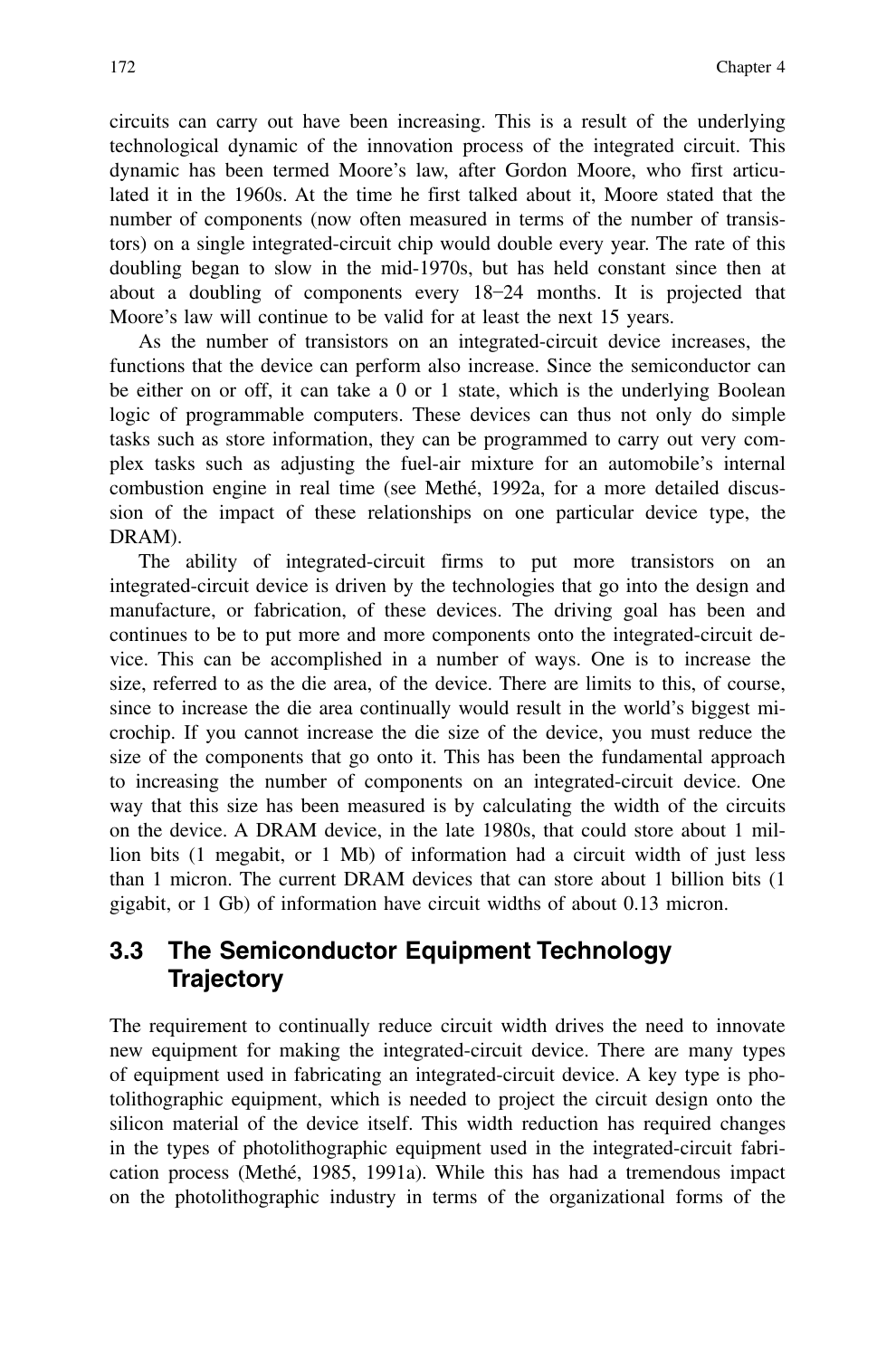circuits can carry out have been increasing. This is a result of the underlying technological dynamic of the innovation process of the integrated circuit. This dynamic has been termed Moore's law, after Gordon Moore, who first articulated it in the 1960s. At the time he first talked about it, Moore stated that the number of components (now often measured in terms of the number of transistors) on a single integrated-circuit chip would double every year. The rate of this doubling began to slow in the mid-1970s, but has held constant since then at about a doubling of components every 18–24 months. It is projected that Moore's law will continue to be valid for at least the next 15 years.

As the number of transistors on an integrated-circuit device increases, the functions that the device can perform also increase. Since the semiconductor can be either on or off, it can take a 0 or 1 state, which is the underlying Boolean logic of programmable computers. These devices can thus not only do simple tasks such as store information, they can be programmed to carry out very complex tasks such as adjusting the fuel-air mixture for an automobile's internal combustion engine in real time (see Methé, 1992a, for a more detailed discussion of the impact of these relationships on one particular device type, the DRAM).

The ability of integrated-circuit firms to put more transistors on an integrated-circuit device is driven by the technologies that go into the design and manufacture, or fabrication, of these devices. The driving goal has been and continues to be to put more and more components onto the integrated-circuit device. This can be accomplished in a number of ways. One is to increase the size, referred to as the die area, of the device. There are limits to this, of course, since to increase the die area continually would result in the world's biggest microchip. If you cannot increase the die size of the device, you must reduce the size of the components that go onto it. This has been the fundamental approach to increasing the number of components on an integrated-circuit device. One way that this size has been measured is by calculating the width of the circuits on the device. A DRAM device, in the late 1980s, that could store about 1 million bits (1 megabit, or 1 Mb) of information had a circuit width of just less than 1 micron. The current DRAM devices that can store about 1 billion bits (1 gigabit, or 1 Gb) of information have circuit widths of about 0.13 micron.

## 3.3 The Semiconductor Equipment Technology Trajectory

The requirement to continually reduce circuit width drives the need to innovate new equipment for making the integrated-circuit device. There are many types of equipment used in fabricating an integrated-circuit device. A key type is photolithographic equipment, which is needed to project the circuit design onto the silicon material of the device itself. This width reduction has required changes in the types of photolithographic equipment used in the integrated-circuit fabrication process (Methé, 1985, 1991a). While this has had a tremendous impact on the photolithographic industry in terms of the organizational forms of the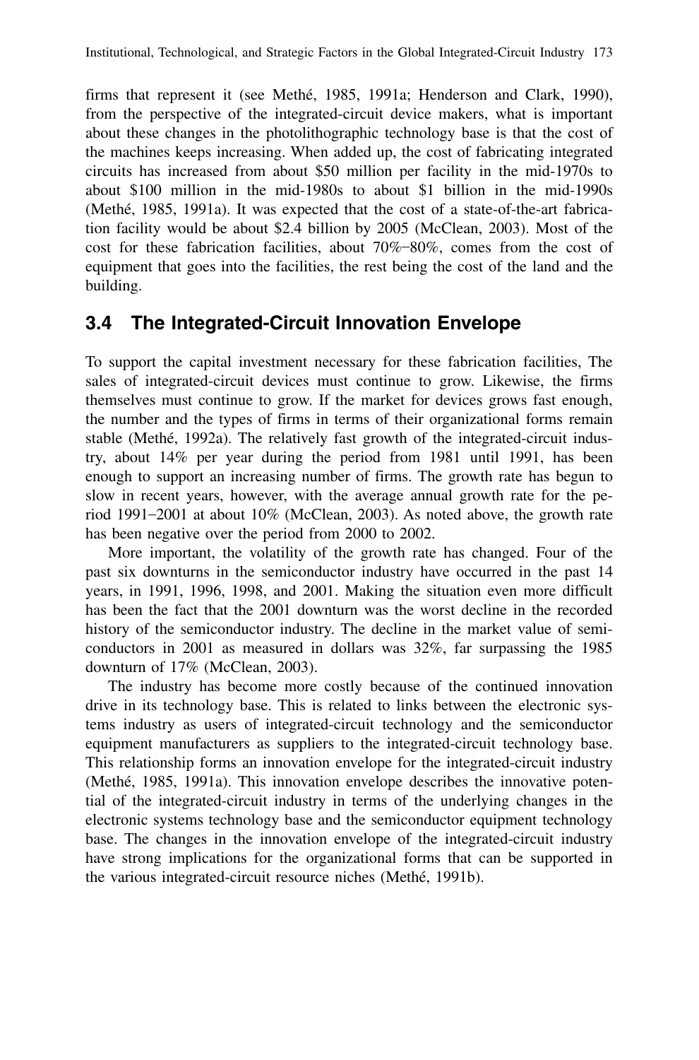firms that represent it (see Methé, 1985, 1991a; Henderson and Clark, 1990), from the perspective of the integrated-circuit device makers, what is important about these changes in the photolithographic technology base is that the cost of the machines keeps increasing. When added up, the cost of fabricating integrated circuits has increased from about $50 million per facility in the mid-1970s to about $100 million in the mid-1980s to about $1 billion in the mid-1990s (Methé, 1985, 1991a). It was expected that the cost of a state-of-the-art fabrication facility would be about $2.4 billion by 2005 (McClean, 2003). Most of the cost for these fabrication facilities, about 70%–80%, comes from the cost of equipment that goes into the facilities, the rest being the cost of the land and the building.

## 3.4 The Integrated-Circuit Innovation Envelope

To support the capital investment necessary for these fabrication facilities, The sales of integrated-circuit devices must continue to grow. Likewise, the firms themselves must continue to grow. If the market for devices grows fast enough, the number and the types of firms in terms of their organizational forms remain stable (Methé, 1992a). The relatively fast growth of the integrated-circuit industry, about 14% per year during the period from 1981 until 1991, has been enough to support an increasing number of firms. The growth rate has begun to slow in recent years, however, with the average annual growth rate for the period 1991–2001 at about 10% (McClean, 2003). As noted above, the growth rate has been negative over the period from 2000 to 2002.

More important, the volatility of the growth rate has changed. Four of the past six downturns in the semiconductor industry have occurred in the past 14 years, in 1991, 1996, 1998, and 2001. Making the situation even more difficult has been the fact that the 2001 downturn was the worst decline in the recorded history of the semiconductor industry. The decline in the market value of semiconductors in 2001 as measured in dollars was 32%, far surpassing the 1985 downturn of 17% (McClean, 2003).

The industry has become more costly because of the continued innovation drive in its technology base. This is related to links between the electronic systems industry as users of integrated-circuit technology and the semiconductor equipment manufacturers as suppliers to the integrated-circuit technology base. This relationship forms an innovation envelope for the integrated-circuit industry (Methé, 1985, 1991a). This innovation envelope describes the innovative potential of the integrated-circuit industry in terms of the underlying changes in the electronic systems technology base and the semiconductor equipment technology base. The changes in the innovation envelope of the integrated-circuit industry have strong implications for the organizational forms that can be supported in the various integrated-circuit resource niches (Methé, 1991b).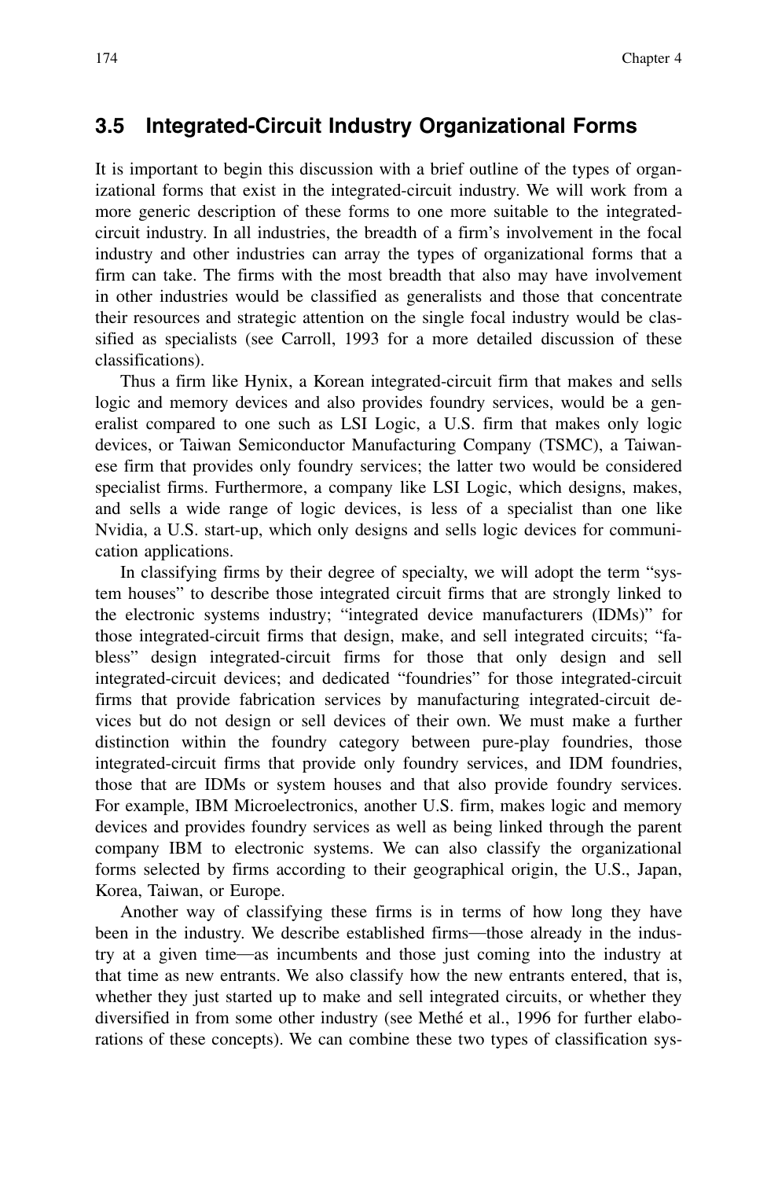## 3.5 Integrated-Circuit Industry Organizational Forms

It is important to begin this discussion with a brief outline of the types of organizational forms that exist in the integrated-circuit industry. We will work from a more generic description of these forms to one more suitable to the integrated-circuit industry. In all industries, the breadth of a firm's involvement in the focal industry and other industries can array the types of organizational forms that a firm can take. The firms with the most breadth that also may have involvement in other industries would be classified as generalists and those that concentrate their resources and strategic attention on the single focal industry would be classified as specialists (see Carroll, 1993 for a more detailed discussion of these classifications).

Thus a firm like Hynix, a Korean integrated-circuit firm that makes and sells logic and memory devices and also provides foundry services, would be a generalist compared to one such as LSI Logic, a U.S. firm that makes only logic devices, or Taiwan Semiconductor Manufacturing Company (TSMC), a Taiwanese firm that provides only foundry services; the latter two would be considered specialist firms. Furthermore, a company like LSI Logic, which designs, makes, and sells a wide range of logic devices, is less of a specialist than one like Nvidia, a U.S. start-up, which only designs and sells logic devices for communication applications.

In classifying firms by their degree of specialty, we will adopt the term "system houses" to describe those integrated circuit firms that are strongly linked to the electronic systems industry; "integrated device manufacturers (IDMs)" for those integrated-circuit firms that design, make, and sell integrated circuits; "fabless" design integrated-circuit firms for those that only design and sell integrated-circuit devices; and dedicated "foundries" for those integrated-circuit firms that provide fabrication services by manufacturing integrated-circuit devices but do not design or sell devices of their own. We must make a further distinction within the foundry category between pure-play foundries, those integrated-circuit firms that provide only foundry services, and IDM foundries, those that are IDMs or system houses and that also provide foundry services. For example, IBM Microelectronics, another U.S. firm, makes logic and memory devices and provides foundry services as well as being linked through the parent company IBM to electronic systems. We can also classify the organizational forms selected by firms according to their geographical origin, the U.S., Japan, Korea, Taiwan, or Europe.

Another way of classifying these firms is in terms of how long they have been in the industry. We describe established firms—those already in the industry at a given time—as incumbents and those just coming into the industry at that time as new entrants. We also classify how the new entrants entered, that is, whether they just started up to make and sell integrated circuits, or whether they diversified in from some other industry (see Methé et al., 1996 for further elaborations of these concepts). We can combine these two types of classification sys-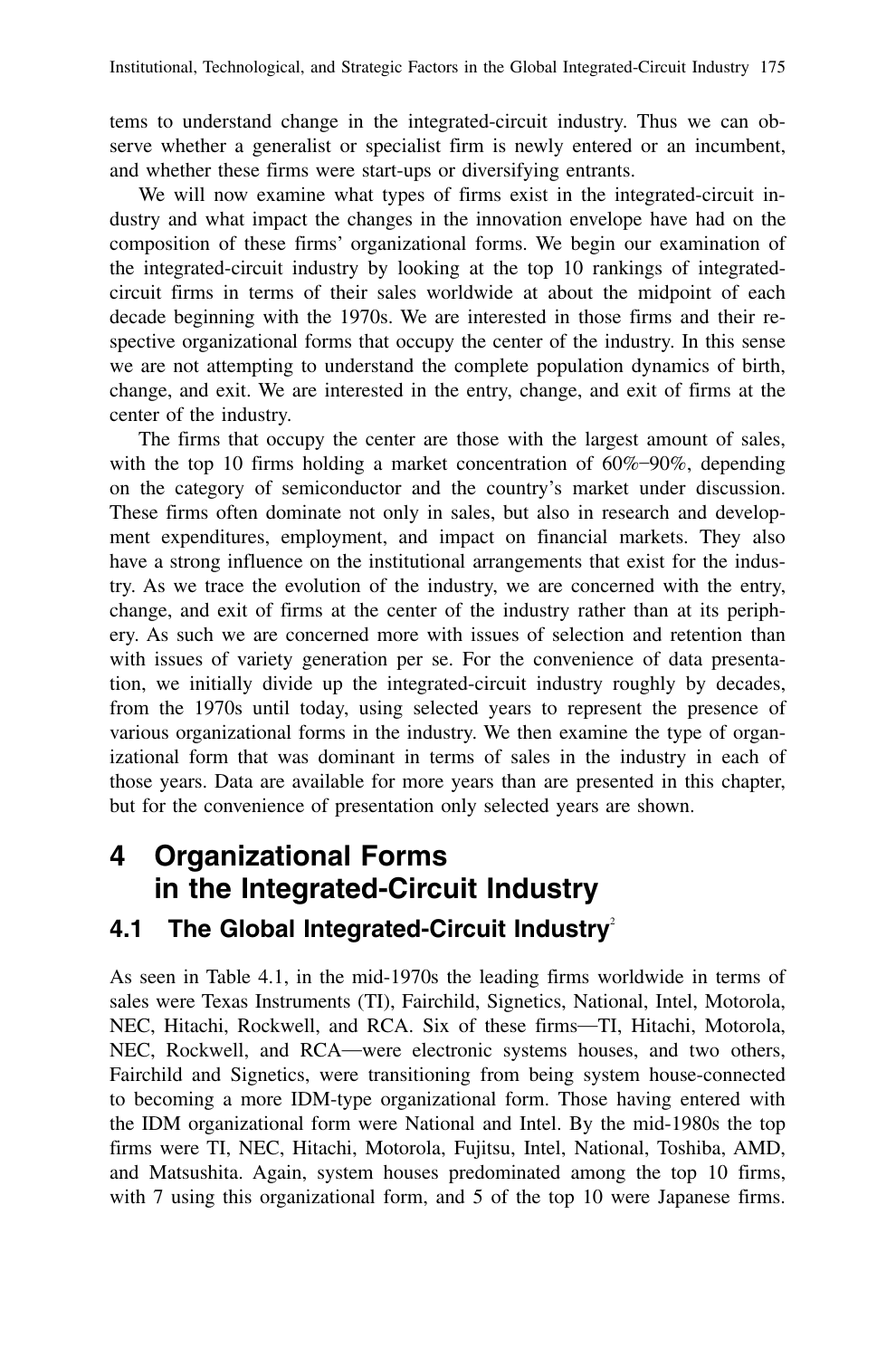tems to understand change in the integrated-circuit industry. Thus we can observe whether a generalist or specialist firm is newly entered or an incumbent, and whether these firms were start-ups or diversifying entrants.

We will now examine what types of firms exist in the integrated-circuit industry and what impact the changes in the innovation envelope have had on the composition of these firms' organizational forms. We begin our examination of the integrated-circuit industry by looking at the top 10 rankings of integrated-circuit firms in terms of their sales worldwide at about the midpoint of each decade beginning with the 1970s. We are interested in those firms and their respective organizational forms that occupy the center of the industry. In this sense we are not attempting to understand the complete population dynamics of birth, change, and exit. We are interested in the entry, change, and exit of firms at the center of the industry.

The firms that occupy the center are those with the largest amount of sales, with the top 10 firms holding a market concentration of 60%–90%, depending on the category of semiconductor and the country's market under discussion. These firms often dominate not only in sales, but also in research and development expenditures, employment, and impact on financial markets. They also have a strong influence on the institutional arrangements that exist for the industry. As we trace the evolution of the industry, we are concerned with the entry, change, and exit of firms at the center of the industry rather than at its periphery. As such we are concerned more with issues of selection and retention than with issues of variety generation per se. For the convenience of data presentation, we initially divide up the integrated-circuit industry roughly by decades, from the 1970s until today, using selected years to represent the presence of various organizational forms in the industry. We then examine the type of organizational form that was dominant in terms of sales in the industry in each of those years. Data are available for more years than are presented in this chapter, but for the convenience of presentation only selected years are shown.

# 4 Organizational Forms in the Integrated-Circuit Industry

## 4.1 The Global Integrated-Circuit Industry[2]

As seen in Table 4.1, in the mid-1970s the leading firms worldwide in terms of sales were Texas Instruments (TI), Fairchild, Signetics, National, Intel, Motorola, NEC, Hitachi, Rockwell, and RCA. Six of these firms—TI, Hitachi, Motorola, NEC, Rockwell, and RCA—were electronic systems houses, and two others, Fairchild and Signetics, were transitioning from being system house-connected to becoming a more IDM-type organizational form. Those having entered with the IDM organizational form were National and Intel. By the mid-1980s the top firms were TI, NEC, Hitachi, Motorola, Fujitsu, Intel, National, Toshiba, AMD, and Matsushita. Again, system houses predominated among the top 10 firms, with 7 using this organizational form, and 5 of the top 10 were Japanese firms.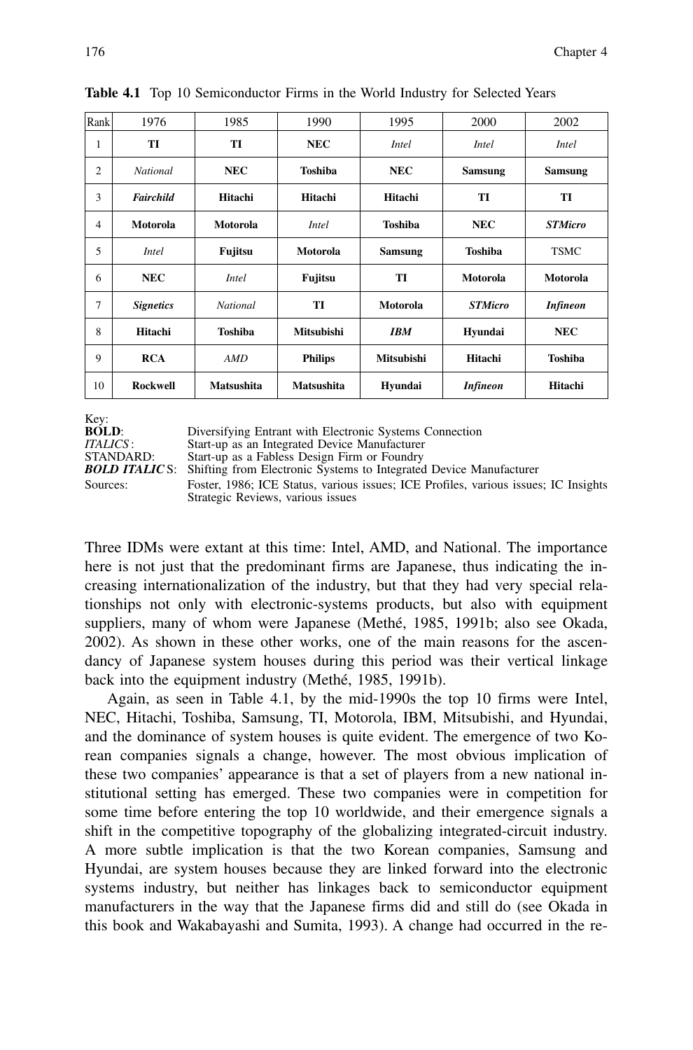**Table 4.1** Top 10 Semiconductor Firms in the World Industry for Selected Years

| Rank | 1976 | 1985 | 1990 | 1995 | 2000 | 2002 |
|---|---|---|---|---|---|---|
| 1 | **TI** | **TI** | **NEC** | *Intel* | *Intel* | *Intel* |
| 2 | *National* | **NEC** | **Toshiba** | **NEC** | **Samsung** | **Samsung** |
| 3 | ***Fairchild*** | **Hitachi** | **Hitachi** | **Hitachi** | **TI** | **TI** |
| 4 | **Motorola** | **Motorola** | *Intel* | **Toshiba** | **NEC** | ***STMicro*** |
| 5 | *Intel* | **Fujitsu** | **Motorola** | **Samsung** | **Toshiba** | TSMC |
| 6 | **NEC** | *Intel* | **Fujitsu** | **TI** | **Motorola** | **Motorola** |
| 7 | ***Signetics*** | *National* | **TI** | **Motorola** | ***STMicro*** | ***Infineon*** |
| 8 | **Hitachi** | **Toshiba** | **Mitsubishi** | ***IBM*** | **Hyundai** | **NEC** |
| 9 | **RCA** | *AMD* | **Philips** | **Mitsubishi** | **Hitachi** | **Toshiba** |
| 10 | **Rockwell** | **Matsushita** | **Matsushita** | **Hyundai** | ***Infineon*** | **Hitachi** |

Key:
**BOLD**: Diversifying Entrant with Electronic Systems Connection
*ITALICS*: Start-up as an Integrated Device Manufacturer
STANDARD: Start-up as a Fabless Design Firm or Foundry
***BOLD ITALICS***: Shifting from Electronic Systems to Integrated Device Manufacturer
Sources: Foster, 1986; ICE Status, various issues; ICE Profiles, various issues; IC Insights Strategic Reviews, various issues

Three IDMs were extant at this time: Intel, AMD, and National. The importance here is not just that the predominant firms are Japanese, thus indicating the increasing internationalization of the industry, but that they had very special relationships not only with electronic-systems products, but also with equipment suppliers, many of whom were Japanese (Methé, 1985, 1991b; also see Okada, 2002). As shown in these other works, one of the main reasons for the ascendancy of Japanese system houses during this period was their vertical linkage back into the equipment industry (Methé, 1985, 1991b).

Again, as seen in Table 4.1, by the mid-1990s the top 10 firms were Intel, NEC, Hitachi, Toshiba, Samsung, TI, Motorola, IBM, Mitsubishi, and Hyundai, and the dominance of system houses is quite evident. The emergence of two Korean companies signals a change, however. The most obvious implication of these two companies' appearance is that a set of players from a new national institutional setting has emerged. These two companies were in competition for some time before entering the top 10 worldwide, and their emergence signals a shift in the competitive topography of the globalizing integrated-circuit industry. A more subtle implication is that the two Korean companies, Samsung and Hyundai, are system houses because they are linked forward into the electronic systems industry, but neither has linkages back to semiconductor equipment manufacturers in the way that the Japanese firms did and still do (see Okada in this book and Wakabayashi and Sumita, 1993). A change had occurred in the re-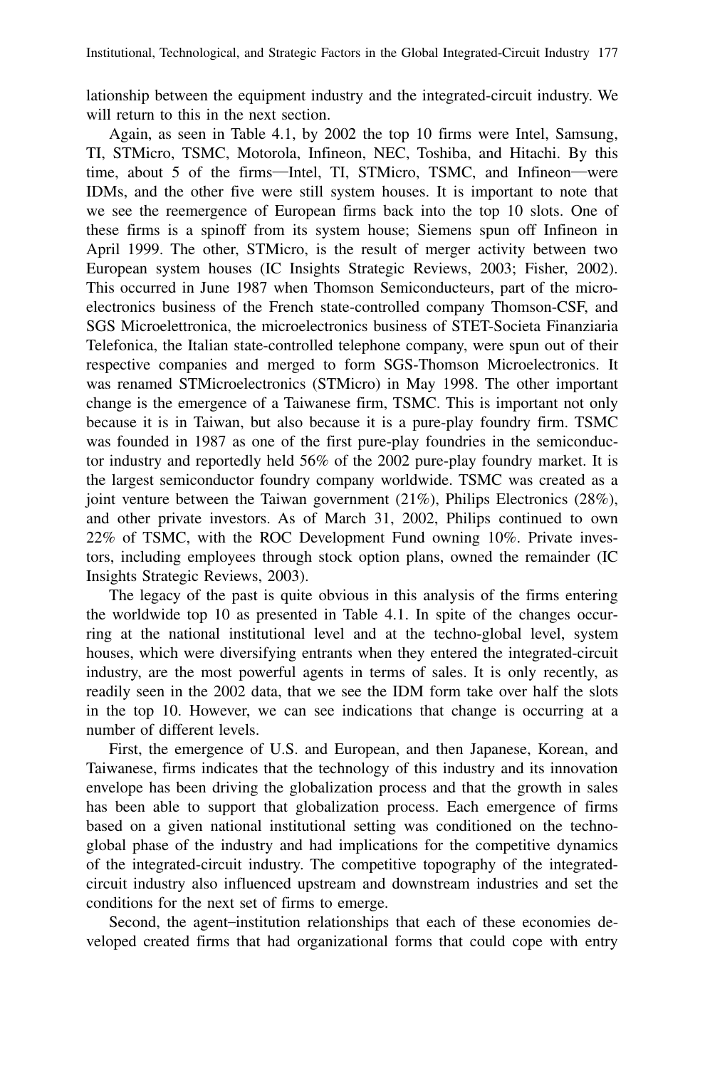lationship between the equipment industry and the integrated-circuit industry. We will return to this in the next section.

Again, as seen in Table 4.1, by 2002 the top 10 firms were Intel, Samsung, TI, STMicro, TSMC, Motorola, Infineon, NEC, Toshiba, and Hitachi. By this time, about 5 of the firms—Intel, TI, STMicro, TSMC, and Infineon—were IDMs, and the other five were still system houses. It is important to note that we see the reemergence of European firms back into the top 10 slots. One of these firms is a spinoff from its system house; Siemens spun off Infineon in April 1999. The other, STMicro, is the result of merger activity between two European system houses (IC Insights Strategic Reviews, 2003; Fisher, 2002). This occurred in June 1987 when Thomson Semiconducteurs, part of the microelectronics business of the French state-controlled company Thomson-CSF, and SGS Microelettronica, the microelectronics business of STET-Societa Finanziaria Telefonica, the Italian state-controlled telephone company, were spun out of their respective companies and merged to form SGS-Thomson Microelectronics. It was renamed STMicroelectronics (STMicro) in May 1998. The other important change is the emergence of a Taiwanese firm, TSMC. This is important not only because it is in Taiwan, but also because it is a pure-play foundry firm. TSMC was founded in 1987 as one of the first pure-play foundries in the semiconductor industry and reportedly held 56% of the 2002 pure-play foundry market. It is the largest semiconductor foundry company worldwide. TSMC was created as a joint venture between the Taiwan government (21%), Philips Electronics (28%), and other private investors. As of March 31, 2002, Philips continued to own 22% of TSMC, with the ROC Development Fund owning 10%. Private investors, including employees through stock option plans, owned the remainder (IC Insights Strategic Reviews, 2003).

The legacy of the past is quite obvious in this analysis of the firms entering the worldwide top 10 as presented in Table 4.1. In spite of the changes occurring at the national institutional level and at the techno-global level, system houses, which were diversifying entrants when they entered the integrated-circuit industry, are the most powerful agents in terms of sales. It is only recently, as readily seen in the 2002 data, that we see the IDM form take over half the slots in the top 10. However, we can see indications that change is occurring at a number of different levels.

First, the emergence of U.S. and European, and then Japanese, Korean, and Taiwanese, firms indicates that the technology of this industry and its innovation envelope has been driving the globalization process and that the growth in sales has been able to support that globalization process. Each emergence of firms based on a given national institutional setting was conditioned on the techno-global phase of the industry and had implications for the competitive dynamics of the integrated-circuit industry. The competitive topography of the integrated-circuit industry also influenced upstream and downstream industries and set the conditions for the next set of firms to emerge.

Second, the agent–institution relationships that each of these economies developed created firms that had organizational forms that could cope with entry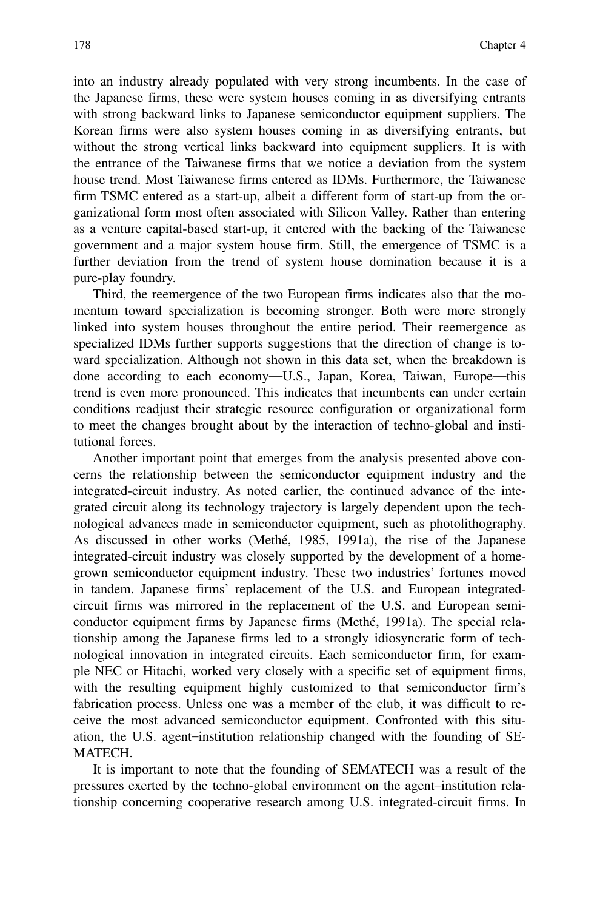into an industry already populated with very strong incumbents. In the case of the Japanese firms, these were system houses coming in as diversifying entrants with strong backward links to Japanese semiconductor equipment suppliers. The Korean firms were also system houses coming in as diversifying entrants, but without the strong vertical links backward into equipment suppliers. It is with the entrance of the Taiwanese firms that we notice a deviation from the system house trend. Most Taiwanese firms entered as IDMs. Furthermore, the Taiwanese firm TSMC entered as a start-up, albeit a different form of start-up from the organizational form most often associated with Silicon Valley. Rather than entering as a venture capital-based start-up, it entered with the backing of the Taiwanese government and a major system house firm. Still, the emergence of TSMC is a further deviation from the trend of system house domination because it is a pure-play foundry.

Third, the reemergence of the two European firms indicates also that the momentum toward specialization is becoming stronger. Both were more strongly linked into system houses throughout the entire period. Their reemergence as specialized IDMs further supports suggestions that the direction of change is toward specialization. Although not shown in this data set, when the breakdown is done according to each economy—U.S., Japan, Korea, Taiwan, Europe—this trend is even more pronounced. This indicates that incumbents can under certain conditions readjust their strategic resource configuration or organizational form to meet the changes brought about by the interaction of techno-global and institutional forces.

Another important point that emerges from the analysis presented above concerns the relationship between the semiconductor equipment industry and the integrated-circuit industry. As noted earlier, the continued advance of the integrated circuit along its technology trajectory is largely dependent upon the technological advances made in semiconductor equipment, such as photolithography. As discussed in other works (Methé, 1985, 1991a), the rise of the Japanese integrated-circuit industry was closely supported by the development of a homegrown semiconductor equipment industry. These two industries' fortunes moved in tandem. Japanese firms' replacement of the U.S. and European integrated-circuit firms was mirrored in the replacement of the U.S. and European semiconductor equipment firms by Japanese firms (Methé, 1991a). The special relationship among the Japanese firms led to a strongly idiosyncratic form of technological innovation in integrated circuits. Each semiconductor firm, for example NEC or Hitachi, worked very closely with a specific set of equipment firms, with the resulting equipment highly customized to that semiconductor firm's fabrication process. Unless one was a member of the club, it was difficult to receive the most advanced semiconductor equipment. Confronted with this situation, the U.S. agent–institution relationship changed with the founding of SEMATECH.

It is important to note that the founding of SEMATECH was a result of the pressures exerted by the techno-global environment on the agent–institution relationship concerning cooperative research among U.S. integrated-circuit firms. In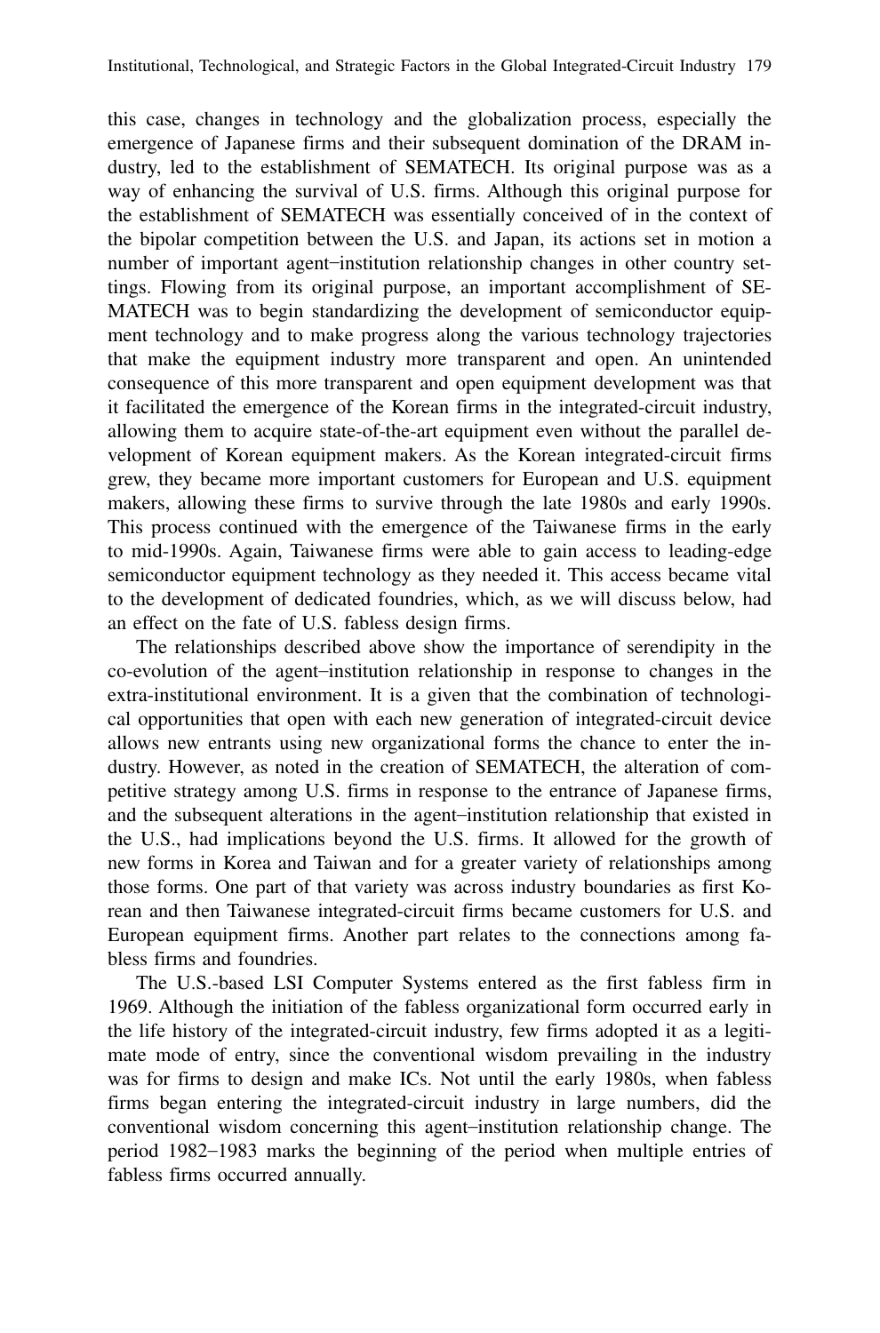this case, changes in technology and the globalization process, especially the emergence of Japanese firms and their subsequent domination of the DRAM industry, led to the establishment of SEMATECH. Its original purpose was as a way of enhancing the survival of U.S. firms. Although this original purpose for the establishment of SEMATECH was essentially conceived of in the context of the bipolar competition between the U.S. and Japan, its actions set in motion a number of important agent–institution relationship changes in other country settings. Flowing from its original purpose, an important accomplishment of SEMATECH was to begin standardizing the development of semiconductor equipment technology and to make progress along the various technology trajectories that make the equipment industry more transparent and open. An unintended consequence of this more transparent and open equipment development was that it facilitated the emergence of the Korean firms in the integrated-circuit industry, allowing them to acquire state-of-the-art equipment even without the parallel development of Korean equipment makers. As the Korean integrated-circuit firms grew, they became more important customers for European and U.S. equipment makers, allowing these firms to survive through the late 1980s and early 1990s. This process continued with the emergence of the Taiwanese firms in the early to mid-1990s. Again, Taiwanese firms were able to gain access to leading-edge semiconductor equipment technology as they needed it. This access became vital to the development of dedicated foundries, which, as we will discuss below, had an effect on the fate of U.S. fabless design firms.

The relationships described above show the importance of serendipity in the co-evolution of the agent–institution relationship in response to changes in the extra-institutional environment. It is a given that the combination of technological opportunities that open with each new generation of integrated-circuit device allows new entrants using new organizational forms the chance to enter the industry. However, as noted in the creation of SEMATECH, the alteration of competitive strategy among U.S. firms in response to the entrance of Japanese firms, and the subsequent alterations in the agent–institution relationship that existed in the U.S., had implications beyond the U.S. firms. It allowed for the growth of new forms in Korea and Taiwan and for a greater variety of relationships among those forms. One part of that variety was across industry boundaries as first Korean and then Taiwanese integrated-circuit firms became customers for U.S. and European equipment firms. Another part relates to the connections among fabless firms and foundries.

The U.S.-based LSI Computer Systems entered as the first fabless firm in 1969. Although the initiation of the fabless organizational form occurred early in the life history of the integrated-circuit industry, few firms adopted it as a legitimate mode of entry, since the conventional wisdom prevailing in the industry was for firms to design and make ICs. Not until the early 1980s, when fabless firms began entering the integrated-circuit industry in large numbers, did the conventional wisdom concerning this agent–institution relationship change. The period 1982–1983 marks the beginning of the period when multiple entries of fabless firms occurred annually.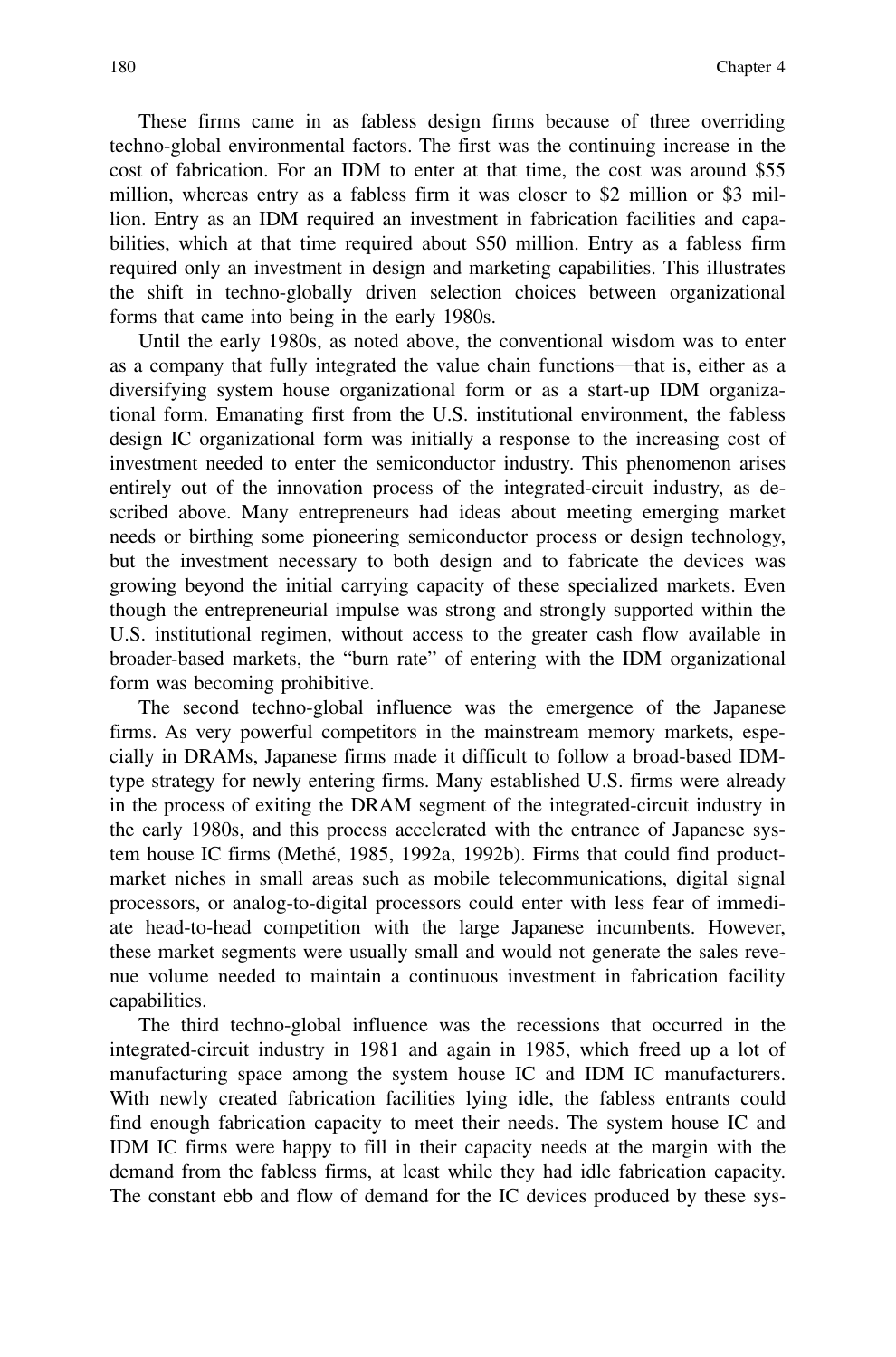These firms came in as fabless design firms because of three overriding techno-global environmental factors. The first was the continuing increase in the cost of fabrication. For an IDM to enter at that time, the cost was around $55 million, whereas entry as a fabless firm it was closer to $2 million or $3 million. Entry as an IDM required an investment in fabrication facilities and capabilities, which at that time required about $50 million. Entry as a fabless firm required only an investment in design and marketing capabilities. This illustrates the shift in techno-globally driven selection choices between organizational forms that came into being in the early 1980s.

Until the early 1980s, as noted above, the conventional wisdom was to enter as a company that fully integrated the value chain functions—that is, either as a diversifying system house organizational form or as a start-up IDM organizational form. Emanating first from the U.S. institutional environment, the fabless design IC organizational form was initially a response to the increasing cost of investment needed to enter the semiconductor industry. This phenomenon arises entirely out of the innovation process of the integrated-circuit industry, as described above. Many entrepreneurs had ideas about meeting emerging market needs or birthing some pioneering semiconductor process or design technology, but the investment necessary to both design and to fabricate the devices was growing beyond the initial carrying capacity of these specialized markets. Even though the entrepreneurial impulse was strong and strongly supported within the U.S. institutional regimen, without access to the greater cash flow available in broader-based markets, the "burn rate" of entering with the IDM organizational form was becoming prohibitive.

The second techno-global influence was the emergence of the Japanese firms. As very powerful competitors in the mainstream memory markets, especially in DRAMs, Japanese firms made it difficult to follow a broad-based IDM-type strategy for newly entering firms. Many established U.S. firms were already in the process of exiting the DRAM segment of the integrated-circuit industry in the early 1980s, and this process accelerated with the entrance of Japanese system house IC firms (Methé, 1985, 1992a, 1992b). Firms that could find product-market niches in small areas such as mobile telecommunications, digital signal processors, or analog-to-digital processors could enter with less fear of immediate head-to-head competition with the large Japanese incumbents. However, these market segments were usually small and would not generate the sales revenue volume needed to maintain a continuous investment in fabrication facility capabilities.

The third techno-global influence was the recessions that occurred in the integrated-circuit industry in 1981 and again in 1985, which freed up a lot of manufacturing space among the system house IC and IDM IC manufacturers. With newly created fabrication facilities lying idle, the fabless entrants could find enough fabrication capacity to meet their needs. The system house IC and IDM IC firms were happy to fill in their capacity needs at the margin with the demand from the fabless firms, at least while they had idle fabrication capacity. The constant ebb and flow of demand for the IC devices produced by these sys-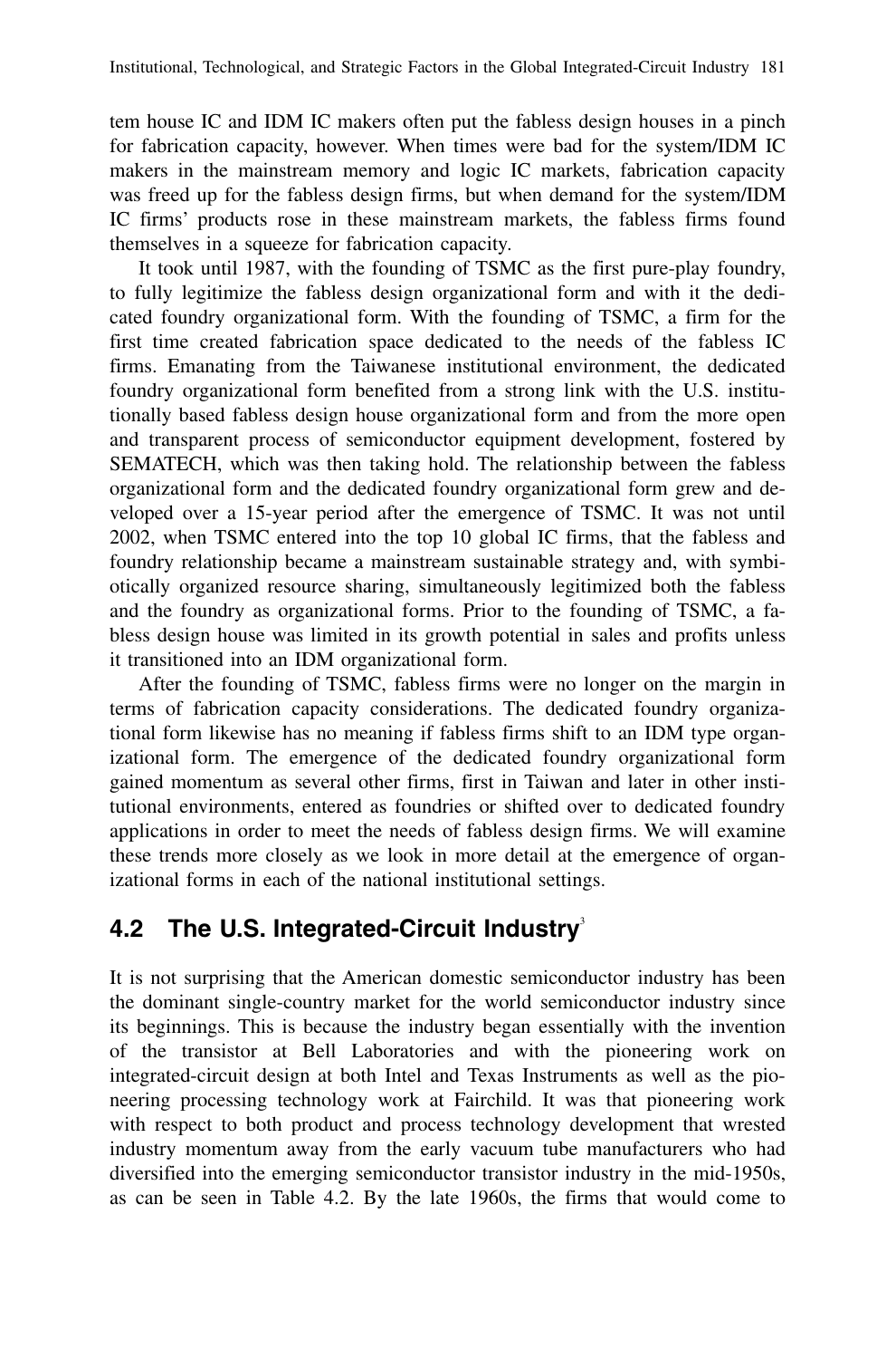tem house IC and IDM IC makers often put the fabless design houses in a pinch for fabrication capacity, however. When times were bad for the system/IDM IC makers in the mainstream memory and logic IC markets, fabrication capacity was freed up for the fabless design firms, but when demand for the system/IDM IC firms' products rose in these mainstream markets, the fabless firms found themselves in a squeeze for fabrication capacity.

It took until 1987, with the founding of TSMC as the first pure-play foundry, to fully legitimize the fabless design organizational form and with it the dedicated foundry organizational form. With the founding of TSMC, a firm for the first time created fabrication space dedicated to the needs of the fabless IC firms. Emanating from the Taiwanese institutional environment, the dedicated foundry organizational form benefited from a strong link with the U.S. institutionally based fabless design house organizational form and from the more open and transparent process of semiconductor equipment development, fostered by SEMATECH, which was then taking hold. The relationship between the fabless organizational form and the dedicated foundry organizational form grew and developed over a 15-year period after the emergence of TSMC. It was not until 2002, when TSMC entered into the top 10 global IC firms, that the fabless and foundry relationship became a mainstream sustainable strategy and, with symbiotically organized resource sharing, simultaneously legitimized both the fabless and the foundry as organizational forms. Prior to the founding of TSMC, a fabless design house was limited in its growth potential in sales and profits unless it transitioned into an IDM organizational form.

After the founding of TSMC, fabless firms were no longer on the margin in terms of fabrication capacity considerations. The dedicated foundry organizational form likewise has no meaning if fabless firms shift to an IDM type organizational form. The emergence of the dedicated foundry organizational form gained momentum as several other firms, first in Taiwan and later in other institutional environments, entered as foundries or shifted over to dedicated foundry applications in order to meet the needs of fabless design firms. We will examine these trends more closely as we look in more detail at the emergence of organizational forms in each of the national institutional settings.

## 4.2 The U.S. Integrated-Circuit Industry[3]

It is not surprising that the American domestic semiconductor industry has been the dominant single-country market for the world semiconductor industry since its beginnings. This is because the industry began essentially with the invention of the transistor at Bell Laboratories and with the pioneering work on integrated-circuit design at both Intel and Texas Instruments as well as the pioneering processing technology work at Fairchild. It was that pioneering work with respect to both product and process technology development that wrested industry momentum away from the early vacuum tube manufacturers who had diversified into the emerging semiconductor transistor industry in the mid-1950s, as can be seen in Table 4.2. By the late 1960s, the firms that would come to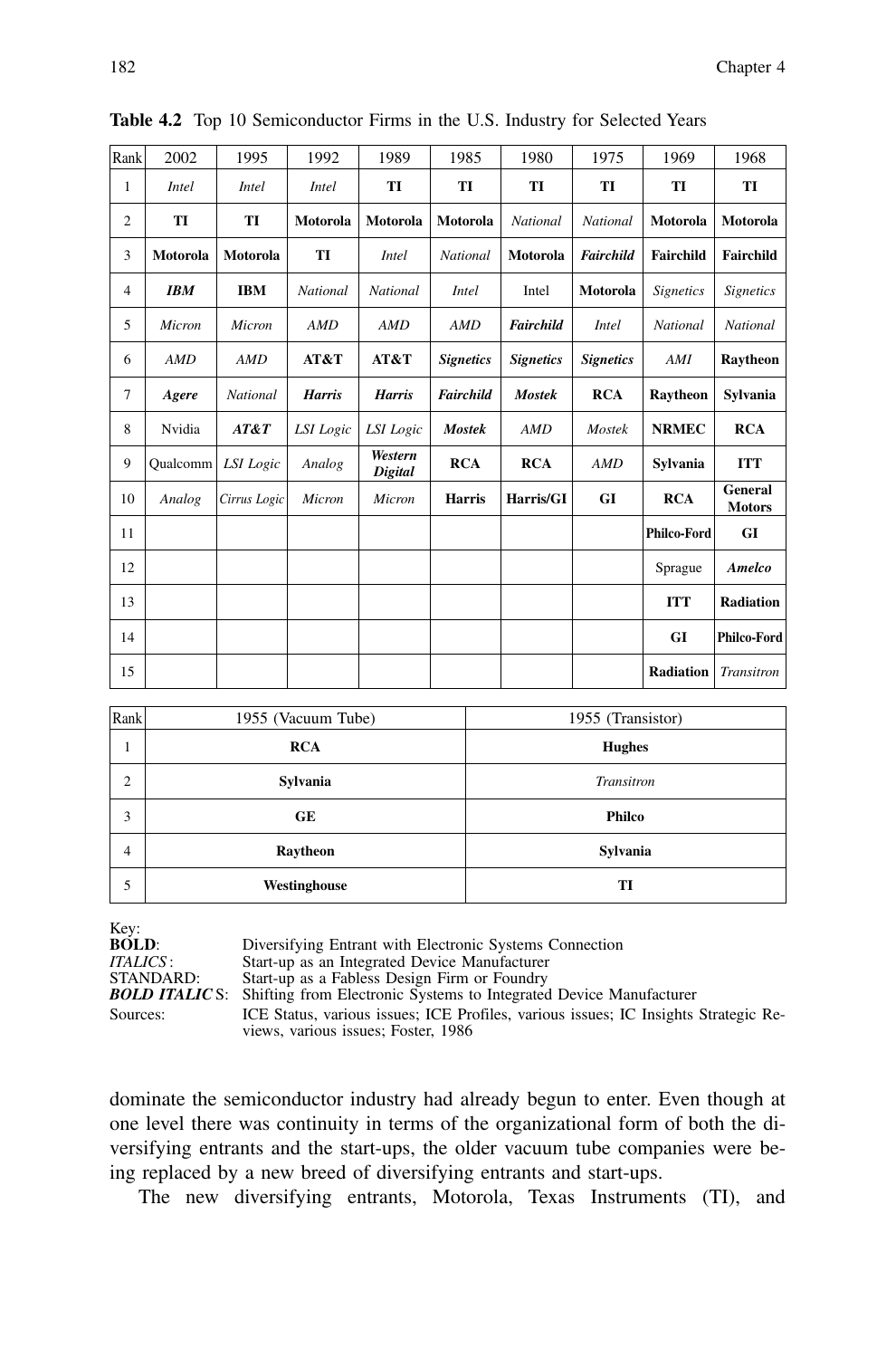**Table 4.2** Top 10 Semiconductor Firms in the U.S. Industry for Selected Years

| Rank | 2002 | 1995 | 1992 | 1989 | 1985 | 1980 | 1975 | 1969 | 1968 |
|---|---|---|---|---|---|---|---|---|---|
| 1 | *Intel* | *Intel* | *Intel* | **TI** | **TI** | **TI** | **TI** | **TI** | **TI** |
| 2 | **TI** | **TI** | **Motorola** | **Motorola** | **Motorola** | *National* | *National* | **Motorola** | **Motorola** |
| 3 | **Motorola** | **Motorola** | **TI** | *Intel* | *National* | **Motorola** | ***Fairchild*** | **Fairchild** | **Fairchild** |
| 4 | ***IBM*** | **IBM** | *National* | *National* | *Intel* | Intel | **Motorola** | *Signetics* | *Signetics* |
| 5 | *Micron* | *Micron* | *AMD* | *AMD* | *AMD* | ***Fairchild*** | *Intel* | *National* | *National* |
| 6 | *AMD* | *AMD* | **AT&T** | **AT&T** | ***Signetics*** | ***Signetics*** | ***Signetics*** | *AMI* | **Raytheon** |
| 7 | ***Agere*** | *National* | ***Harris*** | ***Harris*** | ***Fairchild*** | ***Mostek*** | **RCA** | **Raytheon** | **Sylvania** |
| 8 | Nvidia | ***AT&T*** | *LSI Logic* | *LSI Logic* | ***Mostek*** | *AMD* | *Mostek* | **NRMEC** | **RCA** |
| 9 | Qualcomm | *LSI Logic* | *Analog* | ***Western Digital*** | **RCA** | **RCA** | *AMD* | **Sylvania** | **ITT** |
| 10 | *Analog* | *Cirrus Logic* | *Micron* | *Micron* | **Harris** | **Harris/GI** | **GI** | **RCA** | **General Motors** |
| 11 | | | | | | | | **Philco-Ford** | **GI** |
| 12 | | | | | | | | Sprague | ***Amelco*** |
| 13 | | | | | | | | **ITT** | **Radiation** |
| 14 | | | | | | | | **GI** | **Philco-Ford** |
| 15 | | | | | | | | **Radiation** | *Transitron* |

| Rank | 1955 (Vacuum Tube) | 1955 (Transistor) |
|---|---|---|
| 1 | **RCA** | **Hughes** |
| 2 | **Sylvania** | *Transitron* |
| 3 | **GE** | **Philco** |
| 4 | **Raytheon** | **Sylvania** |
| 5 | **Westinghouse** | **TI** |

Key:
**BOLD**: Diversifying Entrant with Electronic Systems Connection
*ITALICS*: Start-up as an Integrated Device Manufacturer
STANDARD: Start-up as a Fabless Design Firm or Foundry
***BOLD ITALICS***: Shifting from Electronic Systems to Integrated Device Manufacturer
Sources: ICE Status, various issues; ICE Profiles, various issues; IC Insights Strategic Reviews, various issues; Foster, 1986

dominate the semiconductor industry had already begun to enter. Even though at one level there was continuity in terms of the organizational form of both the diversifying entrants and the start-ups, the older vacuum tube companies were being replaced by a new breed of diversifying entrants and start-ups.

The new diversifying entrants, Motorola, Texas Instruments (TI), and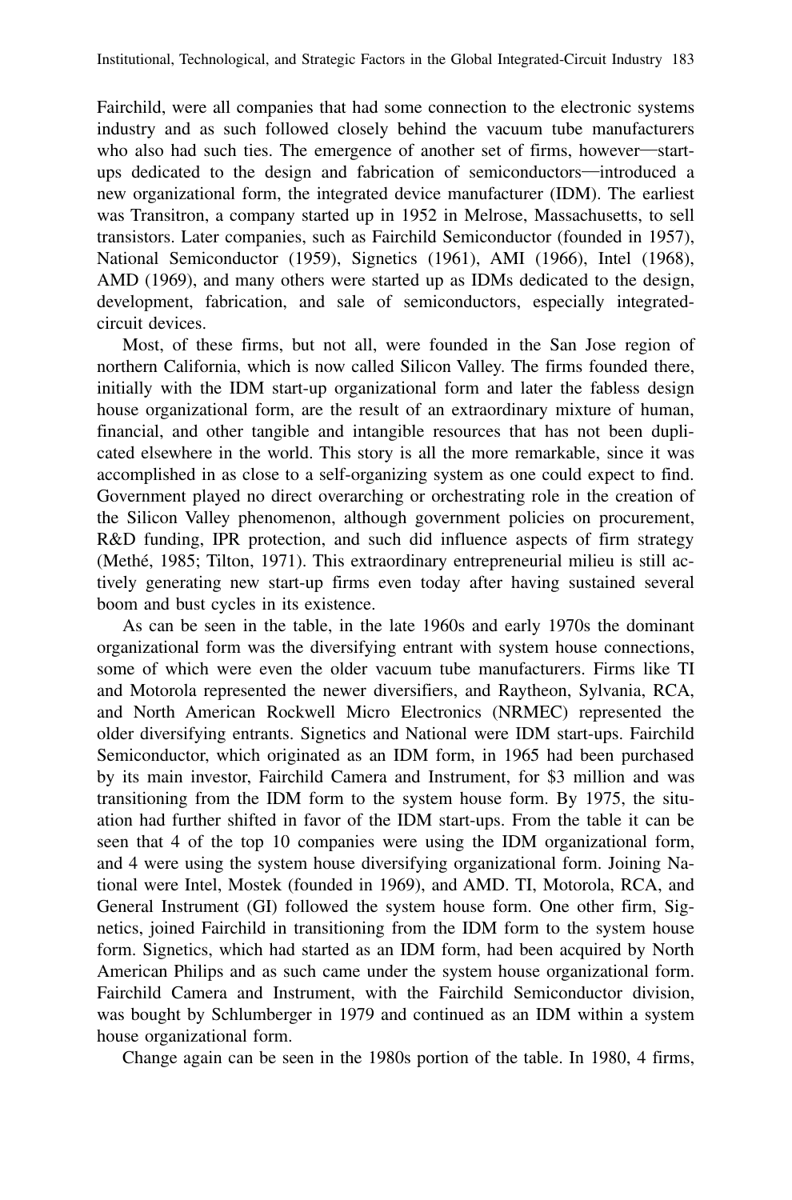Fairchild, were all companies that had some connection to the electronic systems industry and as such followed closely behind the vacuum tube manufacturers who also had such ties. The emergence of another set of firms, however—start-ups dedicated to the design and fabrication of semiconductors—introduced a new organizational form, the integrated device manufacturer (IDM). The earliest was Transitron, a company started up in 1952 in Melrose, Massachusetts, to sell transistors. Later companies, such as Fairchild Semiconductor (founded in 1957), National Semiconductor (1959), Signetics (1961), AMI (1966), Intel (1968), AMD (1969), and many others were started up as IDMs dedicated to the design, development, fabrication, and sale of semiconductors, especially integrated-circuit devices.

Most, of these firms, but not all, were founded in the San Jose region of northern California, which is now called Silicon Valley. The firms founded there, initially with the IDM start-up organizational form and later the fabless design house organizational form, are the result of an extraordinary mixture of human, financial, and other tangible and intangible resources that has not been duplicated elsewhere in the world. This story is all the more remarkable, since it was accomplished in as close to a self-organizing system as one could expect to find. Government played no direct overarching or orchestrating role in the creation of the Silicon Valley phenomenon, although government policies on procurement, R&D funding, IPR protection, and such did influence aspects of firm strategy (Methé, 1985; Tilton, 1971). This extraordinary entrepreneurial milieu is still actively generating new start-up firms even today after having sustained several boom and bust cycles in its existence.

As can be seen in the table, in the late 1960s and early 1970s the dominant organizational form was the diversifying entrant with system house connections, some of which were even the older vacuum tube manufacturers. Firms like TI and Motorola represented the newer diversifiers, and Raytheon, Sylvania, RCA, and North American Rockwell Micro Electronics (NRMEC) represented the older diversifying entrants. Signetics and National were IDM start-ups. Fairchild Semiconductor, which originated as an IDM form, in 1965 had been purchased by its main investor, Fairchild Camera and Instrument, for $3 million and was transitioning from the IDM form to the system house form. By 1975, the situation had further shifted in favor of the IDM start-ups. From the table it can be seen that 4 of the top 10 companies were using the IDM organizational form, and 4 were using the system house diversifying organizational form. Joining National were Intel, Mostek (founded in 1969), and AMD. TI, Motorola, RCA, and General Instrument (GI) followed the system house form. One other firm, Signetics, joined Fairchild in transitioning from the IDM form to the system house form. Signetics, which had started as an IDM form, had been acquired by North American Philips and as such came under the system house organizational form. Fairchild Camera and Instrument, with the Fairchild Semiconductor division, was bought by Schlumberger in 1979 and continued as an IDM within a system house organizational form.

Change again can be seen in the 1980s portion of the table. In 1980, 4 firms,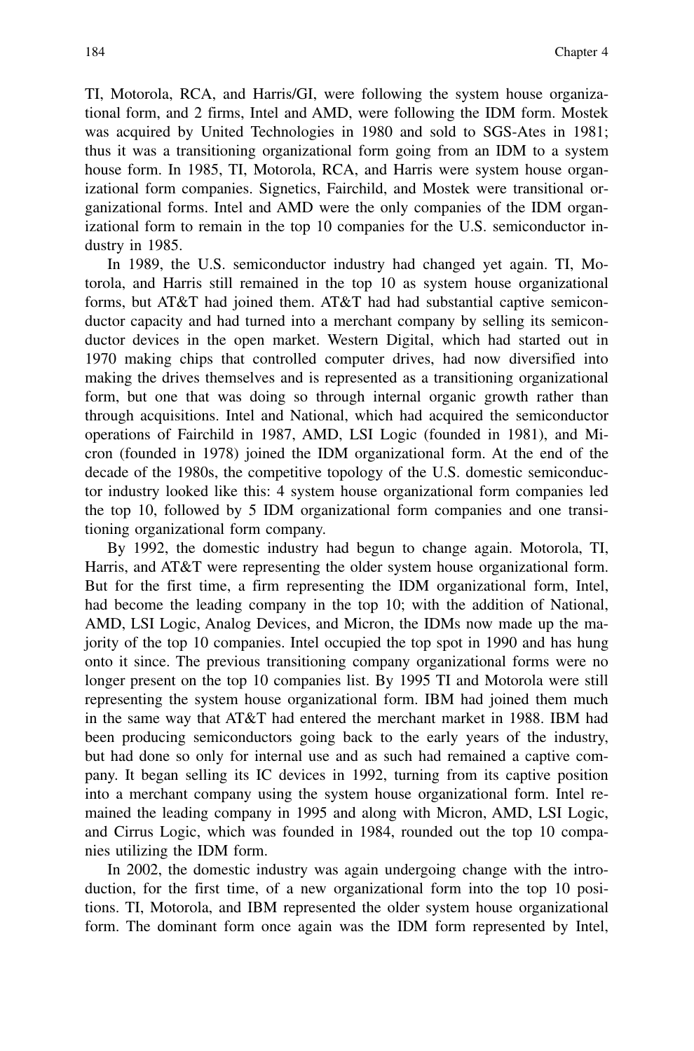TI, Motorola, RCA, and Harris/GI, were following the system house organizational form, and 2 firms, Intel and AMD, were following the IDM form. Mostek was acquired by United Technologies in 1980 and sold to SGS-Ates in 1981; thus it was a transitioning organizational form going from an IDM to a system house form. In 1985, TI, Motorola, RCA, and Harris were system house organizational form companies. Signetics, Fairchild, and Mostek were transitional organizational forms. Intel and AMD were the only companies of the IDM organizational form to remain in the top 10 companies for the U.S. semiconductor industry in 1985.

In 1989, the U.S. semiconductor industry had changed yet again. TI, Motorola, and Harris still remained in the top 10 as system house organizational forms, but AT&T had joined them. AT&T had had substantial captive semiconductor capacity and had turned into a merchant company by selling its semiconductor devices in the open market. Western Digital, which had started out in 1970 making chips that controlled computer drives, had now diversified into making the drives themselves and is represented as a transitioning organizational form, but one that was doing so through internal organic growth rather than through acquisitions. Intel and National, which had acquired the semiconductor operations of Fairchild in 1987, AMD, LSI Logic (founded in 1981), and Micron (founded in 1978) joined the IDM organizational form. At the end of the decade of the 1980s, the competitive topology of the U.S. domestic semiconductor industry looked like this: 4 system house organizational form companies led the top 10, followed by 5 IDM organizational form companies and one transitioning organizational form company.

By 1992, the domestic industry had begun to change again. Motorola, TI, Harris, and AT&T were representing the older system house organizational form. But for the first time, a firm representing the IDM organizational form, Intel, had become the leading company in the top 10; with the addition of National, AMD, LSI Logic, Analog Devices, and Micron, the IDMs now made up the majority of the top 10 companies. Intel occupied the top spot in 1990 and has hung onto it since. The previous transitioning company organizational forms were no longer present on the top 10 companies list. By 1995 TI and Motorola were still representing the system house organizational form. IBM had joined them much in the same way that AT&T had entered the merchant market in 1988. IBM had been producing semiconductors going back to the early years of the industry, but had done so only for internal use and as such had remained a captive company. It began selling its IC devices in 1992, turning from its captive position into a merchant company using the system house organizational form. Intel remained the leading company in 1995 and along with Micron, AMD, LSI Logic, and Cirrus Logic, which was founded in 1984, rounded out the top 10 companies utilizing the IDM form.

In 2002, the domestic industry was again undergoing change with the introduction, for the first time, of a new organizational form into the top 10 positions. TI, Motorola, and IBM represented the older system house organizational form. The dominant form once again was the IDM form represented by Intel,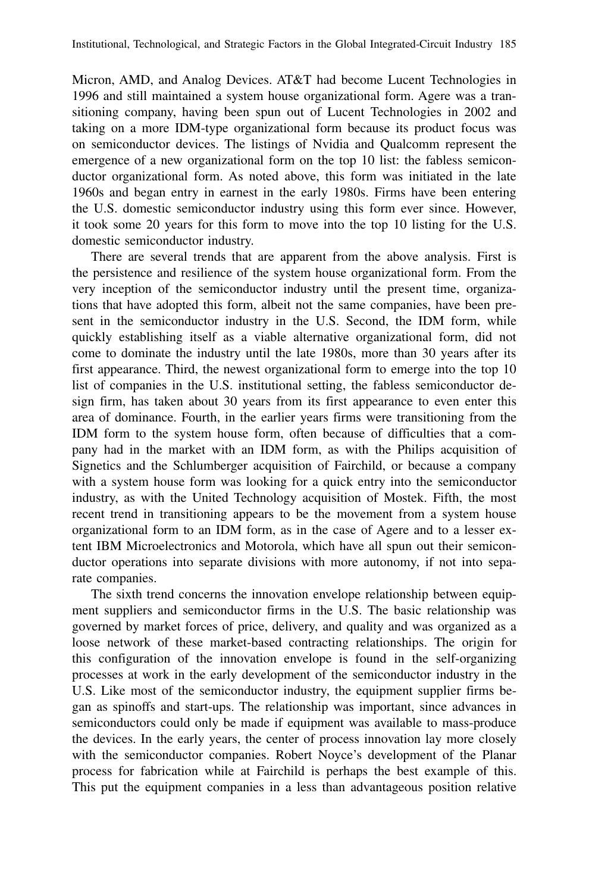Micron, AMD, and Analog Devices. AT&T had become Lucent Technologies in 1996 and still maintained a system house organizational form. Agere was a transitioning company, having been spun out of Lucent Technologies in 2002 and taking on a more IDM-type organizational form because its product focus was on semiconductor devices. The listings of Nvidia and Qualcomm represent the emergence of a new organizational form on the top 10 list: the fabless semiconductor organizational form. As noted above, this form was initiated in the late 1960s and began entry in earnest in the early 1980s. Firms have been entering the U.S. domestic semiconductor industry using this form ever since. However, it took some 20 years for this form to move into the top 10 listing for the U.S. domestic semiconductor industry.

There are several trends that are apparent from the above analysis. First is the persistence and resilience of the system house organizational form. From the very inception of the semiconductor industry until the present time, organizations that have adopted this form, albeit not the same companies, have been present in the semiconductor industry in the U.S. Second, the IDM form, while quickly establishing itself as a viable alternative organizational form, did not come to dominate the industry until the late 1980s, more than 30 years after its first appearance. Third, the newest organizational form to emerge into the top 10 list of companies in the U.S. institutional setting, the fabless semiconductor design firm, has taken about 30 years from its first appearance to even enter this area of dominance. Fourth, in the earlier years firms were transitioning from the IDM form to the system house form, often because of difficulties that a company had in the market with an IDM form, as with the Philips acquisition of Signetics and the Schlumberger acquisition of Fairchild, or because a company with a system house form was looking for a quick entry into the semiconductor industry, as with the United Technology acquisition of Mostek. Fifth, the most recent trend in transitioning appears to be the movement from a system house organizational form to an IDM form, as in the case of Agere and to a lesser extent IBM Microelectronics and Motorola, which have all spun out their semiconductor operations into separate divisions with more autonomy, if not into separate companies.

The sixth trend concerns the innovation envelope relationship between equipment suppliers and semiconductor firms in the U.S. The basic relationship was governed by market forces of price, delivery, and quality and was organized as a loose network of these market-based contracting relationships. The origin for this configuration of the innovation envelope is found in the self-organizing processes at work in the early development of the semiconductor industry in the U.S. Like most of the semiconductor industry, the equipment supplier firms began as spinoffs and start-ups. The relationship was important, since advances in semiconductors could only be made if equipment was available to mass-produce the devices. In the early years, the center of process innovation lay more closely with the semiconductor companies. Robert Noyce's development of the Planar process for fabrication while at Fairchild is perhaps the best example of this. This put the equipment companies in a less than advantageous position relative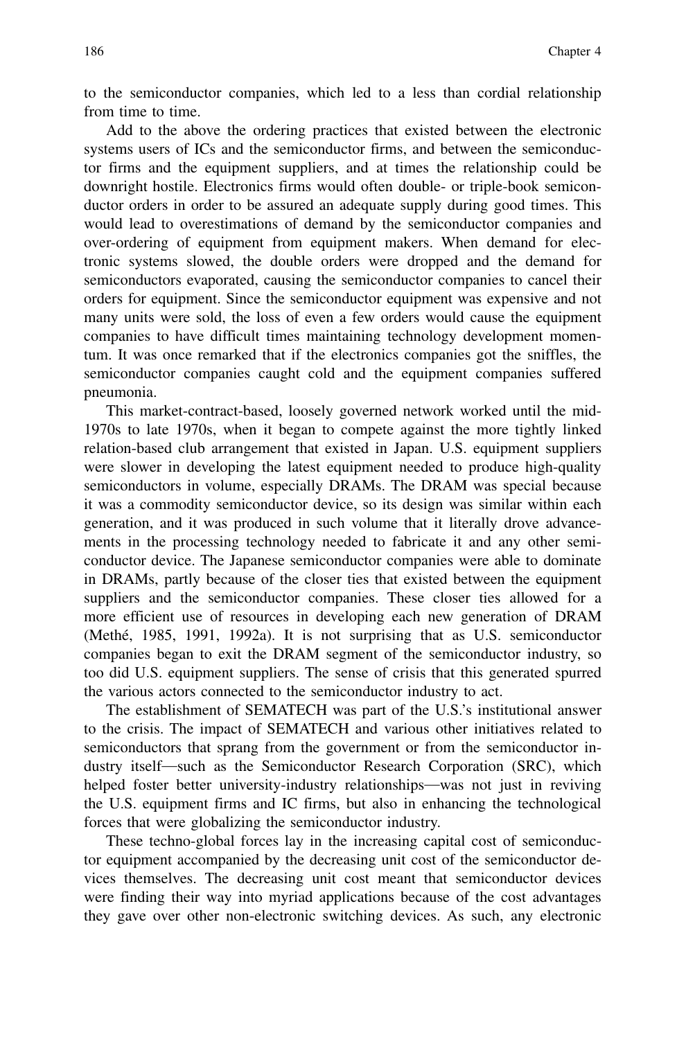to the semiconductor companies, which led to a less than cordial relationship from time to time.

Add to the above the ordering practices that existed between the electronic systems users of ICs and the semiconductor firms, and between the semiconductor firms and the equipment suppliers, and at times the relationship could be downright hostile. Electronics firms would often double- or triple-book semiconductor orders in order to be assured an adequate supply during good times. This would lead to overestimations of demand by the semiconductor companies and over-ordering of equipment from equipment makers. When demand for electronic systems slowed, the double orders were dropped and the demand for semiconductors evaporated, causing the semiconductor companies to cancel their orders for equipment. Since the semiconductor equipment was expensive and not many units were sold, the loss of even a few orders would cause the equipment companies to have difficult times maintaining technology development momentum. It was once remarked that if the electronics companies got the sniffles, the semiconductor companies caught cold and the equipment companies suffered pneumonia.

This market-contract-based, loosely governed network worked until the mid-1970s to late 1970s, when it began to compete against the more tightly linked relation-based club arrangement that existed in Japan. U.S. equipment suppliers were slower in developing the latest equipment needed to produce high-quality semiconductors in volume, especially DRAMs. The DRAM was special because it was a commodity semiconductor device, so its design was similar within each generation, and it was produced in such volume that it literally drove advancements in the processing technology needed to fabricate it and any other semiconductor device. The Japanese semiconductor companies were able to dominate in DRAMs, partly because of the closer ties that existed between the equipment suppliers and the semiconductor companies. These closer ties allowed for a more efficient use of resources in developing each new generation of DRAM (Methé, 1985, 1991, 1992a). It is not surprising that as U.S. semiconductor companies began to exit the DRAM segment of the semiconductor industry, so too did U.S. equipment suppliers. The sense of crisis that this generated spurred the various actors connected to the semiconductor industry to act.

The establishment of SEMATECH was part of the U.S.'s institutional answer to the crisis. The impact of SEMATECH and various other initiatives related to semiconductors that sprang from the government or from the semiconductor industry itself—such as the Semiconductor Research Corporation (SRC), which helped foster better university-industry relationships—was not just in reviving the U.S. equipment firms and IC firms, but also in enhancing the technological forces that were globalizing the semiconductor industry.

These techno-global forces lay in the increasing capital cost of semiconductor equipment accompanied by the decreasing unit cost of the semiconductor devices themselves. The decreasing unit cost meant that semiconductor devices were finding their way into myriad applications because of the cost advantages they gave over other non-electronic switching devices. As such, any electronic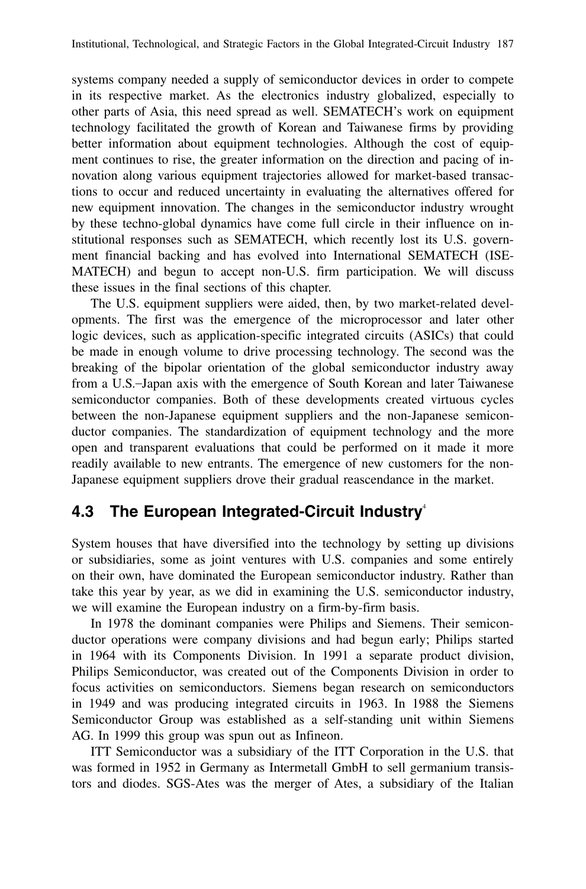systems company needed a supply of semiconductor devices in order to compete in its respective market. As the electronics industry globalized, especially to other parts of Asia, this need spread as well. SEMATECH's work on equipment technology facilitated the growth of Korean and Taiwanese firms by providing better information about equipment technologies. Although the cost of equipment continues to rise, the greater information on the direction and pacing of innovation along various equipment trajectories allowed for market-based transactions to occur and reduced uncertainty in evaluating the alternatives offered for new equipment innovation. The changes in the semiconductor industry wrought by these techno-global dynamics have come full circle in their influence on institutional responses such as SEMATECH, which recently lost its U.S. government financial backing and has evolved into International SEMATECH (ISEMATECH) and begun to accept non-U.S. firm participation. We will discuss these issues in the final sections of this chapter.

The U.S. equipment suppliers were aided, then, by two market-related developments. The first was the emergence of the microprocessor and later other logic devices, such as application-specific integrated circuits (ASICs) that could be made in enough volume to drive processing technology. The second was the breaking of the bipolar orientation of the global semiconductor industry away from a U.S.–Japan axis with the emergence of South Korean and later Taiwanese semiconductor companies. Both of these developments created virtuous cycles between the non-Japanese equipment suppliers and the non-Japanese semiconductor companies. The standardization of equipment technology and the more open and transparent evaluations that could be performed on it made it more readily available to new entrants. The emergence of new customers for the non-Japanese equipment suppliers drove their gradual reascendance in the market.

## 4.3 The European Integrated-Circuit Industry[4]

System houses that have diversified into the technology by setting up divisions or subsidiaries, some as joint ventures with U.S. companies and some entirely on their own, have dominated the European semiconductor industry. Rather than take this year by year, as we did in examining the U.S. semiconductor industry, we will examine the European industry on a firm-by-firm basis.

In 1978 the dominant companies were Philips and Siemens. Their semiconductor operations were company divisions and had begun early; Philips started in 1964 with its Components Division. In 1991 a separate product division, Philips Semiconductor, was created out of the Components Division in order to focus activities on semiconductors. Siemens began research on semiconductors in 1949 and was producing integrated circuits in 1963. In 1988 the Siemens Semiconductor Group was established as a self-standing unit within Siemens AG. In 1999 this group was spun out as Infineon.

ITT Semiconductor was a subsidiary of the ITT Corporation in the U.S. that was formed in 1952 in Germany as Intermetall GmbH to sell germanium transistors and diodes. SGS-Ates was the merger of Ates, a subsidiary of the Italian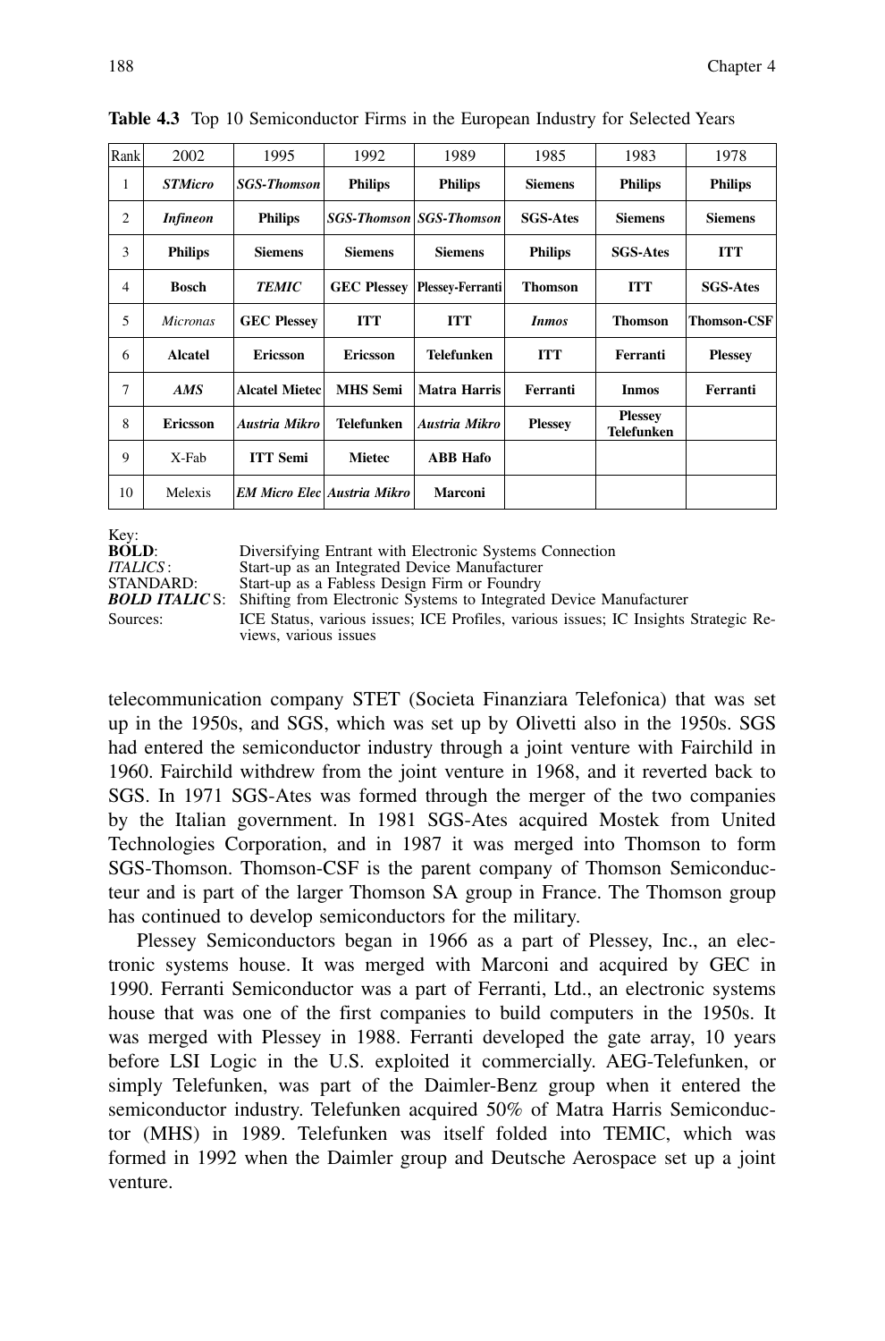**Table 4.3** Top 10 Semiconductor Firms in the European Industry for Selected Years

| Rank | 2002 | 1995 | 1992 | 1989 | 1985 | 1983 | 1978 |
|---|---|---|---|---|---|---|---|
| 1 | ***STMicro*** | ***SGS-Thomson*** | **Philips** | **Philips** | **Siemens** | **Philips** | **Philips** |
| 2 | ***Infineon*** | **Philips** | ***SGS-Thomson*** | ***SGS-Thomson*** | **SGS-Ates** | **Siemens** | **Siemens** |
| 3 | **Philips** | **Siemens** | **Siemens** | **Siemens** | **Philips** | **SGS-Ates** | **ITT** |
| 4 | **Bosch** | ***TEMIC*** | **GEC Plessey** | **Plessey-Ferranti** | **Thomson** | **ITT** | **SGS-Ates** |
| 5 | *Micronas* | **GEC Plessey** | **ITT** | **ITT** | ***Inmos*** | **Thomson** | **Thomson-CSF** |
| 6 | **Alcatel** | **Ericsson** | **Ericsson** | **Telefunken** | **ITT** | **Ferranti** | **Plessey** |
| 7 | ***AMS*** | **Alcatel Mietec** | **MHS Semi** | **Matra Harris** | **Ferranti** | **Inmos** | **Ferranti** |
| 8 | **Ericsson** | ***Austria Mikro*** | **Telefunken** | ***Austria Mikro*** | **Plessey** | **Plessey Telefunken** | |
| 9 | X-Fab | **ITT Semi** | **Mietec** | **ABB Hafo** | | | |
| 10 | Melexis | ***EM Micro Elec*** | ***Austria Mikro*** | **Marconi** | | | |

Key:
**BOLD**: Diversifying Entrant with Electronic Systems Connection
*ITALICS*: Start-up as an Integrated Device Manufacturer
STANDARD: Start-up as a Fabless Design Firm or Foundry
***BOLD ITALIC*** S: Shifting from Electronic Systems to Integrated Device Manufacturer
Sources: ICE Status, various issues; ICE Profiles, various issues; IC Insights Strategic Reviews, various issues

telecommunication company STET (Societa Finanziara Telefonica) that was set up in the 1950s, and SGS, which was set up by Olivetti also in the 1950s. SGS had entered the semiconductor industry through a joint venture with Fairchild in 1960. Fairchild withdrew from the joint venture in 1968, and it reverted back to SGS. In 1971 SGS-Ates was formed through the merger of the two companies by the Italian government. In 1981 SGS-Ates acquired Mostek from United Technologies Corporation, and in 1987 it was merged into Thomson to form SGS-Thomson. Thomson-CSF is the parent company of Thomson Semiconducteur and is part of the larger Thomson SA group in France. The Thomson group has continued to develop semiconductors for the military.

Plessey Semiconductors began in 1966 as a part of Plessey, Inc., an electronic systems house. It was merged with Marconi and acquired by GEC in 1990. Ferranti Semiconductor was a part of Ferranti, Ltd., an electronic systems house that was one of the first companies to build computers in the 1950s. It was merged with Plessey in 1988. Ferranti developed the gate array, 10 years before LSI Logic in the U.S. exploited it commercially. AEG-Telefunken, or simply Telefunken, was part of the Daimler-Benz group when it entered the semiconductor industry. Telefunken acquired 50% of Matra Harris Semiconductor (MHS) in 1989. Telefunken was itself folded into TEMIC, which was formed in 1992 when the Daimler group and Deutsche Aerospace set up a joint venture.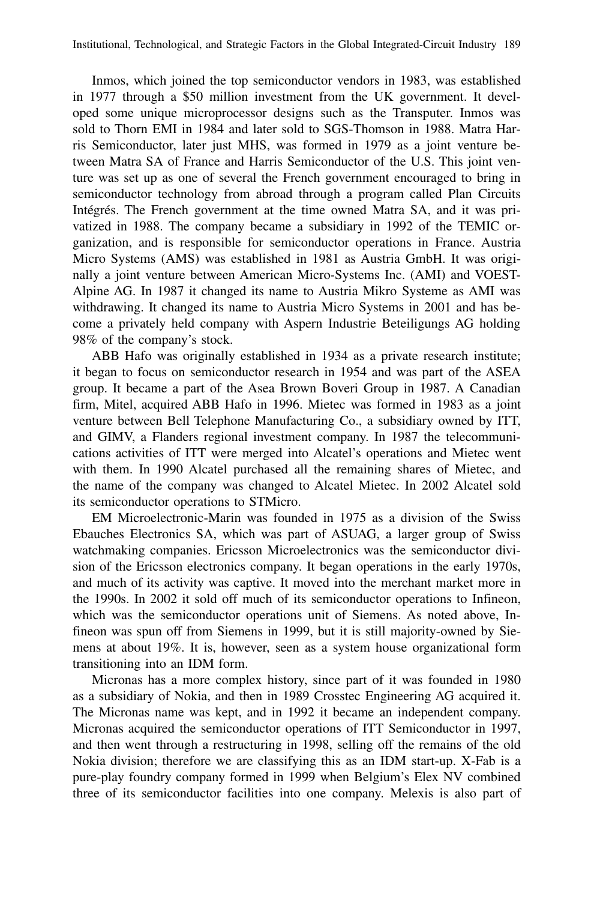Inmos, which joined the top semiconductor vendors in 1983, was established in 1977 through a $50 million investment from the UK government. It developed some unique microprocessor designs such as the Transputer. Inmos was sold to Thorn EMI in 1984 and later sold to SGS-Thomson in 1988. Matra Harris Semiconductor, later just MHS, was formed in 1979 as a joint venture between Matra SA of France and Harris Semiconductor of the U.S. This joint venture was set up as one of several the French government encouraged to bring in semiconductor technology from abroad through a program called Plan Circuits Intégrés. The French government at the time owned Matra SA, and it was privatized in 1988. The company became a subsidiary in 1992 of the TEMIC organization, and is responsible for semiconductor operations in France. Austria Micro Systems (AMS) was established in 1981 as Austria GmbH. It was originally a joint venture between American Micro-Systems Inc. (AMI) and VOEST-Alpine AG. In 1987 it changed its name to Austria Mikro Systeme as AMI was withdrawing. It changed its name to Austria Micro Systems in 2001 and has become a privately held company with Aspern Industrie Beteiligungs AG holding 98% of the company's stock.

ABB Hafo was originally established in 1934 as a private research institute; it began to focus on semiconductor research in 1954 and was part of the ASEA group. It became a part of the Asea Brown Boveri Group in 1987. A Canadian firm, Mitel, acquired ABB Hafo in 1996. Mietec was formed in 1983 as a joint venture between Bell Telephone Manufacturing Co., a subsidiary owned by ITT, and GIMV, a Flanders regional investment company. In 1987 the telecommunications activities of ITT were merged into Alcatel's operations and Mietec went with them. In 1990 Alcatel purchased all the remaining shares of Mietec, and the name of the company was changed to Alcatel Mietec. In 2002 Alcatel sold its semiconductor operations to STMicro.

EM Microelectronic-Marin was founded in 1975 as a division of the Swiss Ebauches Electronics SA, which was part of ASUAG, a larger group of Swiss watchmaking companies. Ericsson Microelectronics was the semiconductor division of the Ericsson electronics company. It began operations in the early 1970s, and much of its activity was captive. It moved into the merchant market more in the 1990s. In 2002 it sold off much of its semiconductor operations to Infineon, which was the semiconductor operations unit of Siemens. As noted above, Infineon was spun off from Siemens in 1999, but it is still majority-owned by Siemens at about 19%. It is, however, seen as a system house organizational form transitioning into an IDM form.

Micronas has a more complex history, since part of it was founded in 1980 as a subsidiary of Nokia, and then in 1989 Crosstec Engineering AG acquired it. The Micronas name was kept, and in 1992 it became an independent company. Micronas acquired the semiconductor operations of ITT Semiconductor in 1997, and then went through a restructuring in 1998, selling off the remains of the old Nokia division; therefore we are classifying this as an IDM start-up. X-Fab is a pure-play foundry company formed in 1999 when Belgium's Elex NV combined three of its semiconductor facilities into one company. Melexis is also part of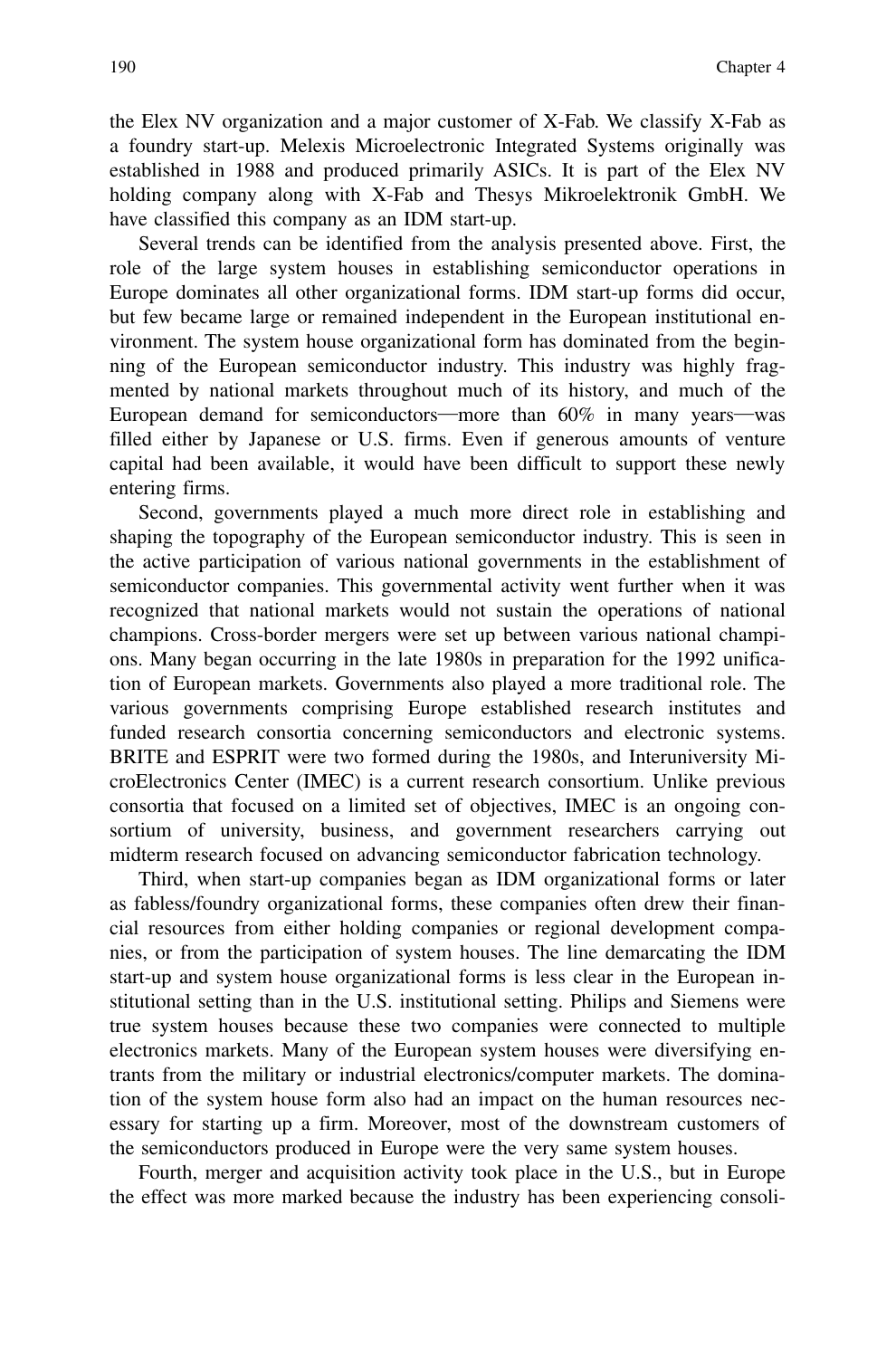the Elex NV organization and a major customer of X-Fab. We classify X-Fab as a foundry start-up. Melexis Microelectronic Integrated Systems originally was established in 1988 and produced primarily ASICs. It is part of the Elex NV holding company along with X-Fab and Thesys Mikroelektronik GmbH. We have classified this company as an IDM start-up.

Several trends can be identified from the analysis presented above. First, the role of the large system houses in establishing semiconductor operations in Europe dominates all other organizational forms. IDM start-up forms did occur, but few became large or remained independent in the European institutional environment. The system house organizational form has dominated from the beginning of the European semiconductor industry. This industry was highly fragmented by national markets throughout much of its history, and much of the European demand for semiconductors—more than 60% in many years—was filled either by Japanese or U.S. firms. Even if generous amounts of venture capital had been available, it would have been difficult to support these newly entering firms.

Second, governments played a much more direct role in establishing and shaping the topography of the European semiconductor industry. This is seen in the active participation of various national governments in the establishment of semiconductor companies. This governmental activity went further when it was recognized that national markets would not sustain the operations of national champions. Cross-border mergers were set up between various national champions. Many began occurring in the late 1980s in preparation for the 1992 unification of European markets. Governments also played a more traditional role. The various governments comprising Europe established research institutes and funded research consortia concerning semiconductors and electronic systems. BRITE and ESPRIT were two formed during the 1980s, and Interuniversity MicroElectronics Center (IMEC) is a current research consortium. Unlike previous consortia that focused on a limited set of objectives, IMEC is an ongoing consortium of university, business, and government researchers carrying out midterm research focused on advancing semiconductor fabrication technology.

Third, when start-up companies began as IDM organizational forms or later as fabless/foundry organizational forms, these companies often drew their financial resources from either holding companies or regional development companies, or from the participation of system houses. The line demarcating the IDM start-up and system house organizational forms is less clear in the European institutional setting than in the U.S. institutional setting. Philips and Siemens were true system houses because these two companies were connected to multiple electronics markets. Many of the European system houses were diversifying entrants from the military or industrial electronics/computer markets. The domination of the system house form also had an impact on the human resources necessary for starting up a firm. Moreover, most of the downstream customers of the semiconductors produced in Europe were the very same system houses.

Fourth, merger and acquisition activity took place in the U.S., but in Europe the effect was more marked because the industry has been experiencing consoli-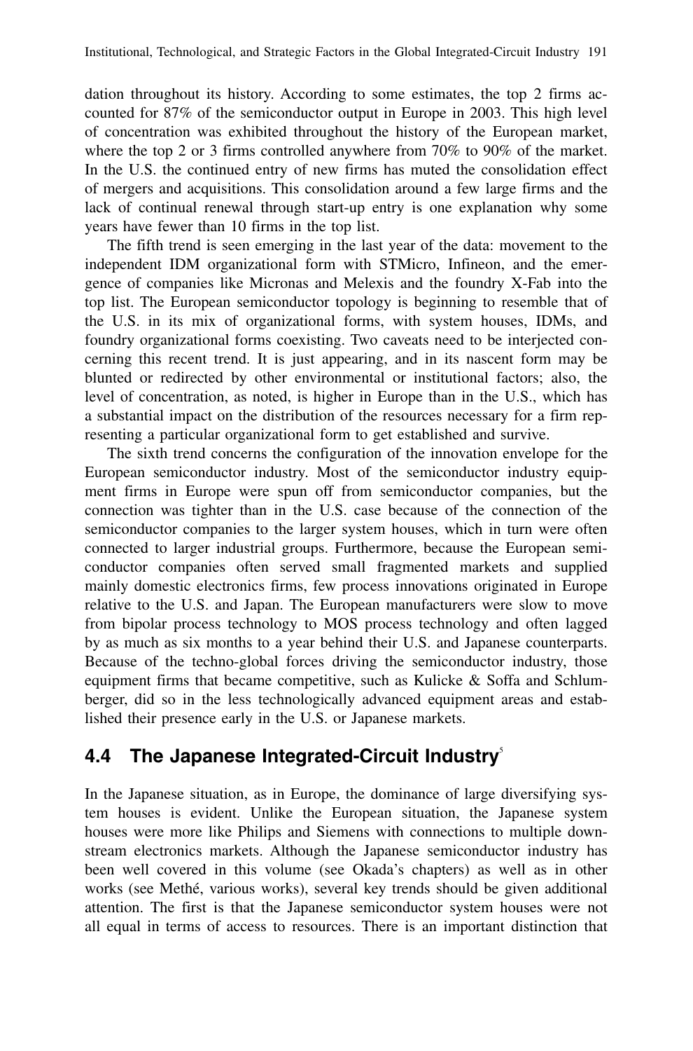dation throughout its history. According to some estimates, the top 2 firms accounted for 87% of the semiconductor output in Europe in 2003. This high level of concentration was exhibited throughout the history of the European market, where the top 2 or 3 firms controlled anywhere from 70% to 90% of the market. In the U.S. the continued entry of new firms has muted the consolidation effect of mergers and acquisitions. This consolidation around a few large firms and the lack of continual renewal through start-up entry is one explanation why some years have fewer than 10 firms in the top list.

The fifth trend is seen emerging in the last year of the data: movement to the independent IDM organizational form with STMicro, Infineon, and the emergence of companies like Micronas and Melexis and the foundry X-Fab into the top list. The European semiconductor topology is beginning to resemble that of the U.S. in its mix of organizational forms, with system houses, IDMs, and foundry organizational forms coexisting. Two caveats need to be interjected concerning this recent trend. It is just appearing, and in its nascent form may be blunted or redirected by other environmental or institutional factors; also, the level of concentration, as noted, is higher in Europe than in the U.S., which has a substantial impact on the distribution of the resources necessary for a firm representing a particular organizational form to get established and survive.

The sixth trend concerns the configuration of the innovation envelope for the European semiconductor industry. Most of the semiconductor industry equipment firms in Europe were spun off from semiconductor companies, but the connection was tighter than in the U.S. case because of the connection of the semiconductor companies to the larger system houses, which in turn were often connected to larger industrial groups. Furthermore, because the European semiconductor companies often served small fragmented markets and supplied mainly domestic electronics firms, few process innovations originated in Europe relative to the U.S. and Japan. The European manufacturers were slow to move from bipolar process technology to MOS process technology and often lagged by as much as six months to a year behind their U.S. and Japanese counterparts. Because of the techno-global forces driving the semiconductor industry, those equipment firms that became competitive, such as Kulicke & Soffa and Schlumberger, did so in the less technologically advanced equipment areas and established their presence early in the U.S. or Japanese markets.

## 4.4 The Japanese Integrated-Circuit Industry[5]

In the Japanese situation, as in Europe, the dominance of large diversifying system houses is evident. Unlike the European situation, the Japanese system houses were more like Philips and Siemens with connections to multiple downstream electronics markets. Although the Japanese semiconductor industry has been well covered in this volume (see Okada's chapters) as well as in other works (see Methé, various works), several key trends should be given additional attention. The first is that the Japanese semiconductor system houses were not all equal in terms of access to resources. There is an important distinction that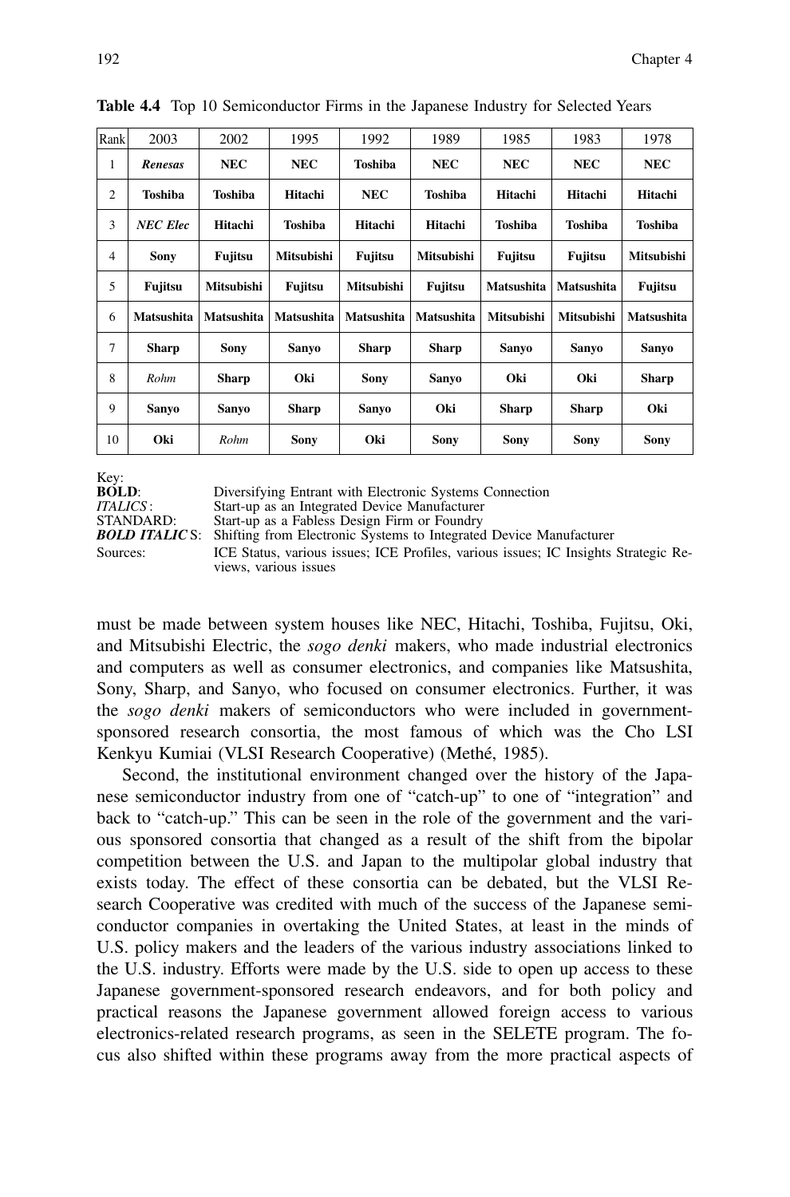**Table 4.4** Top 10 Semiconductor Firms in the Japanese Industry for Selected Years

| Rank | 2003 | 2002 | 1995 | 1992 | 1989 | 1985 | 1983 | 1978 |
|---|---|---|---|---|---|---|---|---|
| 1 | ***Renesas*** | **NEC** | **NEC** | **Toshiba** | **NEC** | **NEC** | **NEC** | **NEC** |
| 2 | **Toshiba** | **Toshiba** | **Hitachi** | **NEC** | **Toshiba** | **Hitachi** | **Hitachi** | **Hitachi** |
| 3 | ***NEC Elec*** | **Hitachi** | **Toshiba** | **Hitachi** | **Hitachi** | **Toshiba** | **Toshiba** | **Toshiba** |
| 4 | **Sony** | **Fujitsu** | **Mitsubishi** | **Fujitsu** | **Mitsubishi** | **Fujitsu** | **Fujitsu** | **Mitsubishi** |
| 5 | **Fujitsu** | **Mitsubishi** | **Fujitsu** | **Mitsubishi** | **Fujitsu** | **Matsushita** | **Matsushita** | **Fujitsu** |
| 6 | **Matsushita** | **Matsushita** | **Matsushita** | **Matsushita** | **Matsushita** | **Mitsubishi** | **Mitsubishi** | **Matsushita** |
| 7 | **Sharp** | **Sony** | **Sanyo** | **Sharp** | **Sharp** | **Sanyo** | **Sanyo** | **Sanyo** |
| 8 | *Rohm* | **Sharp** | **Oki** | **Sony** | **Sanyo** | **Oki** | **Oki** | **Sharp** |
| 9 | **Sanyo** | **Sanyo** | **Sharp** | **Sanyo** | **Oki** | **Sharp** | **Sharp** | **Oki** |
| 10 | **Oki** | *Rohm* | **Sony** | **Oki** | **Sony** | **Sony** | **Sony** | **Sony** |

Key:
**BOLD**: Diversifying Entrant with Electronic Systems Connection
*ITALICS*: Start-up as an Integrated Device Manufacturer
STANDARD: Start-up as a Fabless Design Firm or Foundry
***BOLD ITALIC*** S: Shifting from Electronic Systems to Integrated Device Manufacturer
Sources: ICE Status, various issues; ICE Profiles, various issues; IC Insights Strategic Reviews, various issues

must be made between system houses like NEC, Hitachi, Toshiba, Fujitsu, Oki, and Mitsubishi Electric, the *sogo denki* makers, who made industrial electronics and computers as well as consumer electronics, and companies like Matsushita, Sony, Sharp, and Sanyo, who focused on consumer electronics. Further, it was the *sogo denki* makers of semiconductors who were included in government-sponsored research consortia, the most famous of which was the Cho LSI Kenkyu Kumiai (VLSI Research Cooperative) (Methé, 1985).

Second, the institutional environment changed over the history of the Japanese semiconductor industry from one of "catch-up" to one of "integration" and back to "catch-up." This can be seen in the role of the government and the various sponsored consortia that changed as a result of the shift from the bipolar competition between the U.S. and Japan to the multipolar global industry that exists today. The effect of these consortia can be debated, but the VLSI Research Cooperative was credited with much of the success of the Japanese semiconductor companies in overtaking the United States, at least in the minds of U.S. policy makers and the leaders of the various industry associations linked to the U.S. industry. Efforts were made by the U.S. side to open up access to these Japanese government-sponsored research endeavors, and for both policy and practical reasons the Japanese government allowed foreign access to various electronics-related research programs, as seen in the SELETE program. The focus also shifted within these programs away from the more practical aspects of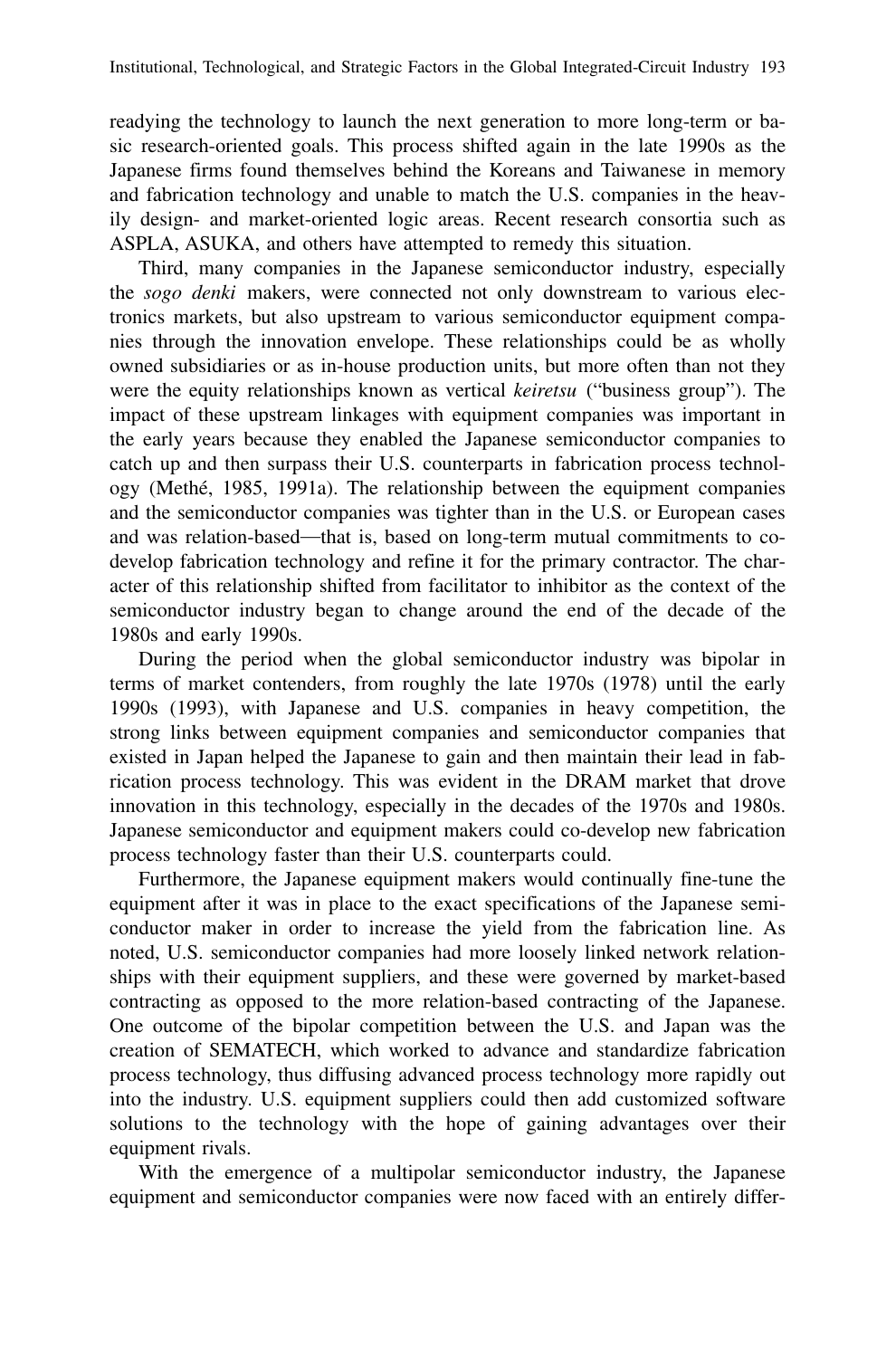readying the technology to launch the next generation to more long-term or basic research-oriented goals. This process shifted again in the late 1990s as the Japanese firms found themselves behind the Koreans and Taiwanese in memory and fabrication technology and unable to match the U.S. companies in the heavily design- and market-oriented logic areas. Recent research consortia such as ASPLA, ASUKA, and others have attempted to remedy this situation.

Third, many companies in the Japanese semiconductor industry, especially the *sogo denki* makers, were connected not only downstream to various electronics markets, but also upstream to various semiconductor equipment companies through the innovation envelope. These relationships could be as wholly owned subsidiaries or as in-house production units, but more often than not they were the equity relationships known as vertical *keiretsu* ("business group"). The impact of these upstream linkages with equipment companies was important in the early years because they enabled the Japanese semiconductor companies to catch up and then surpass their U.S. counterparts in fabrication process technology (Methé, 1985, 1991a). The relationship between the equipment companies and the semiconductor companies was tighter than in the U.S. or European cases and was relation-based—that is, based on long-term mutual commitments to co-develop fabrication technology and refine it for the primary contractor. The character of this relationship shifted from facilitator to inhibitor as the context of the semiconductor industry began to change around the end of the decade of the 1980s and early 1990s.

During the period when the global semiconductor industry was bipolar in terms of market contenders, from roughly the late 1970s (1978) until the early 1990s (1993), with Japanese and U.S. companies in heavy competition, the strong links between equipment companies and semiconductor companies that existed in Japan helped the Japanese to gain and then maintain their lead in fabrication process technology. This was evident in the DRAM market that drove innovation in this technology, especially in the decades of the 1970s and 1980s. Japanese semiconductor and equipment makers could co-develop new fabrication process technology faster than their U.S. counterparts could.

Furthermore, the Japanese equipment makers would continually fine-tune the equipment after it was in place to the exact specifications of the Japanese semiconductor maker in order to increase the yield from the fabrication line. As noted, U.S. semiconductor companies had more loosely linked network relationships with their equipment suppliers, and these were governed by market-based contracting as opposed to the more relation-based contracting of the Japanese. One outcome of the bipolar competition between the U.S. and Japan was the creation of SEMATECH, which worked to advance and standardize fabrication process technology, thus diffusing advanced process technology more rapidly out into the industry. U.S. equipment suppliers could then add customized software solutions to the technology with the hope of gaining advantages over their equipment rivals.

With the emergence of a multipolar semiconductor industry, the Japanese equipment and semiconductor companies were now faced with an entirely differ-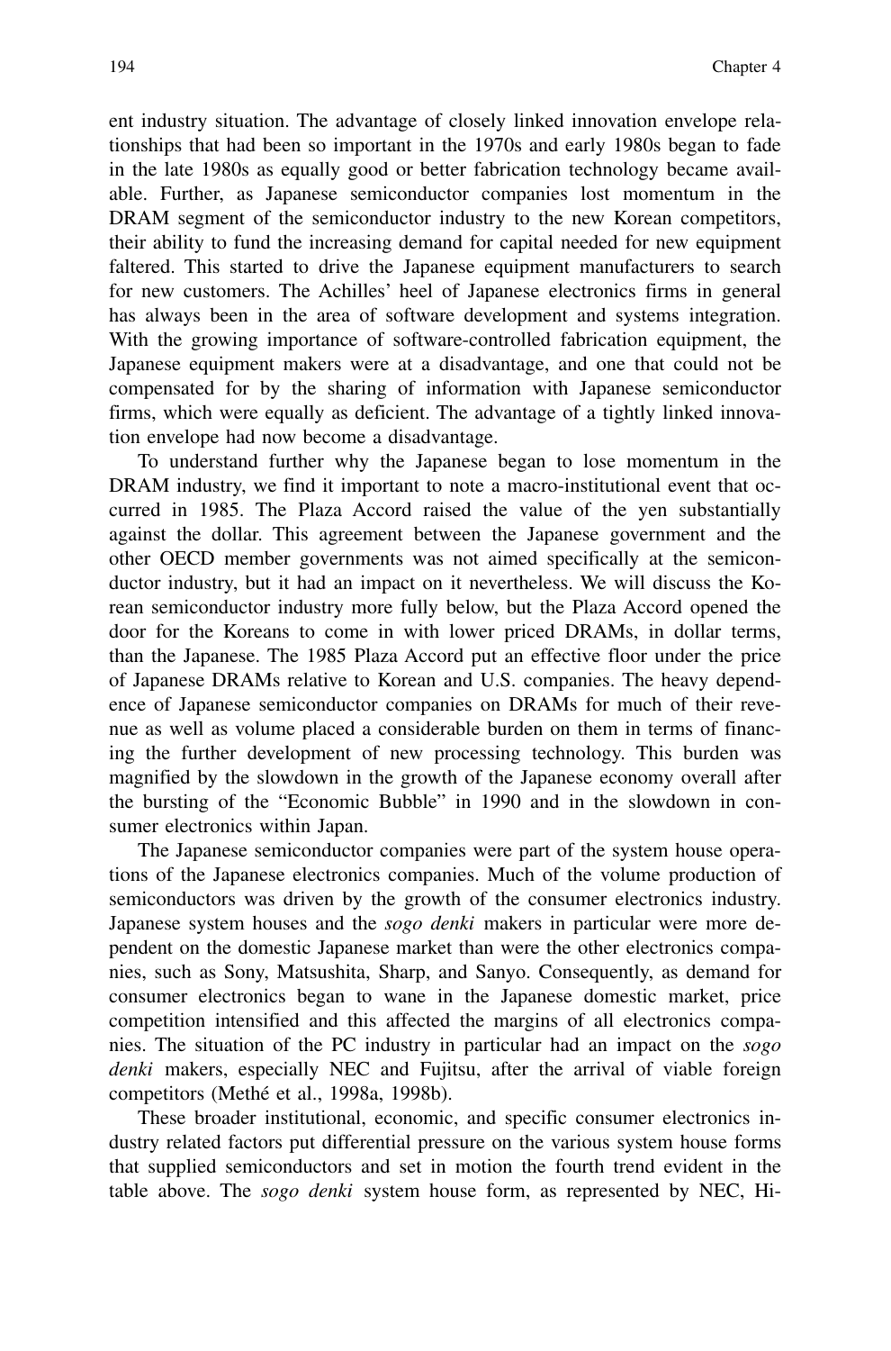ent industry situation. The advantage of closely linked innovation envelope relationships that had been so important in the 1970s and early 1980s began to fade in the late 1980s as equally good or better fabrication technology became available. Further, as Japanese semiconductor companies lost momentum in the DRAM segment of the semiconductor industry to the new Korean competitors, their ability to fund the increasing demand for capital needed for new equipment faltered. This started to drive the Japanese equipment manufacturers to search for new customers. The Achilles' heel of Japanese electronics firms in general has always been in the area of software development and systems integration. With the growing importance of software-controlled fabrication equipment, the Japanese equipment makers were at a disadvantage, and one that could not be compensated for by the sharing of information with Japanese semiconductor firms, which were equally as deficient. The advantage of a tightly linked innovation envelope had now become a disadvantage.

To understand further why the Japanese began to lose momentum in the DRAM industry, we find it important to note a macro-institutional event that occurred in 1985. The Plaza Accord raised the value of the yen substantially against the dollar. This agreement between the Japanese government and the other OECD member governments was not aimed specifically at the semiconductor industry, but it had an impact on it nevertheless. We will discuss the Korean semiconductor industry more fully below, but the Plaza Accord opened the door for the Koreans to come in with lower priced DRAMs, in dollar terms, than the Japanese. The 1985 Plaza Accord put an effective floor under the price of Japanese DRAMs relative to Korean and U.S. companies. The heavy dependence of Japanese semiconductor companies on DRAMs for much of their revenue as well as volume placed a considerable burden on them in terms of financing the further development of new processing technology. This burden was magnified by the slowdown in the growth of the Japanese economy overall after the bursting of the "Economic Bubble" in 1990 and in the slowdown in consumer electronics within Japan.

The Japanese semiconductor companies were part of the system house operations of the Japanese electronics companies. Much of the volume production of semiconductors was driven by the growth of the consumer electronics industry. Japanese system houses and the *sogo denki* makers in particular were more dependent on the domestic Japanese market than were the other electronics companies, such as Sony, Matsushita, Sharp, and Sanyo. Consequently, as demand for consumer electronics began to wane in the Japanese domestic market, price competition intensified and this affected the margins of all electronics companies. The situation of the PC industry in particular had an impact on the *sogo denki* makers, especially NEC and Fujitsu, after the arrival of viable foreign competitors (Methé et al., 1998a, 1998b).

These broader institutional, economic, and specific consumer electronics industry related factors put differential pressure on the various system house forms that supplied semiconductors and set in motion the fourth trend evident in the table above. The *sogo denki* system house form, as represented by NEC, Hi-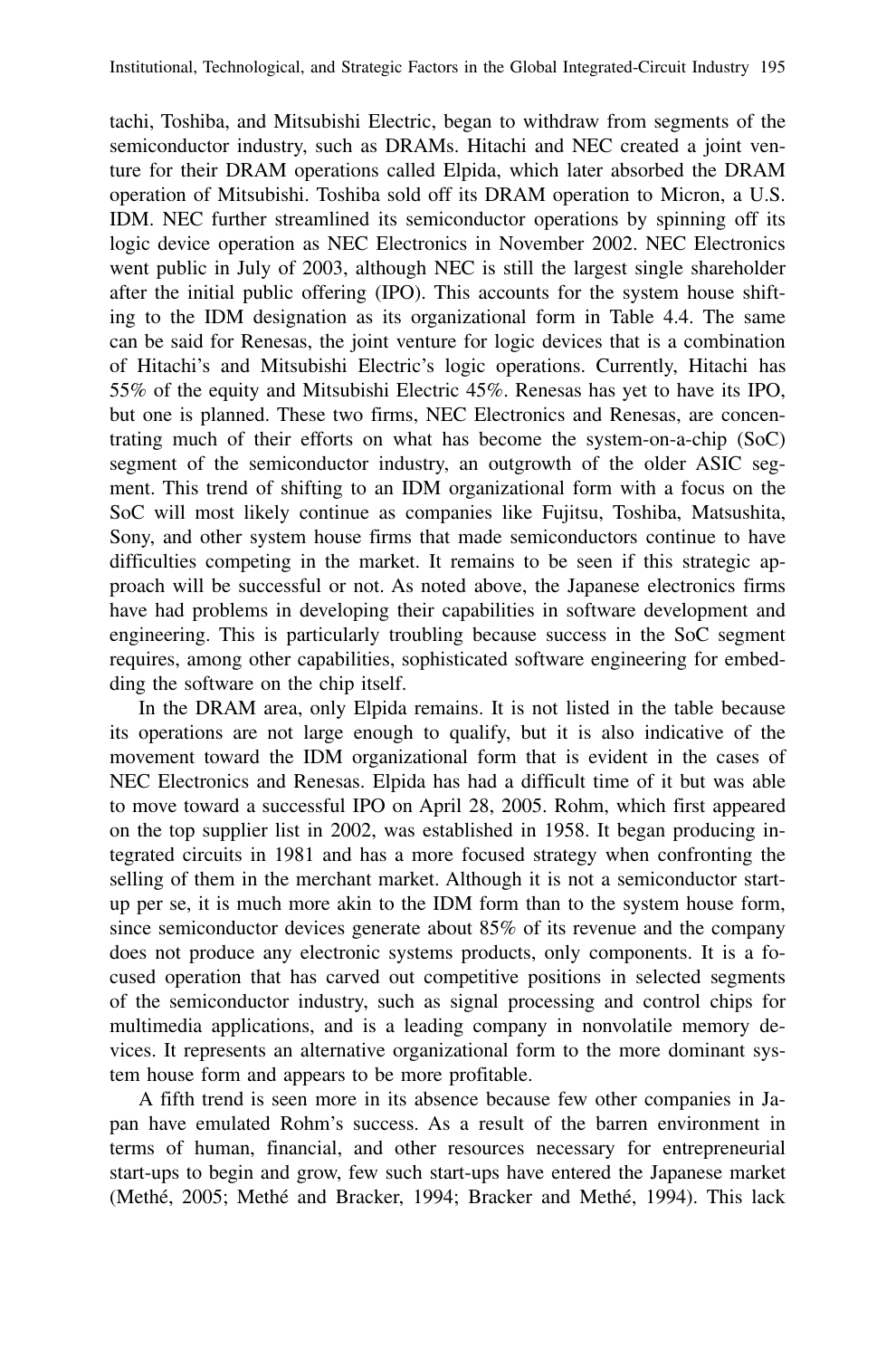tachi, Toshiba, and Mitsubishi Electric, began to withdraw from segments of the semiconductor industry, such as DRAMs. Hitachi and NEC created a joint venture for their DRAM operations called Elpida, which later absorbed the DRAM operation of Mitsubishi. Toshiba sold off its DRAM operation to Micron, a U.S. IDM. NEC further streamlined its semiconductor operations by spinning off its logic device operation as NEC Electronics in November 2002. NEC Electronics went public in July of 2003, although NEC is still the largest single shareholder after the initial public offering (IPO). This accounts for the system house shifting to the IDM designation as its organizational form in Table 4.4. The same can be said for Renesas, the joint venture for logic devices that is a combination of Hitachi's and Mitsubishi Electric's logic operations. Currently, Hitachi has 55% of the equity and Mitsubishi Electric 45%. Renesas has yet to have its IPO, but one is planned. These two firms, NEC Electronics and Renesas, are concentrating much of their efforts on what has become the system-on-a-chip (SoC) segment of the semiconductor industry, an outgrowth of the older ASIC segment. This trend of shifting to an IDM organizational form with a focus on the SoC will most likely continue as companies like Fujitsu, Toshiba, Matsushita, Sony, and other system house firms that made semiconductors continue to have difficulties competing in the market. It remains to be seen if this strategic approach will be successful or not. As noted above, the Japanese electronics firms have had problems in developing their capabilities in software development and engineering. This is particularly troubling because success in the SoC segment requires, among other capabilities, sophisticated software engineering for embedding the software on the chip itself.

In the DRAM area, only Elpida remains. It is not listed in the table because its operations are not large enough to qualify, but it is also indicative of the movement toward the IDM organizational form that is evident in the cases of NEC Electronics and Renesas. Elpida has had a difficult time of it but was able to move toward a successful IPO on April 28, 2005. Rohm, which first appeared on the top supplier list in 2002, was established in 1958. It began producing integrated circuits in 1981 and has a more focused strategy when confronting the selling of them in the merchant market. Although it is not a semiconductor start-up per se, it is much more akin to the IDM form than to the system house form, since semiconductor devices generate about 85% of its revenue and the company does not produce any electronic systems products, only components. It is a focused operation that has carved out competitive positions in selected segments of the semiconductor industry, such as signal processing and control chips for multimedia applications, and is a leading company in nonvolatile memory devices. It represents an alternative organizational form to the more dominant system house form and appears to be more profitable.

A fifth trend is seen more in its absence because few other companies in Japan have emulated Rohm's success. As a result of the barren environment in terms of human, financial, and other resources necessary for entrepreneurial start-ups to begin and grow, few such start-ups have entered the Japanese market (Methé, 2005; Methé and Bracker, 1994; Bracker and Methé, 1994). This lack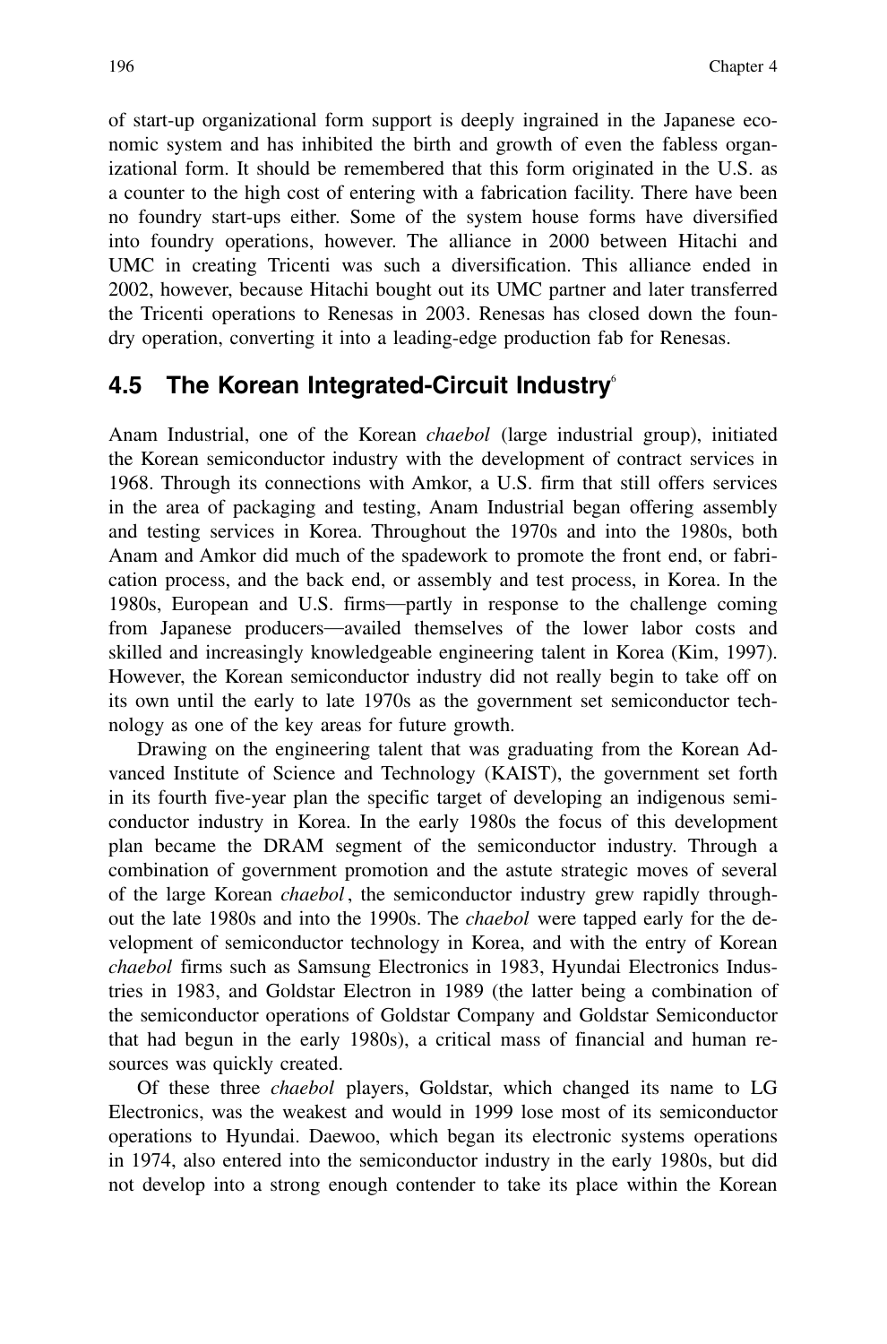of start-up organizational form support is deeply ingrained in the Japanese economic system and has inhibited the birth and growth of even the fabless organizational form. It should be remembered that this form originated in the U.S. as a counter to the high cost of entering with a fabrication facility. There have been no foundry start-ups either. Some of the system house forms have diversified into foundry operations, however. The alliance in 2000 between Hitachi and UMC in creating Tricenti was such a diversification. This alliance ended in 2002, however, because Hitachi bought out its UMC partner and later transferred the Tricenti operations to Renesas in 2003. Renesas has closed down the foundry operation, converting it into a leading-edge production fab for Renesas.

## 4.5 The Korean Integrated-Circuit Industry[6]

Anam Industrial, one of the Korean *chaebol* (large industrial group), initiated the Korean semiconductor industry with the development of contract services in 1968. Through its connections with Amkor, a U.S. firm that still offers services in the area of packaging and testing, Anam Industrial began offering assembly and testing services in Korea. Throughout the 1970s and into the 1980s, both Anam and Amkor did much of the spadework to promote the front end, or fabrication process, and the back end, or assembly and test process, in Korea. In the 1980s, European and U.S. firms—partly in response to the challenge coming from Japanese producers—availed themselves of the lower labor costs and skilled and increasingly knowledgeable engineering talent in Korea (Kim, 1997). However, the Korean semiconductor industry did not really begin to take off on its own until the early to late 1970s as the government set semiconductor technology as one of the key areas for future growth.

Drawing on the engineering talent that was graduating from the Korean Advanced Institute of Science and Technology (KAIST), the government set forth in its fourth five-year plan the specific target of developing an indigenous semiconductor industry in Korea. In the early 1980s the focus of this development plan became the DRAM segment of the semiconductor industry. Through a combination of government promotion and the astute strategic moves of several of the large Korean *chaebol*, the semiconductor industry grew rapidly throughout the late 1980s and into the 1990s. The *chaebol* were tapped early for the development of semiconductor technology in Korea, and with the entry of Korean *chaebol* firms such as Samsung Electronics in 1983, Hyundai Electronics Industries in 1983, and Goldstar Electron in 1989 (the latter being a combination of the semiconductor operations of Goldstar Company and Goldstar Semiconductor that had begun in the early 1980s), a critical mass of financial and human resources was quickly created.

Of these three *chaebol* players, Goldstar, which changed its name to LG Electronics, was the weakest and would in 1999 lose most of its semiconductor operations to Hyundai. Daewoo, which began its electronic systems operations in 1974, also entered into the semiconductor industry in the early 1980s, but did not develop into a strong enough contender to take its place within the Korean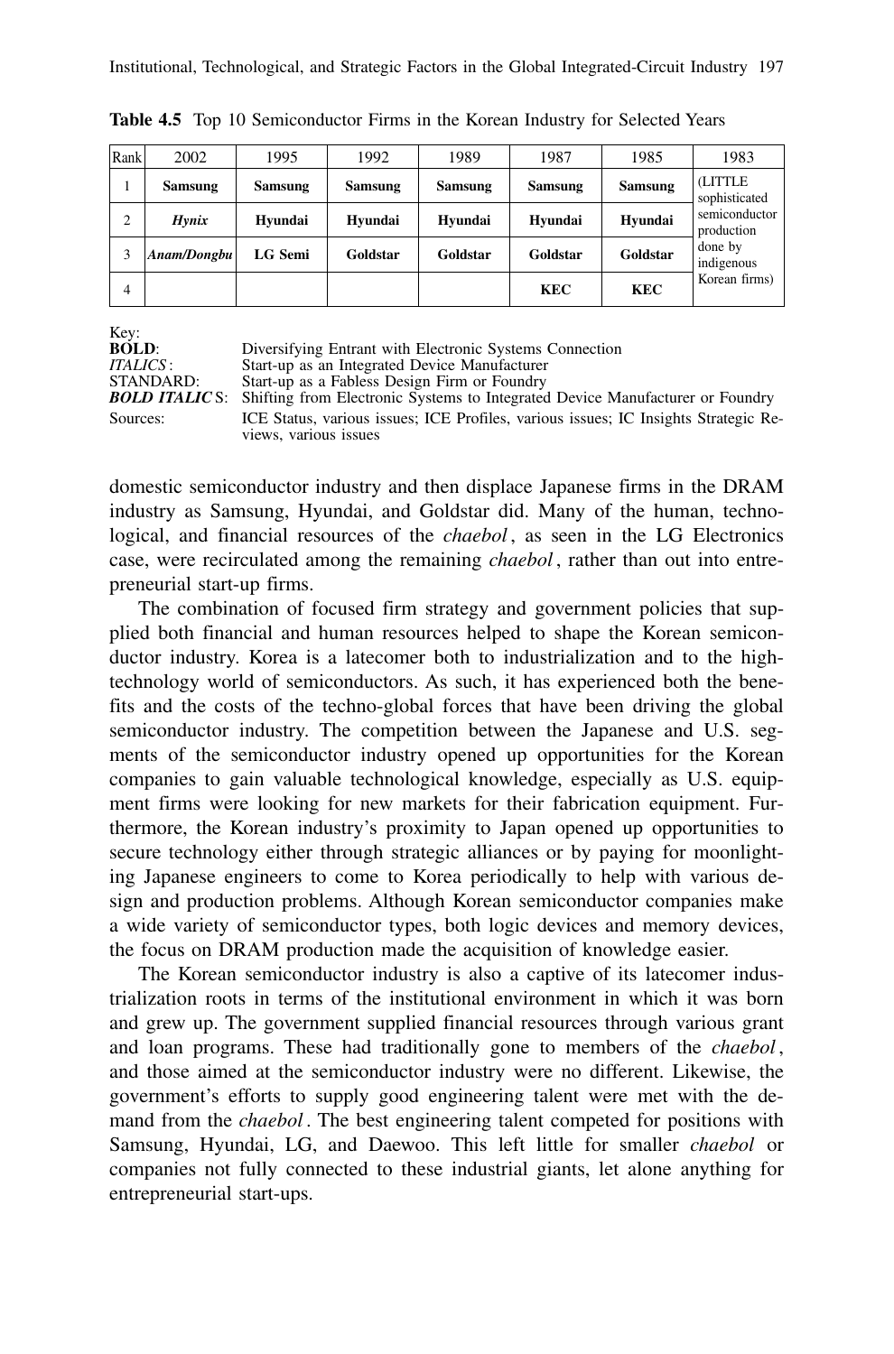**Table 4.5** Top 10 Semiconductor Firms in the Korean Industry for Selected Years

| Rank | 2002 | 1995 | 1992 | 1989 | 1987 | 1985 | 1983 |
|---|---|---|---|---|---|---|---|
| 1 | **Samsung** | **Samsung** | **Samsung** | **Samsung** | **Samsung** | **Samsung** | (LITTLE sophisticated semiconductor production done by indigenous Korean firms) |
| 2 | ***Hynix*** | **Hyundai** | **Hyundai** | **Hyundai** | **Hyundai** | **Hyundai** | |
| 3 | *Anam/Dongbu* | **LG Semi** | **Goldstar** | **Goldstar** | **Goldstar** | **Goldstar** | |
| 4 | | | | | **KEC** | **KEC** | |

Key:
**BOLD**: Diversifying Entrant with Electronic Systems Connection
*ITALICS*: Start-up as an Integrated Device Manufacturer
STANDARD: Start-up as a Fabless Design Firm or Foundry
***BOLD ITALICS***: Shifting from Electronic Systems to Integrated Device Manufacturer or Foundry
Sources: ICE Status, various issues; ICE Profiles, various issues; IC Insights Strategic Reviews, various issues

domestic semiconductor industry and then displace Japanese firms in the DRAM industry as Samsung, Hyundai, and Goldstar did. Many of the human, technological, and financial resources of the *chaebol*, as seen in the LG Electronics case, were recirculated among the remaining *chaebol*, rather than out into entrepreneurial start-up firms.

The combination of focused firm strategy and government policies that supplied both financial and human resources helped to shape the Korean semiconductor industry. Korea is a latecomer both to industrialization and to the high-technology world of semiconductors. As such, it has experienced both the benefits and the costs of the techno-global forces that have been driving the global semiconductor industry. The competition between the Japanese and U.S. segments of the semiconductor industry opened up opportunities for the Korean companies to gain valuable technological knowledge, especially as U.S. equipment firms were looking for new markets for their fabrication equipment. Furthermore, the Korean industry's proximity to Japan opened up opportunities to secure technology either through strategic alliances or by paying for moonlighting Japanese engineers to come to Korea periodically to help with various design and production problems. Although Korean semiconductor companies make a wide variety of semiconductor types, both logic devices and memory devices, the focus on DRAM production made the acquisition of knowledge easier.

The Korean semiconductor industry is also a captive of its latecomer industrialization roots in terms of the institutional environment in which it was born and grew up. The government supplied financial resources through various grant and loan programs. These had traditionally gone to members of the *chaebol*, and those aimed at the semiconductor industry were no different. Likewise, the government's efforts to supply good engineering talent were met with the demand from the *chaebol*. The best engineering talent competed for positions with Samsung, Hyundai, LG, and Daewoo. This left little for smaller *chaebol* or companies not fully connected to these industrial giants, let alone anything for entrepreneurial start-ups.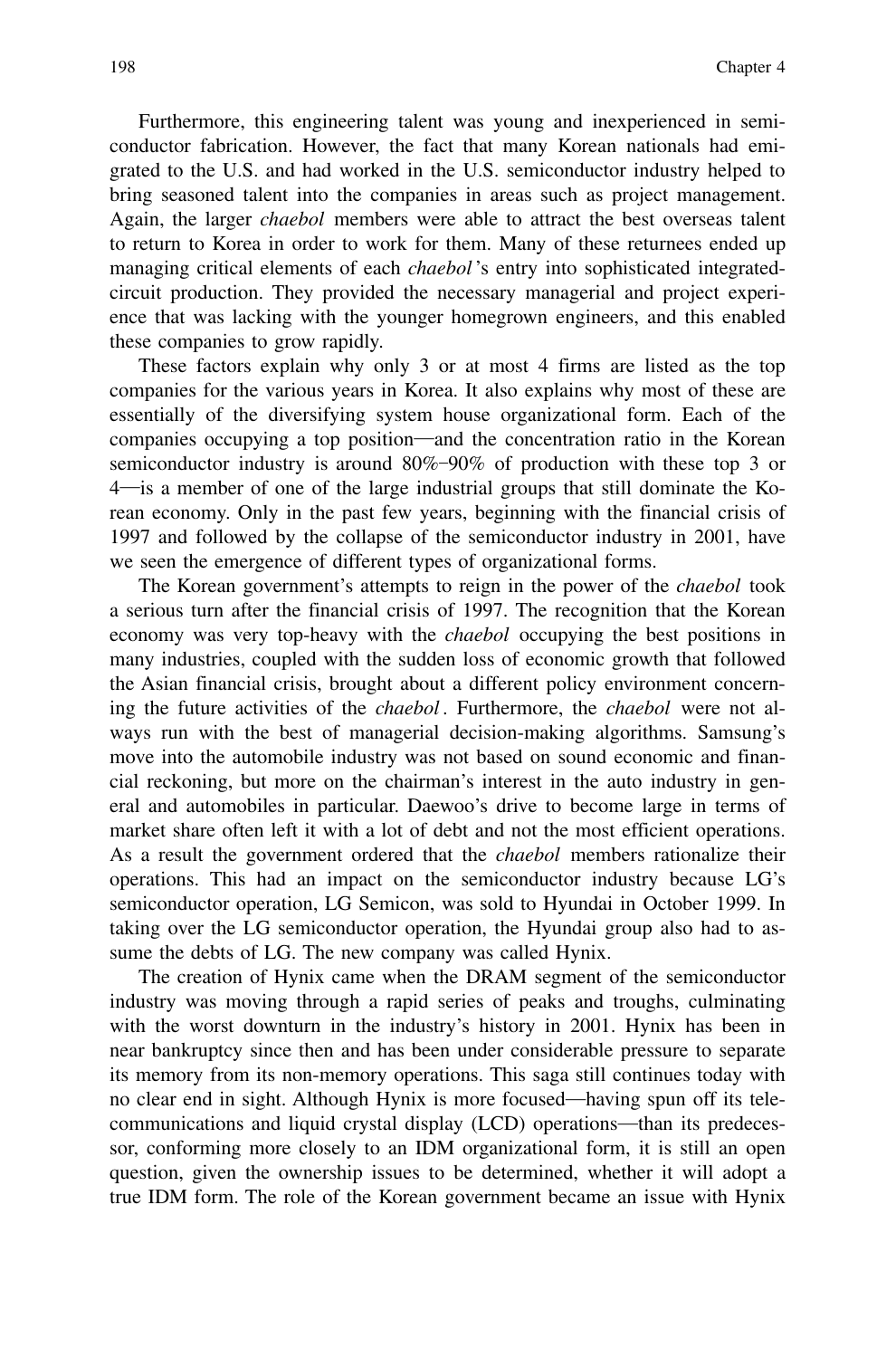Furthermore, this engineering talent was young and inexperienced in semiconductor fabrication. However, the fact that many Korean nationals had emigrated to the U.S. and had worked in the U.S. semiconductor industry helped to bring seasoned talent into the companies in areas such as project management. Again, the larger *chaebol* members were able to attract the best overseas talent to return to Korea in order to work for them. Many of these returnees ended up managing critical elements of each *chaebol*'s entry into sophisticated integrated-circuit production. They provided the necessary managerial and project experience that was lacking with the younger homegrown engineers, and this enabled these companies to grow rapidly.

These factors explain why only 3 or at most 4 firms are listed as the top companies for the various years in Korea. It also explains why most of these are essentially of the diversifying system house organizational form. Each of the companies occupying a top position—and the concentration ratio in the Korean semiconductor industry is around 80%–90% of production with these top 3 or 4—is a member of one of the large industrial groups that still dominate the Korean economy. Only in the past few years, beginning with the financial crisis of 1997 and followed by the collapse of the semiconductor industry in 2001, have we seen the emergence of different types of organizational forms.

The Korean government's attempts to reign in the power of the *chaebol* took a serious turn after the financial crisis of 1997. The recognition that the Korean economy was very top-heavy with the *chaebol* occupying the best positions in many industries, coupled with the sudden loss of economic growth that followed the Asian financial crisis, brought about a different policy environment concerning the future activities of the *chaebol*. Furthermore, the *chaebol* were not always run with the best of managerial decision-making algorithms. Samsung's move into the automobile industry was not based on sound economic and financial reckoning, but more on the chairman's interest in the auto industry in general and automobiles in particular. Daewoo's drive to become large in terms of market share often left it with a lot of debt and not the most efficient operations. As a result the government ordered that the *chaebol* members rationalize their operations. This had an impact on the semiconductor industry because LG's semiconductor operation, LG Semicon, was sold to Hyundai in October 1999. In taking over the LG semiconductor operation, the Hyundai group also had to assume the debts of LG. The new company was called Hynix.

The creation of Hynix came when the DRAM segment of the semiconductor industry was moving through a rapid series of peaks and troughs, culminating with the worst downturn in the industry's history in 2001. Hynix has been in near bankruptcy since then and has been under considerable pressure to separate its memory from its non-memory operations. This saga still continues today with no clear end in sight. Although Hynix is more focused—having spun off its telecommunications and liquid crystal display (LCD) operations—than its predecessor, conforming more closely to an IDM organizational form, it is still an open question, given the ownership issues to be determined, whether it will adopt a true IDM form. The role of the Korean government became an issue with Hynix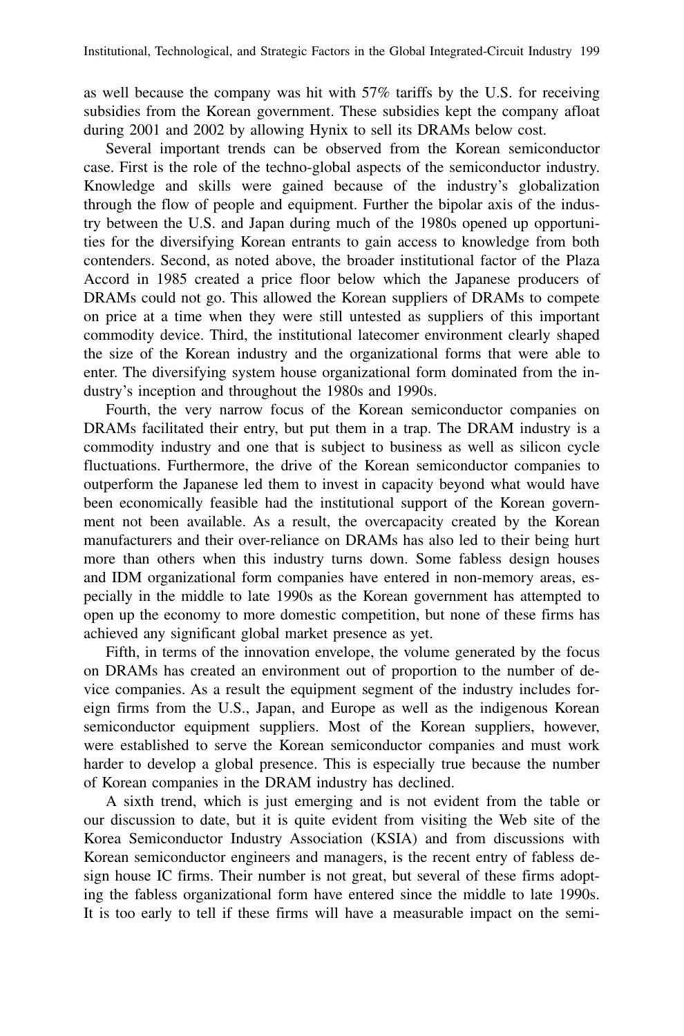as well because the company was hit with 57% tariffs by the U.S. for receiving subsidies from the Korean government. These subsidies kept the company afloat during 2001 and 2002 by allowing Hynix to sell its DRAMs below cost.

Several important trends can be observed from the Korean semiconductor case. First is the role of the techno-global aspects of the semiconductor industry. Knowledge and skills were gained because of the industry's globalization through the flow of people and equipment. Further the bipolar axis of the industry between the U.S. and Japan during much of the 1980s opened up opportunities for the diversifying Korean entrants to gain access to knowledge from both contenders. Second, as noted above, the broader institutional factor of the Plaza Accord in 1985 created a price floor below which the Japanese producers of DRAMs could not go. This allowed the Korean suppliers of DRAMs to compete on price at a time when they were still untested as suppliers of this important commodity device. Third, the institutional latecomer environment clearly shaped the size of the Korean industry and the organizational forms that were able to enter. The diversifying system house organizational form dominated from the industry's inception and throughout the 1980s and 1990s.

Fourth, the very narrow focus of the Korean semiconductor companies on DRAMs facilitated their entry, but put them in a trap. The DRAM industry is a commodity industry and one that is subject to business as well as silicon cycle fluctuations. Furthermore, the drive of the Korean semiconductor companies to outperform the Japanese led them to invest in capacity beyond what would have been economically feasible had the institutional support of the Korean government not been available. As a result, the overcapacity created by the Korean manufacturers and their over-reliance on DRAMs has also led to their being hurt more than others when this industry turns down. Some fabless design houses and IDM organizational form companies have entered in non-memory areas, especially in the middle to late 1990s as the Korean government has attempted to open up the economy to more domestic competition, but none of these firms has achieved any significant global market presence as yet.

Fifth, in terms of the innovation envelope, the volume generated by the focus on DRAMs has created an environment out of proportion to the number of device companies. As a result the equipment segment of the industry includes foreign firms from the U.S., Japan, and Europe as well as the indigenous Korean semiconductor equipment suppliers. Most of the Korean suppliers, however, were established to serve the Korean semiconductor companies and must work harder to develop a global presence. This is especially true because the number of Korean companies in the DRAM industry has declined.

A sixth trend, which is just emerging and is not evident from the table or our discussion to date, but it is quite evident from visiting the Web site of the Korea Semiconductor Industry Association (KSIA) and from discussions with Korean semiconductor engineers and managers, is the recent entry of fabless design house IC firms. Their number is not great, but several of these firms adopting the fabless organizational form have entered since the middle to late 1990s. It is too early to tell if these firms will have a measurable impact on the semi-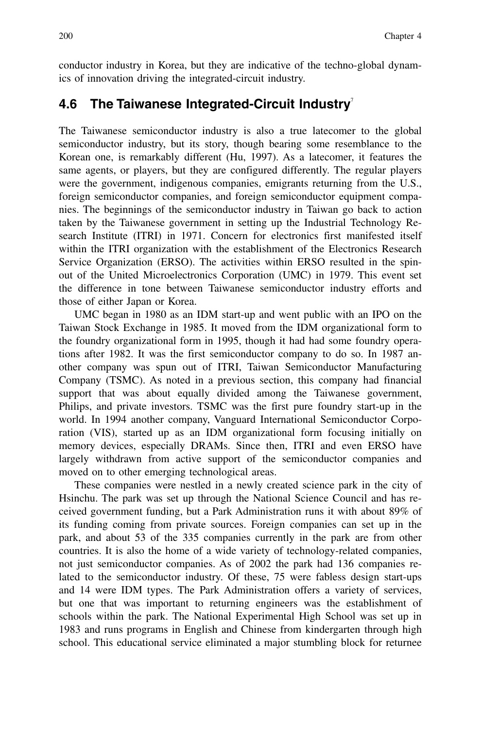conductor industry in Korea, but they are indicative of the techno-global dynamics of innovation driving the integrated-circuit industry.

## 4.6 The Taiwanese Integrated-Circuit Industry[7]

The Taiwanese semiconductor industry is also a true latecomer to the global semiconductor industry, but its story, though bearing some resemblance to the Korean one, is remarkably different (Hu, 1997). As a latecomer, it features the same agents, or players, but they are configured differently. The regular players were the government, indigenous companies, emigrants returning from the U.S., foreign semiconductor companies, and foreign semiconductor equipment companies. The beginnings of the semiconductor industry in Taiwan go back to action taken by the Taiwanese government in setting up the Industrial Technology Research Institute (ITRI) in 1971. Concern for electronics first manifested itself within the ITRI organization with the establishment of the Electronics Research Service Organization (ERSO). The activities within ERSO resulted in the spinout of the United Microelectronics Corporation (UMC) in 1979. This event set the difference in tone between Taiwanese semiconductor industry efforts and those of either Japan or Korea.

UMC began in 1980 as an IDM start-up and went public with an IPO on the Taiwan Stock Exchange in 1985. It moved from the IDM organizational form to the foundry organizational form in 1995, though it had had some foundry operations after 1982. It was the first semiconductor company to do so. In 1987 another company was spun out of ITRI, Taiwan Semiconductor Manufacturing Company (TSMC). As noted in a previous section, this company had financial support that was about equally divided among the Taiwanese government, Philips, and private investors. TSMC was the first pure foundry start-up in the world. In 1994 another company, Vanguard International Semiconductor Corporation (VIS), started up as an IDM organizational form focusing initially on memory devices, especially DRAMs. Since then, ITRI and even ERSO have largely withdrawn from active support of the semiconductor companies and moved on to other emerging technological areas.

These companies were nestled in a newly created science park in the city of Hsinchu. The park was set up through the National Science Council and has received government funding, but a Park Administration runs it with about 89% of its funding coming from private sources. Foreign companies can set up in the park, and about 53 of the 335 companies currently in the park are from other countries. It is also the home of a wide variety of technology-related companies, not just semiconductor companies. As of 2002 the park had 136 companies related to the semiconductor industry. Of these, 75 were fabless design start-ups and 14 were IDM types. The Park Administration offers a variety of services, but one that was important to returning engineers was the establishment of schools within the park. The National Experimental High School was set up in 1983 and runs programs in English and Chinese from kindergarten through high school. This educational service eliminated a major stumbling block for returnee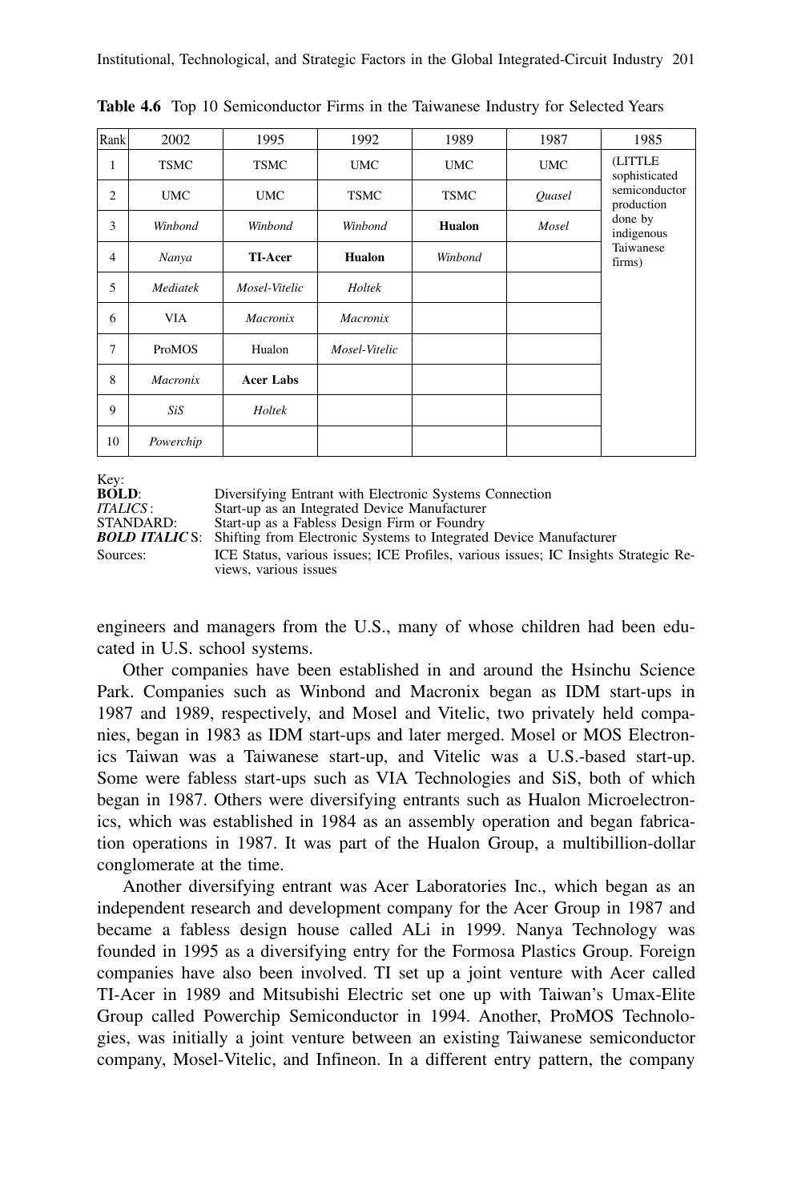**Table 4.6** Top 10 Semiconductor Firms in the Taiwanese Industry for Selected Years

| Rank | 2002 | 1995 | 1992 | 1989 | 1987 | 1985 |
|---|---|---|---|---|---|---|
| 1 | TSMC | TSMC | UMC | UMC | UMC | (LITTLE sophisticated semiconductor production done by indigenous Taiwanese firms) |
| 2 | UMC | UMC | TSMC | TSMC | *Quasel* | |
| 3 | *Winbond* | *Winbond* | *Winbond* | **Hualon** | *Mosel* | |
| 4 | *Nanya* | **TI-Acer** | **Hualon** | *Winbond* | | |
| 5 | *Mediatek* | *Mosel-Vitelic* | *Holtek* | | | |
| 6 | VIA | *Macronix* | *Macronix* | | | |
| 7 | ProMOS | Hualon | *Mosel-Vitelic* | | | |
| 8 | *Macronix* | **Acer Labs** | | | | |
| 9 | *SiS* | *Holtek* | | | | |
| 10 | *Powerchip* | | | | | |

Key:
**BOLD**: Diversifying Entrant with Electronic Systems Connection
*ITALICS*: Start-up as an Integrated Device Manufacturer
STANDARD: Start-up as a Fabless Design Firm or Foundry
***BOLD ITALICS***: Shifting from Electronic Systems to Integrated Device Manufacturer
Sources: ICE Status, various issues; ICE Profiles, various issues; IC Insights Strategic Reviews, various issues

engineers and managers from the U.S., many of whose children had been educated in U.S. school systems.

Other companies have been established in and around the Hsinchu Science Park. Companies such as Winbond and Macronix began as IDM start-ups in 1987 and 1989, respectively, and Mosel and Vitelic, two privately held companies, began in 1983 as IDM start-ups and later merged. Mosel or MOS Electronics Taiwan was a Taiwanese start-up, and Vitelic was a U.S.-based start-up. Some were fabless start-ups such as VIA Technologies and SiS, both of which began in 1987. Others were diversifying entrants such as Hualon Microelectronics, which was established in 1984 as an assembly operation and began fabrication operations in 1987. It was part of the Hualon Group, a multibillion-dollar conglomerate at the time.

Another diversifying entrant was Acer Laboratories Inc., which began as an independent research and development company for the Acer Group in 1987 and became a fabless design house called ALi in 1999. Nanya Technology was founded in 1995 as a diversifying entry for the Formosa Plastics Group. Foreign companies have also been involved. TI set up a joint venture with Acer called TI-Acer in 1989 and Mitsubishi Electric set one up with Taiwan's Umax-Elite Group called Powerchip Semiconductor in 1994. Another, ProMOS Technologies, was initially a joint venture between an existing Taiwanese semiconductor company, Mosel-Vitelic, and Infineon. In a different entry pattern, the company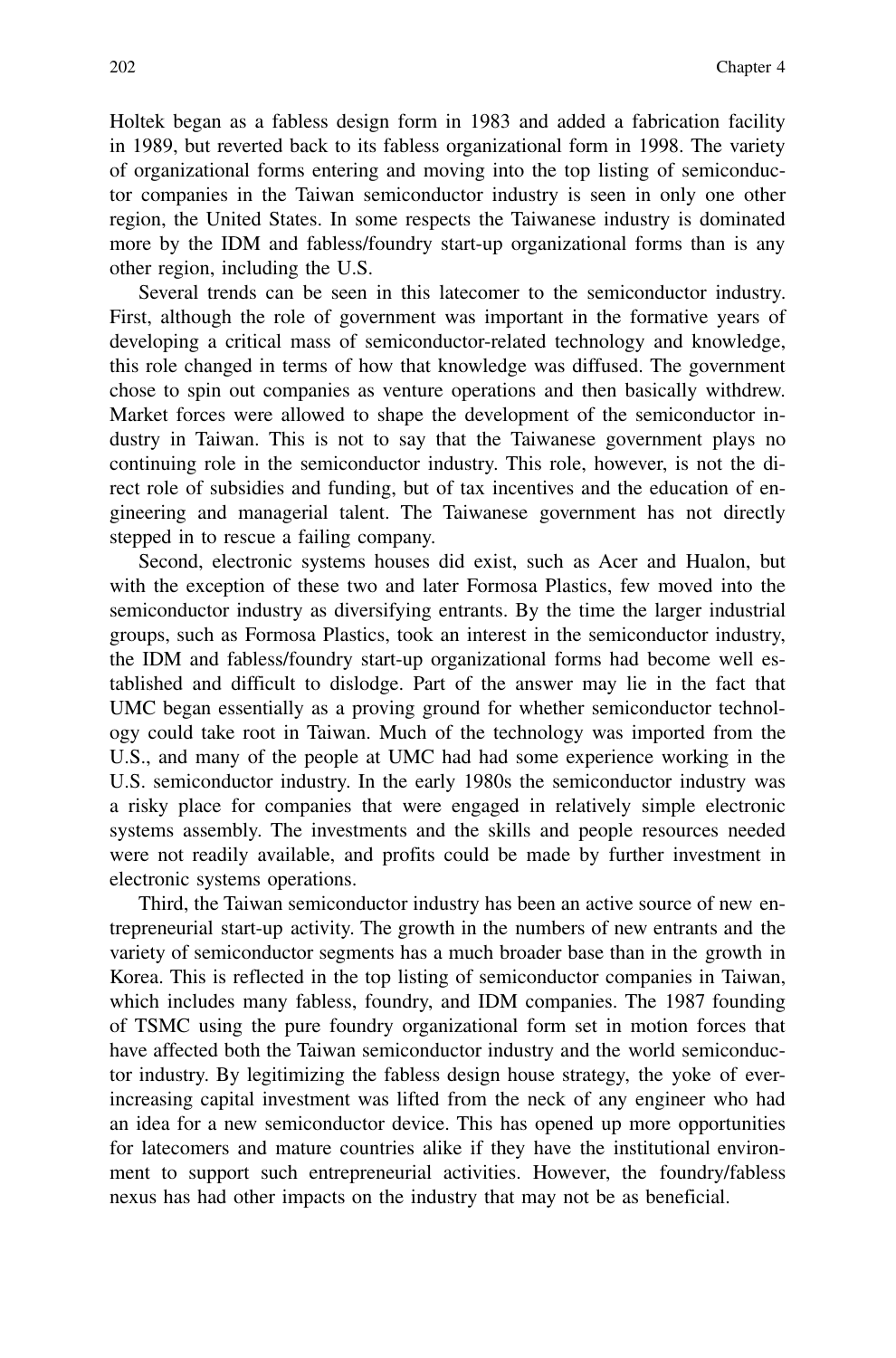Holtek began as a fabless design form in 1983 and added a fabrication facility in 1989, but reverted back to its fabless organizational form in 1998. The variety of organizational forms entering and moving into the top listing of semiconductor companies in the Taiwan semiconductor industry is seen in only one other region, the United States. In some respects the Taiwanese industry is dominated more by the IDM and fabless/foundry start-up organizational forms than is any other region, including the U.S.

Several trends can be seen in this latecomer to the semiconductor industry. First, although the role of government was important in the formative years of developing a critical mass of semiconductor-related technology and knowledge, this role changed in terms of how that knowledge was diffused. The government chose to spin out companies as venture operations and then basically withdrew. Market forces were allowed to shape the development of the semiconductor industry in Taiwan. This is not to say that the Taiwanese government plays no continuing role in the semiconductor industry. This role, however, is not the direct role of subsidies and funding, but of tax incentives and the education of engineering and managerial talent. The Taiwanese government has not directly stepped in to rescue a failing company.

Second, electronic systems houses did exist, such as Acer and Hualon, but with the exception of these two and later Formosa Plastics, few moved into the semiconductor industry as diversifying entrants. By the time the larger industrial groups, such as Formosa Plastics, took an interest in the semiconductor industry, the IDM and fabless/foundry start-up organizational forms had become well established and difficult to dislodge. Part of the answer may lie in the fact that UMC began essentially as a proving ground for whether semiconductor technology could take root in Taiwan. Much of the technology was imported from the U.S., and many of the people at UMC had had some experience working in the U.S. semiconductor industry. In the early 1980s the semiconductor industry was a risky place for companies that were engaged in relatively simple electronic systems assembly. The investments and the skills and people resources needed were not readily available, and profits could be made by further investment in electronic systems operations.

Third, the Taiwan semiconductor industry has been an active source of new entrepreneurial start-up activity. The growth in the numbers of new entrants and the variety of semiconductor segments has a much broader base than in the growth in Korea. This is reflected in the top listing of semiconductor companies in Taiwan, which includes many fabless, foundry, and IDM companies. The 1987 founding of TSMC using the pure foundry organizational form set in motion forces that have affected both the Taiwan semiconductor industry and the world semiconductor industry. By legitimizing the fabless design house strategy, the yoke of ever-increasing capital investment was lifted from the neck of any engineer who had an idea for a new semiconductor device. This has opened up more opportunities for latecomers and mature countries alike if they have the institutional environment to support such entrepreneurial activities. However, the foundry/fabless nexus has had other impacts on the industry that may not be as beneficial.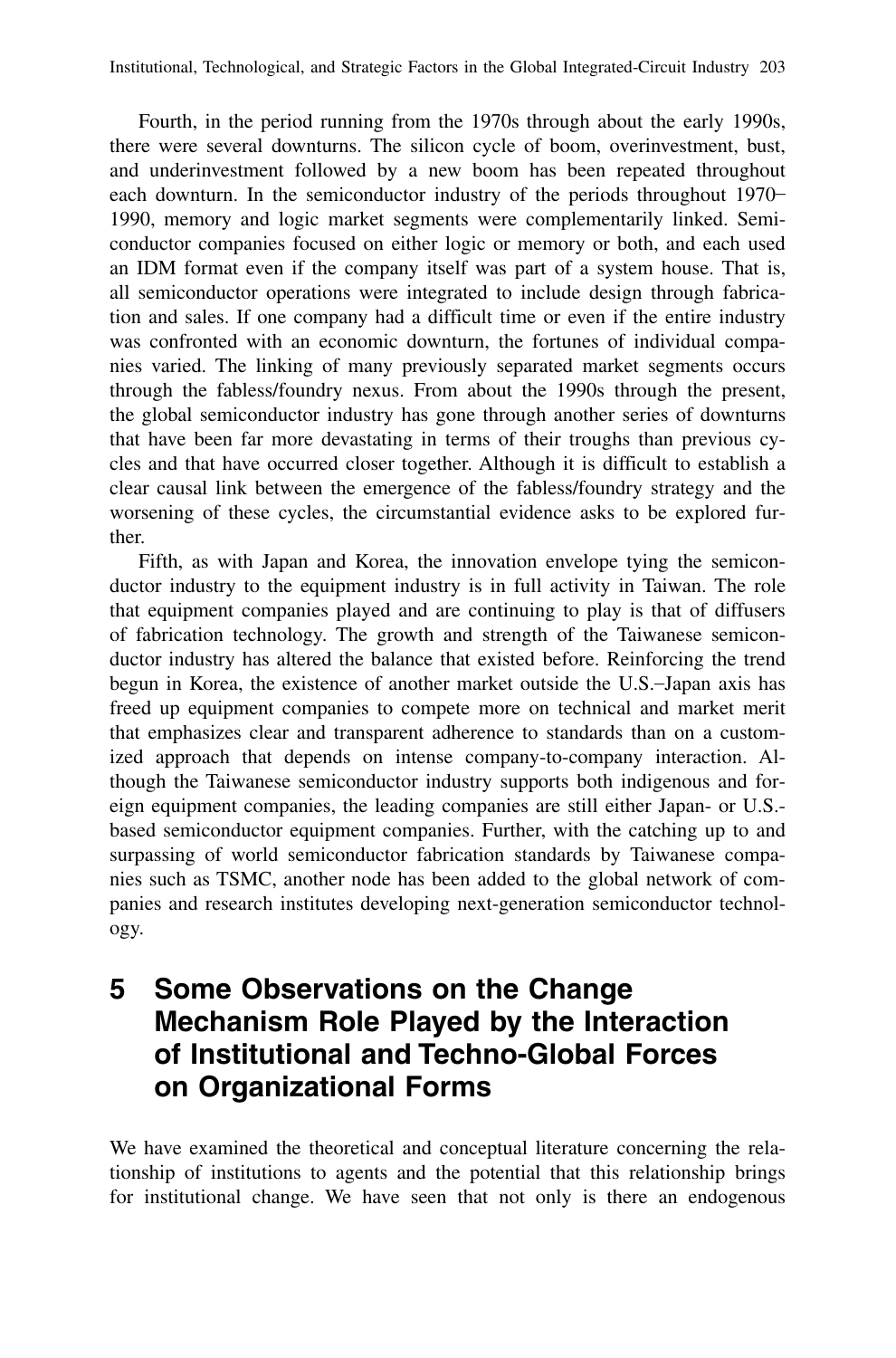Fourth, in the period running from the 1970s through about the early 1990s, there were several downturns. The silicon cycle of boom, overinvestment, bust, and underinvestment followed by a new boom has been repeated throughout each downturn. In the semiconductor industry of the periods throughout 1970–1990, memory and logic market segments were complementarily linked. Semiconductor companies focused on either logic or memory or both, and each used an IDM format even if the company itself was part of a system house. That is, all semiconductor operations were integrated to include design through fabrication and sales. If one company had a difficult time or even if the entire industry was confronted with an economic downturn, the fortunes of individual companies varied. The linking of many previously separated market segments occurs through the fabless/foundry nexus. From about the 1990s through the present, the global semiconductor industry has gone through another series of downturns that have been far more devastating in terms of their troughs than previous cycles and that have occurred closer together. Although it is difficult to establish a clear causal link between the emergence of the fabless/foundry strategy and the worsening of these cycles, the circumstantial evidence asks to be explored further.

Fifth, as with Japan and Korea, the innovation envelope tying the semiconductor industry to the equipment industry is in full activity in Taiwan. The role that equipment companies played and are continuing to play is that of diffusers of fabrication technology. The growth and strength of the Taiwanese semiconductor industry has altered the balance that existed before. Reinforcing the trend begun in Korea, the existence of another market outside the U.S.–Japan axis has freed up equipment companies to compete more on technical and market merit that emphasizes clear and transparent adherence to standards than on a customized approach that depends on intense company-to-company interaction. Although the Taiwanese semiconductor industry supports both indigenous and foreign equipment companies, the leading companies are still either Japan- or U.S.-based semiconductor equipment companies. Further, with the catching up to and surpassing of world semiconductor fabrication standards by Taiwanese companies such as TSMC, another node has been added to the global network of companies and research institutes developing next-generation semiconductor technology.

# 5 Some Observations on the Change Mechanism Role Played by the Interaction of Institutional and Techno-Global Forces on Organizational Forms

We have examined the theoretical and conceptual literature concerning the relationship of institutions to agents and the potential that this relationship brings for institutional change. We have seen that not only is there an endogenous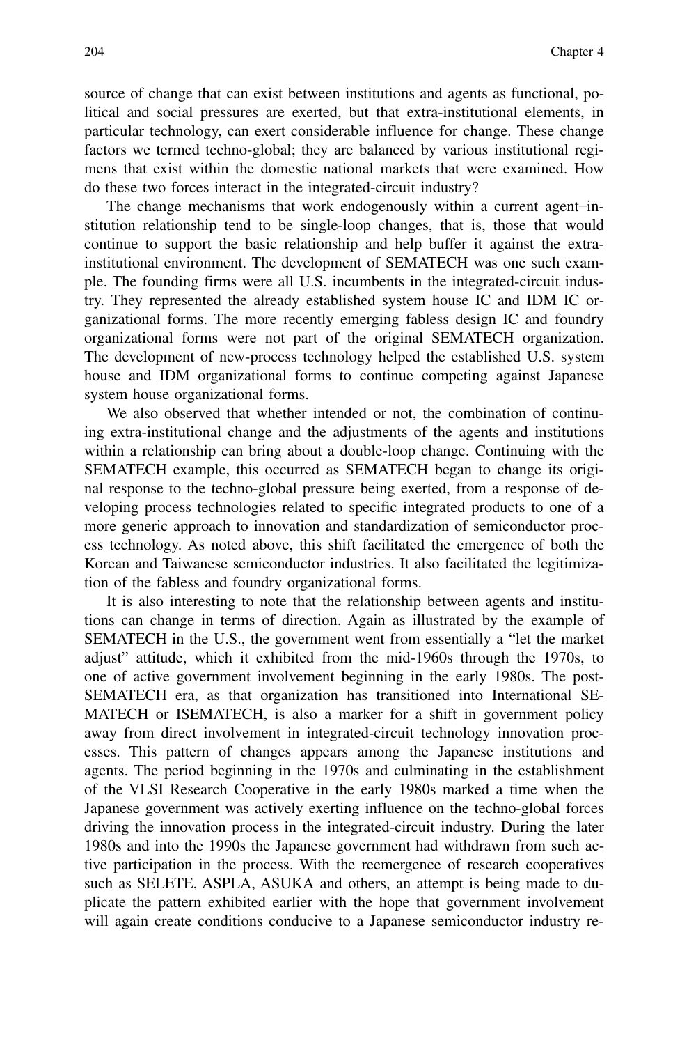source of change that can exist between institutions and agents as functional, political and social pressures are exerted, but that extra-institutional elements, in particular technology, can exert considerable influence for change. These change factors we termed techno-global; they are balanced by various institutional regimens that exist within the domestic national markets that were examined. How do these two forces interact in the integrated-circuit industry?

The change mechanisms that work endogenously within a current agent–institution relationship tend to be single-loop changes, that is, those that would continue to support the basic relationship and help buffer it against the extra-institutional environment. The development of SEMATECH was one such example. The founding firms were all U.S. incumbents in the integrated-circuit industry. They represented the already established system house IC and IDM IC organizational forms. The more recently emerging fabless design IC and foundry organizational forms were not part of the original SEMATECH organization. The development of new-process technology helped the established U.S. system house and IDM organizational forms to continue competing against Japanese system house organizational forms.

We also observed that whether intended or not, the combination of continuing extra-institutional change and the adjustments of the agents and institutions within a relationship can bring about a double-loop change. Continuing with the SEMATECH example, this occurred as SEMATECH began to change its original response to the techno-global pressure being exerted, from a response of developing process technologies related to specific integrated products to one of a more generic approach to innovation and standardization of semiconductor process technology. As noted above, this shift facilitated the emergence of both the Korean and Taiwanese semiconductor industries. It also facilitated the legitimization of the fabless and foundry organizational forms.

It is also interesting to note that the relationship between agents and institutions can change in terms of direction. Again as illustrated by the example of SEMATECH in the U.S., the government went from essentially a "let the market adjust" attitude, which it exhibited from the mid-1960s through the 1970s, to one of active government involvement beginning in the early 1980s. The post-SEMATECH era, as that organization has transitioned into International SEMATECH or ISEMATECH, is also a marker for a shift in government policy away from direct involvement in integrated-circuit technology innovation processes. This pattern of changes appears among the Japanese institutions and agents. The period beginning in the 1970s and culminating in the establishment of the VLSI Research Cooperative in the early 1980s marked a time when the Japanese government was actively exerting influence on the techno-global forces driving the innovation process in the integrated-circuit industry. During the later 1980s and into the 1990s the Japanese government had withdrawn from such active participation in the process. With the reemergence of research cooperatives such as SELETE, ASPLA, ASUKA and others, an attempt is being made to duplicate the pattern exhibited earlier with the hope that government involvement will again create conditions conducive to a Japanese semiconductor industry re-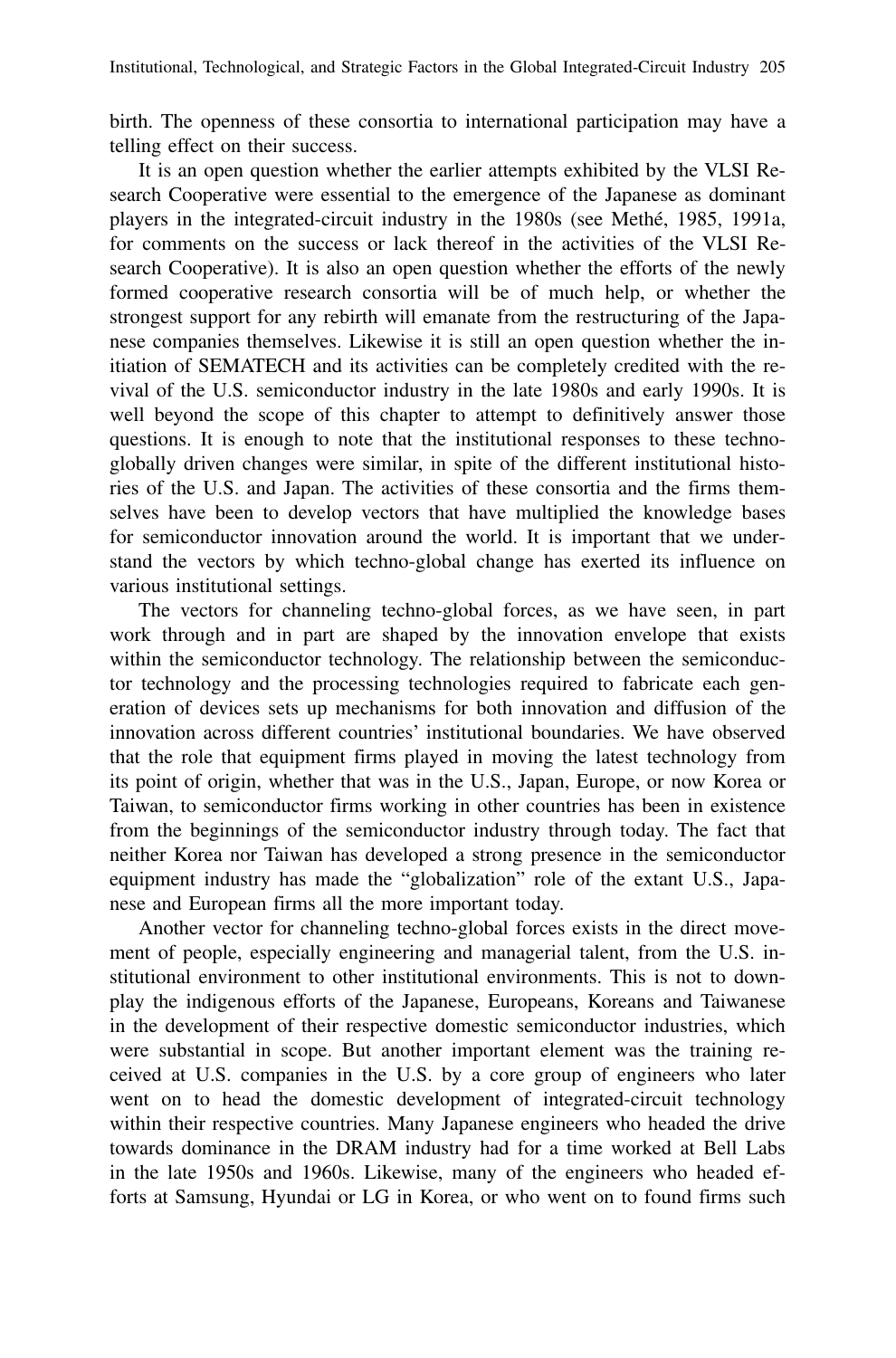birth. The openness of these consortia to international participation may have a telling effect on their success.

It is an open question whether the earlier attempts exhibited by the VLSI Research Cooperative were essential to the emergence of the Japanese as dominant players in the integrated-circuit industry in the 1980s (see Methé, 1985, 1991a, for comments on the success or lack thereof in the activities of the VLSI Research Cooperative). It is also an open question whether the efforts of the newly formed cooperative research consortia will be of much help, or whether the strongest support for any rebirth will emanate from the restructuring of the Japanese companies themselves. Likewise it is still an open question whether the initiation of SEMATECH and its activities can be completely credited with the revival of the U.S. semiconductor industry in the late 1980s and early 1990s. It is well beyond the scope of this chapter to attempt to definitively answer those questions. It is enough to note that the institutional responses to these techno-globally driven changes were similar, in spite of the different institutional histories of the U.S. and Japan. The activities of these consortia and the firms themselves have been to develop vectors that have multiplied the knowledge bases for semiconductor innovation around the world. It is important that we understand the vectors by which techno-global change has exerted its influence on various institutional settings.

The vectors for channeling techno-global forces, as we have seen, in part work through and in part are shaped by the innovation envelope that exists within the semiconductor technology. The relationship between the semiconductor technology and the processing technologies required to fabricate each generation of devices sets up mechanisms for both innovation and diffusion of the innovation across different countries' institutional boundaries. We have observed that the role that equipment firms played in moving the latest technology from its point of origin, whether that was in the U.S., Japan, Europe, or now Korea or Taiwan, to semiconductor firms working in other countries has been in existence from the beginnings of the semiconductor industry through today. The fact that neither Korea nor Taiwan has developed a strong presence in the semiconductor equipment industry has made the "globalization" role of the extant U.S., Japanese and European firms all the more important today.

Another vector for channeling techno-global forces exists in the direct movement of people, especially engineering and managerial talent, from the U.S. institutional environment to other institutional environments. This is not to downplay the indigenous efforts of the Japanese, Europeans, Koreans and Taiwanese in the development of their respective domestic semiconductor industries, which were substantial in scope. But another important element was the training received at U.S. companies in the U.S. by a core group of engineers who later went on to head the domestic development of integrated-circuit technology within their respective countries. Many Japanese engineers who headed the drive towards dominance in the DRAM industry had for a time worked at Bell Labs in the late 1950s and 1960s. Likewise, many of the engineers who headed efforts at Samsung, Hyundai or LG in Korea, or who went on to found firms such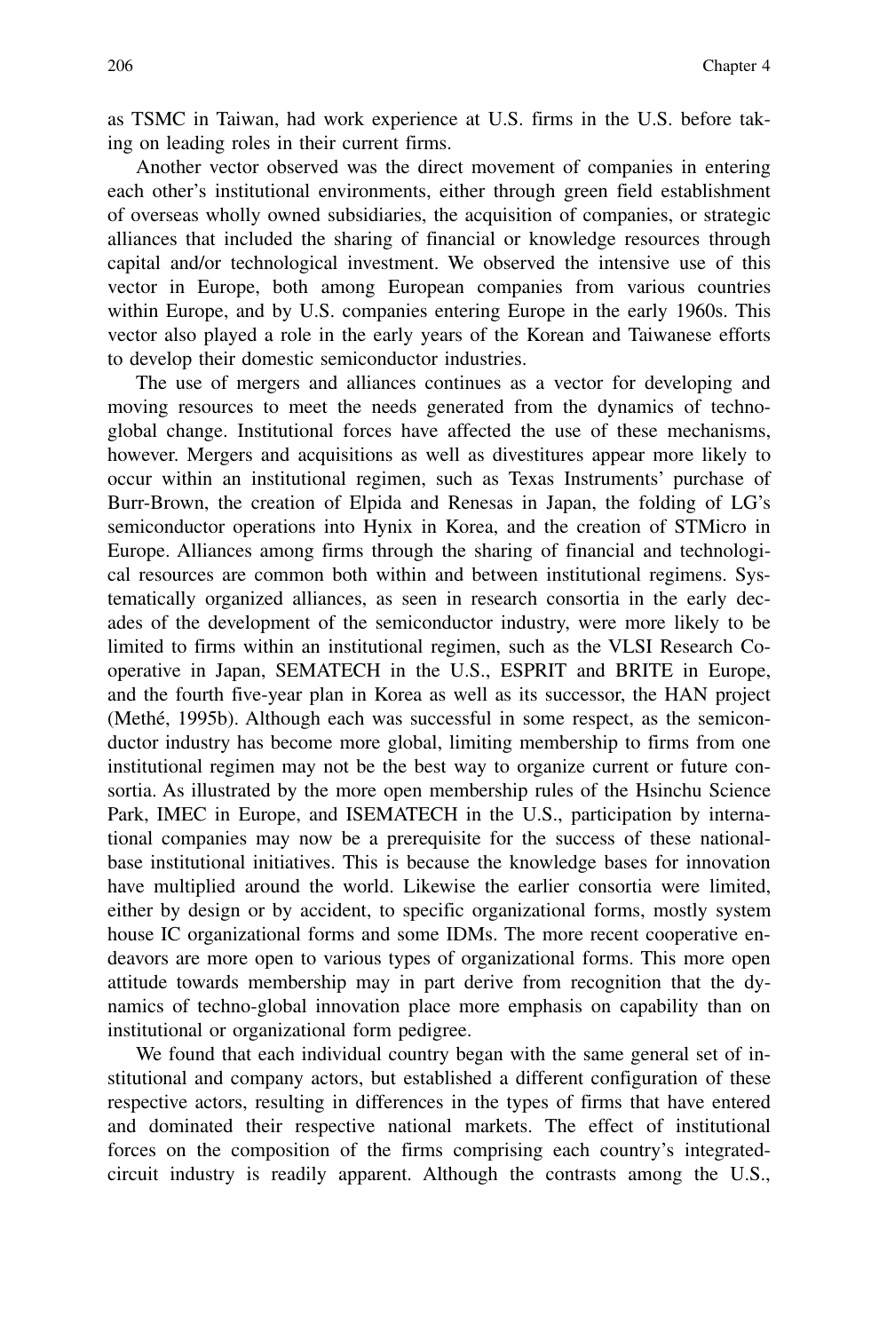as TSMC in Taiwan, had work experience at U.S. firms in the U.S. before taking on leading roles in their current firms.

Another vector observed was the direct movement of companies in entering each other's institutional environments, either through green field establishment of overseas wholly owned subsidiaries, the acquisition of companies, or strategic alliances that included the sharing of financial or knowledge resources through capital and/or technological investment. We observed the intensive use of this vector in Europe, both among European companies from various countries within Europe, and by U.S. companies entering Europe in the early 1960s. This vector also played a role in the early years of the Korean and Taiwanese efforts to develop their domestic semiconductor industries.

The use of mergers and alliances continues as a vector for developing and moving resources to meet the needs generated from the dynamics of techno-global change. Institutional forces have affected the use of these mechanisms, however. Mergers and acquisitions as well as divestitures appear more likely to occur within an institutional regimen, such as Texas Instruments' purchase of Burr-Brown, the creation of Elpida and Renesas in Japan, the folding of LG's semiconductor operations into Hynix in Korea, and the creation of STMicro in Europe. Alliances among firms through the sharing of financial and technological resources are common both within and between institutional regimens. Systematically organized alliances, as seen in research consortia in the early decades of the development of the semiconductor industry, were more likely to be limited to firms within an institutional regimen, such as the VLSI Research Cooperative in Japan, SEMATECH in the U.S., ESPRIT and BRITE in Europe, and the fourth five-year plan in Korea as well as its successor, the HAN project (Methé, 1995b). Although each was successful in some respect, as the semiconductor industry has become more global, limiting membership to firms from one institutional regimen may not be the best way to organize current or future consortia. As illustrated by the more open membership rules of the Hsinchu Science Park, IMEC in Europe, and ISEMATECH in the U.S., participation by international companies may now be a prerequisite for the success of these national-base institutional initiatives. This is because the knowledge bases for innovation have multiplied around the world. Likewise the earlier consortia were limited, either by design or by accident, to specific organizational forms, mostly system house IC organizational forms and some IDMs. The more recent cooperative endeavors are more open to various types of organizational forms. This more open attitude towards membership may in part derive from recognition that the dynamics of techno-global innovation place more emphasis on capability than on institutional or organizational form pedigree.

We found that each individual country began with the same general set of institutional and company actors, but established a different configuration of these respective actors, resulting in differences in the types of firms that have entered and dominated their respective national markets. The effect of institutional forces on the composition of the firms comprising each country's integrated-circuit industry is readily apparent. Although the contrasts among the U.S.,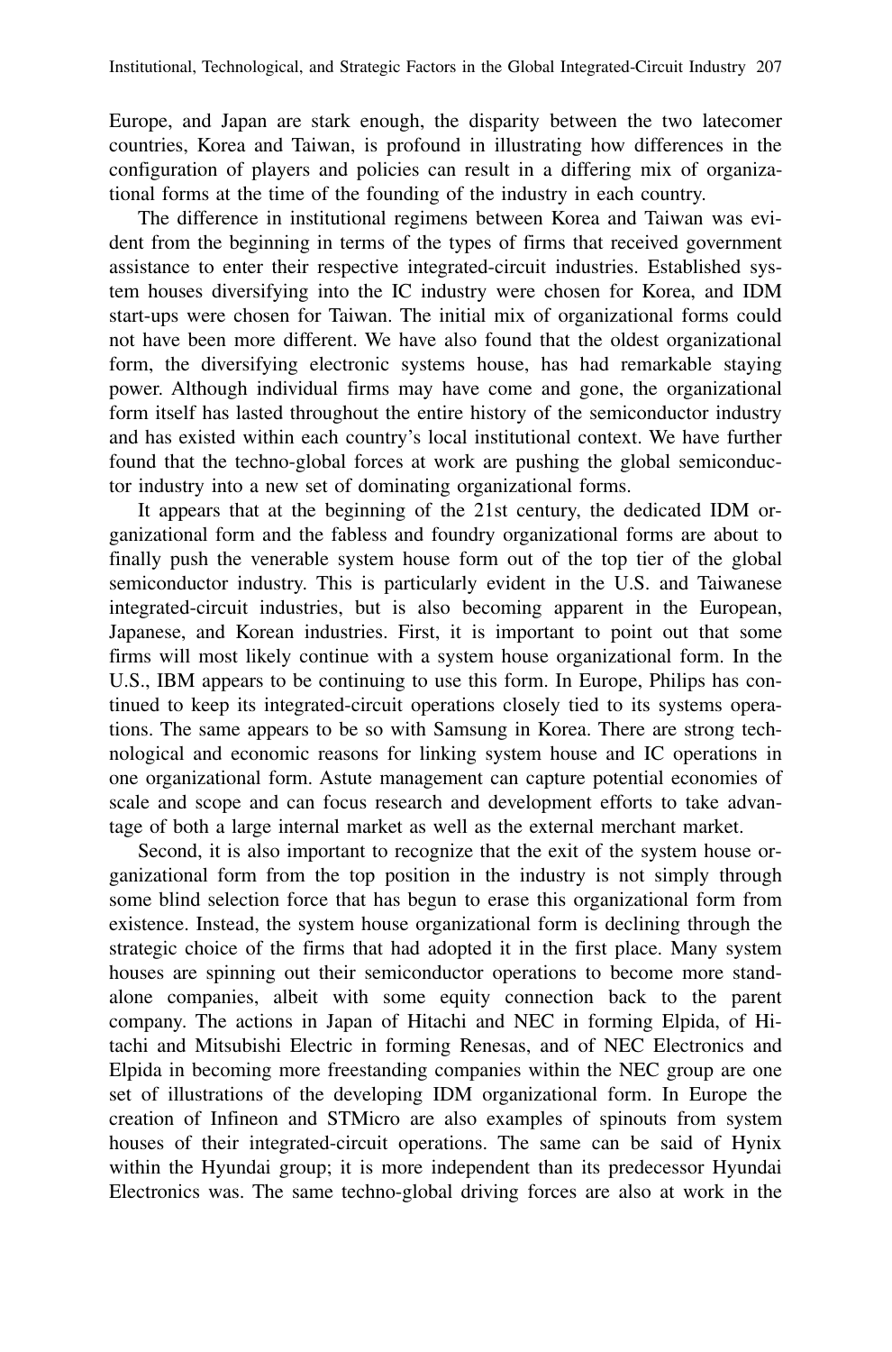Europe, and Japan are stark enough, the disparity between the two latecomer countries, Korea and Taiwan, is profound in illustrating how differences in the configuration of players and policies can result in a differing mix of organizational forms at the time of the founding of the industry in each country.

The difference in institutional regimens between Korea and Taiwan was evident from the beginning in terms of the types of firms that received government assistance to enter their respective integrated-circuit industries. Established system houses diversifying into the IC industry were chosen for Korea, and IDM start-ups were chosen for Taiwan. The initial mix of organizational forms could not have been more different. We have also found that the oldest organizational form, the diversifying electronic systems house, has had remarkable staying power. Although individual firms may have come and gone, the organizational form itself has lasted throughout the entire history of the semiconductor industry and has existed within each country's local institutional context. We have further found that the techno-global forces at work are pushing the global semiconductor industry into a new set of dominating organizational forms.

It appears that at the beginning of the 21st century, the dedicated IDM organizational form and the fabless and foundry organizational forms are about to finally push the venerable system house form out of the top tier of the global semiconductor industry. This is particularly evident in the U.S. and Taiwanese integrated-circuit industries, but is also becoming apparent in the European, Japanese, and Korean industries. First, it is important to point out that some firms will most likely continue with a system house organizational form. In the U.S., IBM appears to be continuing to use this form. In Europe, Philips has continued to keep its integrated-circuit operations closely tied to its systems operations. The same appears to be so with Samsung in Korea. There are strong technological and economic reasons for linking system house and IC operations in one organizational form. Astute management can capture potential economies of scale and scope and can focus research and development efforts to take advantage of both a large internal market as well as the external merchant market.

Second, it is also important to recognize that the exit of the system house organizational form from the top position in the industry is not simply through some blind selection force that has begun to erase this organizational form from existence. Instead, the system house organizational form is declining through the strategic choice of the firms that had adopted it in the first place. Many system houses are spinning out their semiconductor operations to become more standalone companies, albeit with some equity connection back to the parent company. The actions in Japan of Hitachi and NEC in forming Elpida, of Hitachi and Mitsubishi Electric in forming Renesas, and of NEC Electronics and Elpida in becoming more freestanding companies within the NEC group are one set of illustrations of the developing IDM organizational form. In Europe the creation of Infineon and STMicro are also examples of spinouts from system houses of their integrated-circuit operations. The same can be said of Hynix within the Hyundai group; it is more independent than its predecessor Hyundai Electronics was. The same techno-global driving forces are also at work in the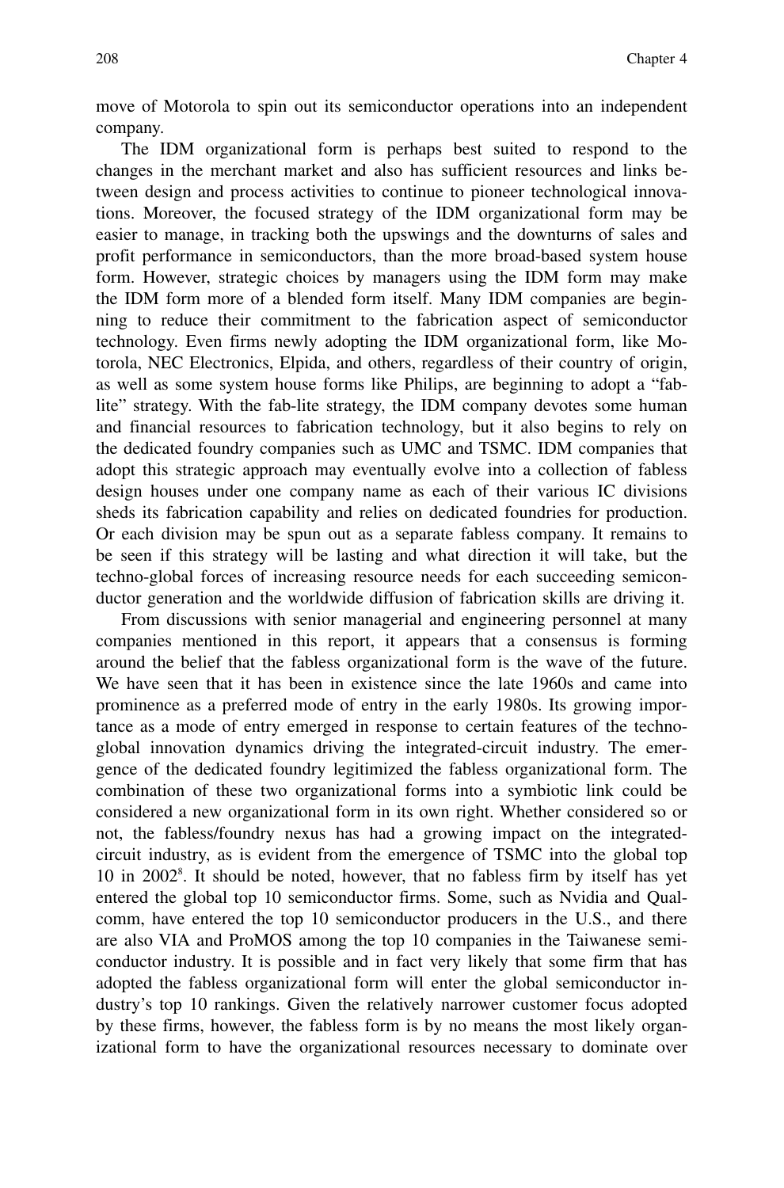move of Motorola to spin out its semiconductor operations into an independent company.

The IDM organizational form is perhaps best suited to respond to the changes in the merchant market and also has sufficient resources and links between design and process activities to continue to pioneer technological innovations. Moreover, the focused strategy of the IDM organizational form may be easier to manage, in tracking both the upswings and the downturns of sales and profit performance in semiconductors, than the more broad-based system house form. However, strategic choices by managers using the IDM form may make the IDM form more of a blended form itself. Many IDM companies are beginning to reduce their commitment to the fabrication aspect of semiconductor technology. Even firms newly adopting the IDM organizational form, like Motorola, NEC Electronics, Elpida, and others, regardless of their country of origin, as well as some system house forms like Philips, are beginning to adopt a "fab-lite" strategy. With the fab-lite strategy, the IDM company devotes some human and financial resources to fabrication technology, but it also begins to rely on the dedicated foundry companies such as UMC and TSMC. IDM companies that adopt this strategic approach may eventually evolve into a collection of fabless design houses under one company name as each of their various IC divisions sheds its fabrication capability and relies on dedicated foundries for production. Or each division may be spun out as a separate fabless company. It remains to be seen if this strategy will be lasting and what direction it will take, but the techno-global forces of increasing resource needs for each succeeding semiconductor generation and the worldwide diffusion of fabrication skills are driving it.

From discussions with senior managerial and engineering personnel at many companies mentioned in this report, it appears that a consensus is forming around the belief that the fabless organizational form is the wave of the future. We have seen that it has been in existence since the late 1960s and came into prominence as a preferred mode of entry in the early 1980s. Its growing importance as a mode of entry emerged in response to certain features of the techno-global innovation dynamics driving the integrated-circuit industry. The emergence of the dedicated foundry legitimized the fabless organizational form. The combination of these two organizational forms into a symbiotic link could be considered a new organizational form in its own right. Whether considered so or not, the fabless/foundry nexus has had a growing impact on the integrated-circuit industry, as is evident from the emergence of TSMC into the global top 10 in 2002[8]. It should be noted, however, that no fabless firm by itself has yet entered the global top 10 semiconductor firms. Some, such as Nvidia and Qualcomm, have entered the top 10 semiconductor producers in the U.S., and there are also VIA and ProMOS among the top 10 companies in the Taiwanese semiconductor industry. It is possible and in fact very likely that some firm that has adopted the fabless organizational form will enter the global semiconductor industry's top 10 rankings. Given the relatively narrower customer focus adopted by these firms, however, the fabless form is by no means the most likely organizational form to have the organizational resources necessary to dominate over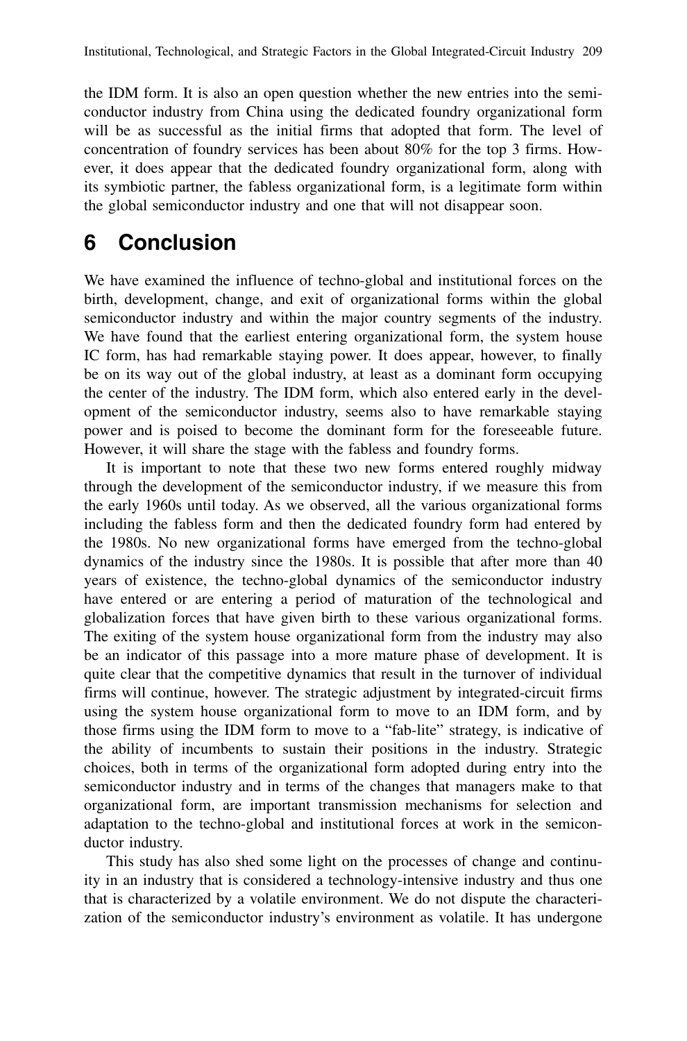the IDM form. It is also an open question whether the new entries into the semiconductor industry from China using the dedicated foundry organizational form will be as successful as the initial firms that adopted that form. The level of concentration of foundry services has been about 80% for the top 3 firms. However, it does appear that the dedicated foundry organizational form, along with its symbiotic partner, the fabless organizational form, is a legitimate form within the global semiconductor industry and one that will not disappear soon.

## 6 Conclusion

We have examined the influence of techno-global and institutional forces on the birth, development, change, and exit of organizational forms within the global semiconductor industry and within the major country segments of the industry. We have found that the earliest entering organizational form, the system house IC form, has had remarkable staying power. It does appear, however, to finally be on its way out of the global industry, at least as a dominant form occupying the center of the industry. The IDM form, which also entered early in the development of the semiconductor industry, seems also to have remarkable staying power and is poised to become the dominant form for the foreseeable future. However, it will share the stage with the fabless and foundry forms.

It is important to note that these two new forms entered roughly midway through the development of the semiconductor industry, if we measure this from the early 1960s until today. As we observed, all the various organizational forms including the fabless form and then the dedicated foundry form had entered by the 1980s. No new organizational forms have emerged from the techno-global dynamics of the industry since the 1980s. It is possible that after more than 40 years of existence, the techno-global dynamics of the semiconductor industry have entered or are entering a period of maturation of the technological and globalization forces that have given birth to these various organizational forms. The exiting of the system house organizational form from the industry may also be an indicator of this passage into a more mature phase of development. It is quite clear that the competitive dynamics that result in the turnover of individual firms will continue, however. The strategic adjustment by integrated-circuit firms using the system house organizational form to move to an IDM form, and by those firms using the IDM form to move to a "fab-lite" strategy, is indicative of the ability of incumbents to sustain their positions in the industry. Strategic choices, both in terms of the organizational form adopted during entry into the semiconductor industry and in terms of the changes that managers make to that organizational form, are important transmission mechanisms for selection and adaptation to the techno-global and institutional forces at work in the semiconductor industry.

This study has also shed some light on the processes of change and continuity in an industry that is considered a technology-intensive industry and thus one that is characterized by a volatile environment. We do not dispute the characterization of the semiconductor industry's environment as volatile. It has undergone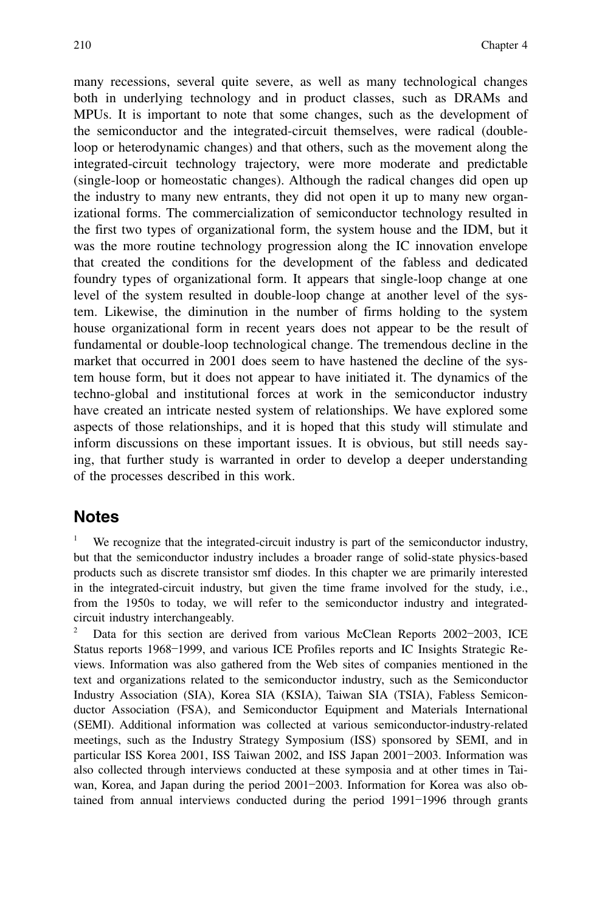many recessions, several quite severe, as well as many technological changes both in underlying technology and in product classes, such as DRAMs and MPUs. It is important to note that some changes, such as the development of the semiconductor and the integrated-circuit themselves, were radical (double-loop or heterodynamic changes) and that others, such as the movement along the integrated-circuit technology trajectory, were more moderate and predictable (single-loop or homeostatic changes). Although the radical changes did open up the industry to many new entrants, they did not open it up to many new organizational forms. The commercialization of semiconductor technology resulted in the first two types of organizational form, the system house and the IDM, but it was the more routine technology progression along the IC innovation envelope that created the conditions for the development of the fabless and dedicated foundry types of organizational form. It appears that single-loop change at one level of the system resulted in double-loop change at another level of the system. Likewise, the diminution in the number of firms holding to the system house organizational form in recent years does not appear to be the result of fundamental or double-loop technological change. The tremendous decline in the market that occurred in 2001 does seem to have hastened the decline of the system house form, but it does not appear to have initiated it. The dynamics of the techno-global and institutional forces at work in the semiconductor industry have created an intricate nested system of relationships. We have explored some aspects of those relationships, and it is hoped that this study will stimulate and inform discussions on these important issues. It is obvious, but still needs saying, that further study is warranted in order to develop a deeper understanding of the processes described in this work.

## Notes

1 We recognize that the integrated-circuit industry is part of the semiconductor industry, but that the semiconductor industry includes a broader range of solid-state physics-based products such as discrete transistor smf diodes. In this chapter we are primarily interested in the integrated-circuit industry, but given the time frame involved for the study, i.e., from the 1950s to today, we will refer to the semiconductor industry and integrated-circuit industry interchangeably.

2 Data for this section are derived from various McClean Reports 2002–2003, ICE Status reports 1968–1999, and various ICE Profiles reports and IC Insights Strategic Reviews. Information was also gathered from the Web sites of companies mentioned in the text and organizations related to the semiconductor industry, such as the Semiconductor Industry Association (SIA), Korea SIA (KSIA), Taiwan SIA (TSIA), Fabless Semiconductor Association (FSA), and Semiconductor Equipment and Materials International (SEMI). Additional information was collected at various semiconductor-industry-related meetings, such as the Industry Strategy Symposium (ISS) sponsored by SEMI, and in particular ISS Korea 2001, ISS Taiwan 2002, and ISS Japan 2001–2003. Information was also collected through interviews conducted at these symposia and at other times in Taiwan, Korea, and Japan during the period 2001–2003. Information for Korea was also obtained from annual interviews conducted during the period 1991–1996 through grants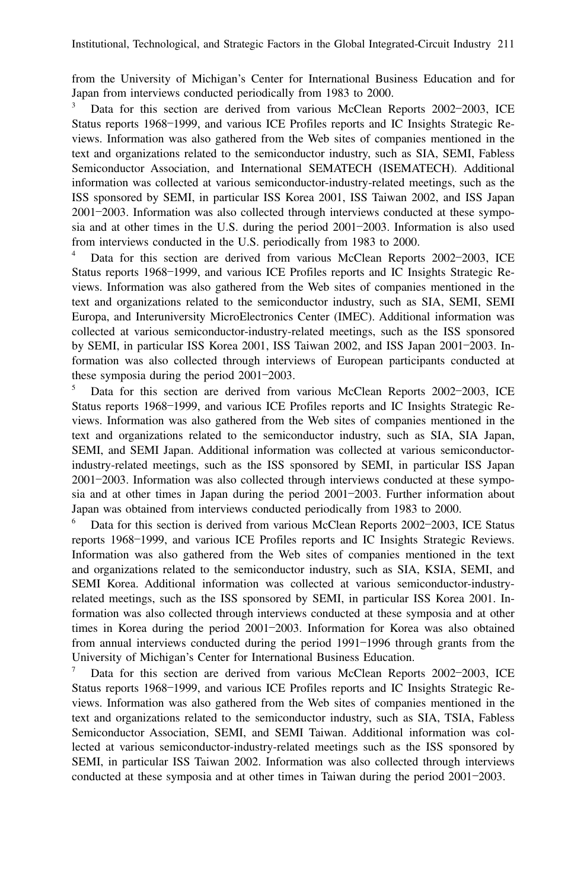from the University of Michigan's Center for International Business Education and for Japan from interviews conducted periodically from 1983 to 2000.

[3] Data for this section are derived from various McClean Reports 2002–2003, ICE Status reports 1968–1999, and various ICE Profiles reports and IC Insights Strategic Reviews. Information was also gathered from the Web sites of companies mentioned in the text and organizations related to the semiconductor industry, such as SIA, SEMI, Fabless Semiconductor Association, and International SEMATECH (ISEMATECH). Additional information was collected at various semiconductor-industry-related meetings, such as the ISS sponsored by SEMI, in particular ISS Korea 2001, ISS Taiwan 2002, and ISS Japan 2001–2003. Information was also collected through interviews conducted at these symposia and at other times in the U.S. during the period 2001–2003. Information is also used from interviews conducted in the U.S. periodically from 1983 to 2000.

[4] Data for this section are derived from various McClean Reports 2002–2003, ICE Status reports 1968–1999, and various ICE Profiles reports and IC Insights Strategic Reviews. Information was also gathered from the Web sites of companies mentioned in the text and organizations related to the semiconductor industry, such as SIA, SEMI, SEMI Europa, and Interuniversity MicroElectronics Center (IMEC). Additional information was collected at various semiconductor-industry-related meetings, such as the ISS sponsored by SEMI, in particular ISS Korea 2001, ISS Taiwan 2002, and ISS Japan 2001–2003. Information was also collected through interviews of European participants conducted at these symposia during the period 2001–2003.

[5] Data for this section are derived from various McClean Reports 2002–2003, ICE Status reports 1968–1999, and various ICE Profiles reports and IC Insights Strategic Reviews. Information was also gathered from the Web sites of companies mentioned in the text and organizations related to the semiconductor industry, such as SIA, SIA Japan, SEMI, and SEMI Japan. Additional information was collected at various semiconductor-industry-related meetings, such as the ISS sponsored by SEMI, in particular ISS Japan 2001–2003. Information was also collected through interviews conducted at these symposia and at other times in Japan during the period 2001–2003. Further information about Japan was obtained from interviews conducted periodically from 1983 to 2000.

[6] Data for this section is derived from various McClean Reports 2002–2003, ICE Status reports 1968–1999, and various ICE Profiles reports and IC Insights Strategic Reviews. Information was also gathered from the Web sites of companies mentioned in the text and organizations related to the semiconductor industry, such as SIA, KSIA, SEMI, and SEMI Korea. Additional information was collected at various semiconductor-industry-related meetings, such as the ISS sponsored by SEMI, in particular ISS Korea 2001. Information was also collected through interviews conducted at these symposia and at other times in Korea during the period 2001–2003. Information for Korea was also obtained from annual interviews conducted during the period 1991–1996 through grants from the University of Michigan's Center for International Business Education.

[7] Data for this section are derived from various McClean Reports 2002–2003, ICE Status reports 1968–1999, and various ICE Profiles reports and IC Insights Strategic Reviews. Information was also gathered from the Web sites of companies mentioned in the text and organizations related to the semiconductor industry, such as SIA, TSIA, Fabless Semiconductor Association, SEMI, and SEMI Taiwan. Additional information was collected at various semiconductor-industry-related meetings such as the ISS sponsored by SEMI, in particular ISS Taiwan 2002. Information was also collected through interviews conducted at these symposia and at other times in Taiwan during the period 2001–2003.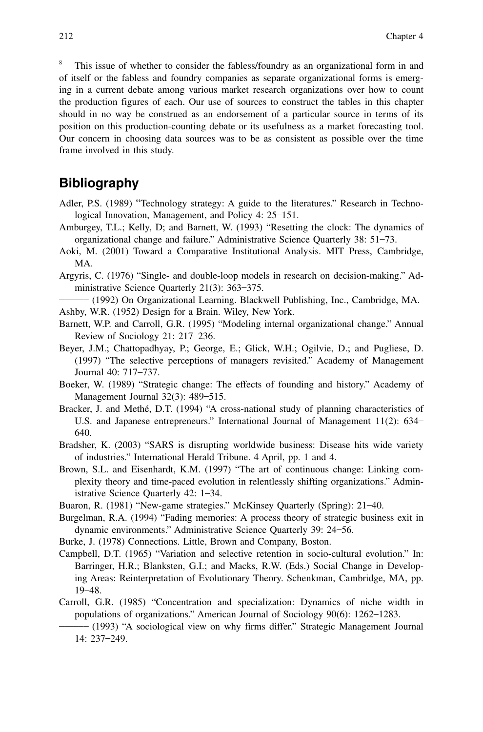[8] This issue of whether to consider the fabless/foundry as an organizational form in and of itself or the fabless and foundry companies as separate organizational forms is emerging in a current debate among various market research organizations over how to count the production figures of each. Our use of sources to construct the tables in this chapter should in no way be construed as an endorsement of a particular source in terms of its position on this production-counting debate or its usefulness as a market forecasting tool. Our concern in choosing data sources was to be as consistent as possible over the time frame involved in this study.

## Bibliography

Adler, P.S. (1989) "Technology strategy: A guide to the literatures." Research in Technological Innovation, Management, and Policy 4: 25–151.

Amburgey, T.L.; Kelly, D; and Barnett, W. (1993) "Resetting the clock: The dynamics of organizational change and failure." Administrative Science Quarterly 38: 51–73.

Aoki, M. (2001) Toward a Comparative Institutional Analysis. MIT Press, Cambridge, MA.

Argyris, C. (1976) "Single- and double-loop models in research on decision-making." Administrative Science Quarterly 21(3): 363–375.

——— (1992) On Organizational Learning. Blackwell Publishing, Inc., Cambridge, MA.

Ashby, W.R. (1952) Design for a Brain. Wiley, New York.

Barnett, W.P. and Carroll, G.R. (1995) "Modeling internal organizational change." Annual Review of Sociology 21: 217–236.

Beyer, J.M.; Chattopadhyay, P.; George, E.; Glick, W.H.; Ogilvie, D.; and Pugliese, D. (1997) "The selective perceptions of managers revisited." Academy of Management Journal 40: 717–737.

Boeker, W. (1989) "Strategic change: The effects of founding and history." Academy of Management Journal 32(3): 489–515.

Bracker, J. and Methé, D.T. (1994) "A cross-national study of planning characteristics of U.S. and Japanese entrepreneurs." International Journal of Management 11(2): 634–640.

Bradsher, K. (2003) "SARS is disrupting worldwide business: Disease hits wide variety of industries." International Herald Tribune. 4 April, pp. 1 and 4.

Brown, S.L. and Eisenhardt, K.M. (1997) "The art of continuous change: Linking complexity theory and time-paced evolution in relentlessly shifting organizations." Administrative Science Quarterly 42: 1–34.

Buaron, R. (1981) "New-game strategies." McKinsey Quarterly (Spring): 21–40.

Burgelman, R.A. (1994) "Fading memories: A process theory of strategic business exit in dynamic environments." Administrative Science Quarterly 39: 24–56.

Burke, J. (1978) Connections. Little, Brown and Company, Boston.

Campbell, D.T. (1965) "Variation and selective retention in socio-cultural evolution." In: Barringer, H.R.; Blanksten, G.I.; and Macks, R.W. (Eds.) Social Change in Developing Areas: Reinterpretation of Evolutionary Theory. Schenkman, Cambridge, MA, pp. 19–48.

Carroll, G.R. (1985) "Concentration and specialization: Dynamics of niche width in populations of organizations." American Journal of Sociology 90(6): 1262–1283.

——— (1993) "A sociological view on why firms differ." Strategic Management Journal 14: 237–249.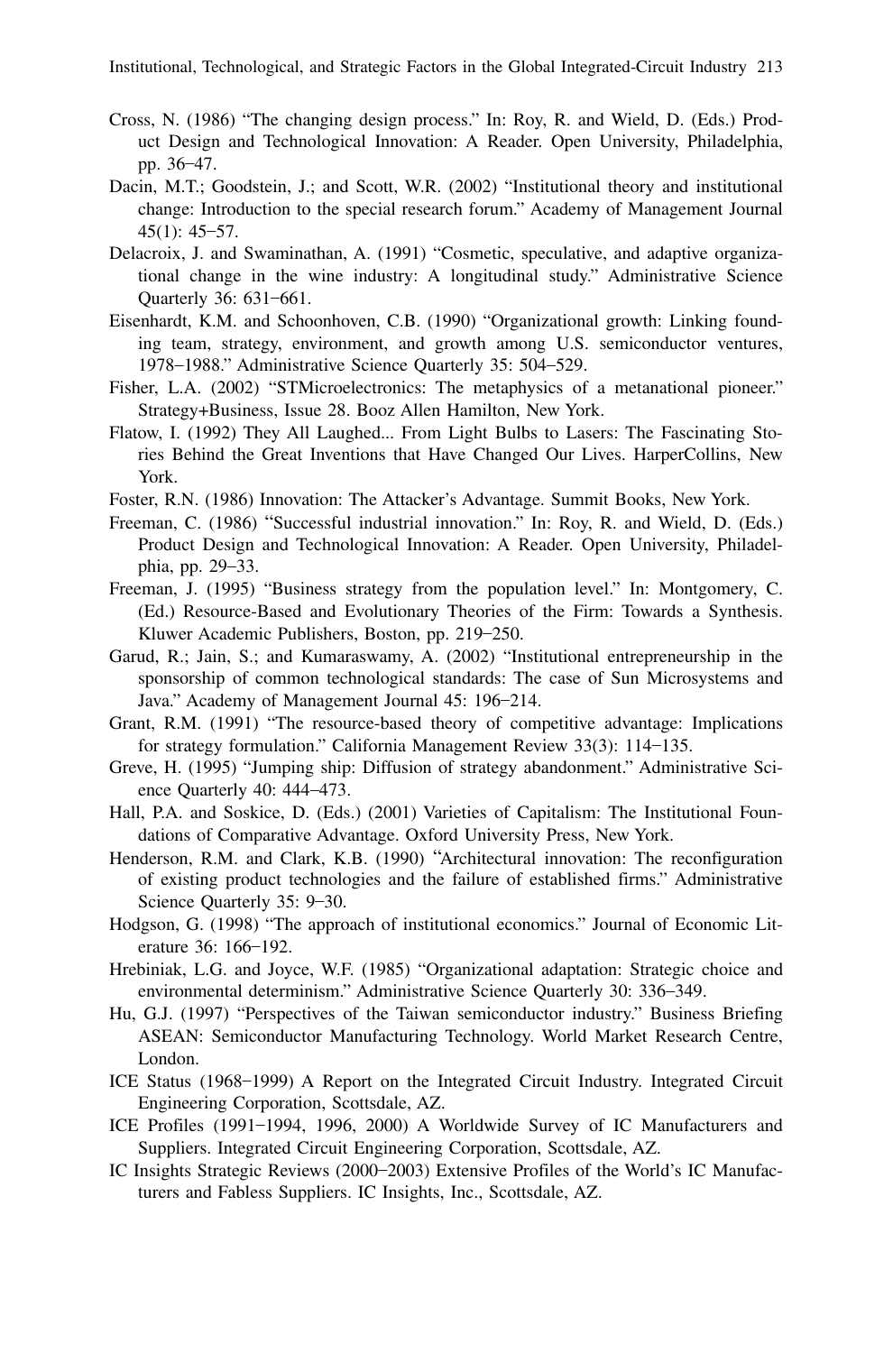Cross, N. (1986) "The changing design process." In: Roy, R. and Wield, D. (Eds.) Product Design and Technological Innovation: A Reader. Open University, Philadelphia, pp. 36–47.

Dacin, M.T.; Goodstein, J.; and Scott, W.R. (2002) "Institutional theory and institutional change: Introduction to the special research forum." Academy of Management Journal 45(1): 45–57.

Delacroix, J. and Swaminathan, A. (1991) "Cosmetic, speculative, and adaptive organizational change in the wine industry: A longitudinal study." Administrative Science Quarterly 36: 631–661.

Eisenhardt, K.M. and Schoonhoven, C.B. (1990) "Organizational growth: Linking founding team, strategy, environment, and growth among U.S. semiconductor ventures, 1978–1988." Administrative Science Quarterly 35: 504–529.

Fisher, L.A. (2002) "STMicroelectronics: The metaphysics of a metanational pioneer." Strategy+Business, Issue 28. Booz Allen Hamilton, New York.

Flatow, I. (1992) They All Laughed... From Light Bulbs to Lasers: The Fascinating Stories Behind the Great Inventions that Have Changed Our Lives. HarperCollins, New York.

Foster, R.N. (1986) Innovation: The Attacker's Advantage. Summit Books, New York.

Freeman, C. (1986) "Successful industrial innovation." In: Roy, R. and Wield, D. (Eds.) Product Design and Technological Innovation: A Reader. Open University, Philadelphia, pp. 29–33.

Freeman, J. (1995) "Business strategy from the population level." In: Montgomery, C. (Ed.) Resource-Based and Evolutionary Theories of the Firm: Towards a Synthesis. Kluwer Academic Publishers, Boston, pp. 219–250.

Garud, R.; Jain, S.; and Kumaraswamy, A. (2002) "Institutional entrepreneurship in the sponsorship of common technological standards: The case of Sun Microsystems and Java." Academy of Management Journal 45: 196–214.

Grant, R.M. (1991) "The resource-based theory of competitive advantage: Implications for strategy formulation." California Management Review 33(3): 114–135.

Greve, H. (1995) "Jumping ship: Diffusion of strategy abandonment." Administrative Science Quarterly 40: 444–473.

Hall, P.A. and Soskice, D. (Eds.) (2001) Varieties of Capitalism: The Institutional Foundations of Comparative Advantage. Oxford University Press, New York.

Henderson, R.M. and Clark, K.B. (1990) "Architectural innovation: The reconfiguration of existing product technologies and the failure of established firms." Administrative Science Quarterly 35: 9–30.

Hodgson, G. (1998) "The approach of institutional economics." Journal of Economic Literature 36: 166–192.

Hrebiniak, L.G. and Joyce, W.F. (1985) "Organizational adaptation: Strategic choice and environmental determinism." Administrative Science Quarterly 30: 336–349.

Hu, G.J. (1997) "Perspectives of the Taiwan semiconductor industry." Business Briefing ASEAN: Semiconductor Manufacturing Technology. World Market Research Centre, London.

ICE Status (1968–1999) A Report on the Integrated Circuit Industry. Integrated Circuit Engineering Corporation, Scottsdale, AZ.

ICE Profiles (1991–1994, 1996, 2000) A Worldwide Survey of IC Manufacturers and Suppliers. Integrated Circuit Engineering Corporation, Scottsdale, AZ.

IC Insights Strategic Reviews (2000–2003) Extensive Profiles of the World's IC Manufacturers and Fabless Suppliers. IC Insights, Inc., Scottsdale, AZ.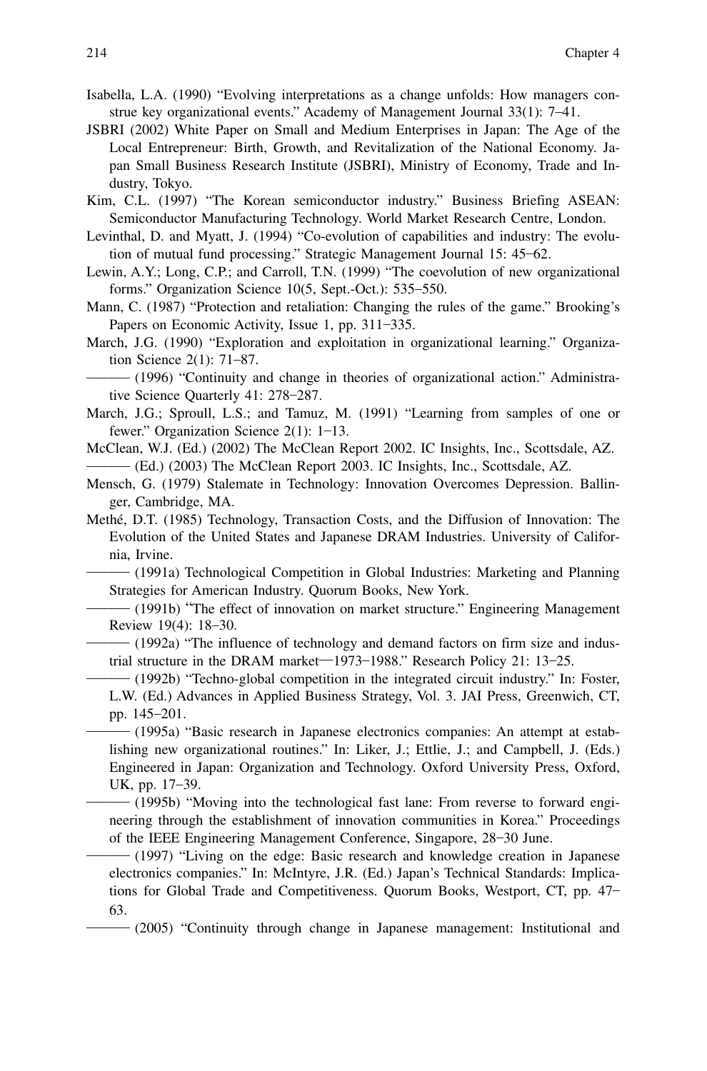Isabella, L.A. (1990) "Evolving interpretations as a change unfolds: How managers construe key organizational events." Academy of Management Journal 33(1): 7–41.

JSBRI (2002) White Paper on Small and Medium Enterprises in Japan: The Age of the Local Entrepreneur: Birth, Growth, and Revitalization of the National Economy. Japan Small Business Research Institute (JSBRI), Ministry of Economy, Trade and Industry, Tokyo.

Kim, C.L. (1997) "The Korean semiconductor industry." Business Briefing ASEAN: Semiconductor Manufacturing Technology. World Market Research Centre, London.

Levinthal, D. and Myatt, J. (1994) "Co-evolution of capabilities and industry: The evolution of mutual fund processing." Strategic Management Journal 15: 45–62.

Lewin, A.Y.; Long, C.P.; and Carroll, T.N. (1999) "The coevolution of new organizational forms." Organization Science 10(5, Sept.-Oct.): 535–550.

Mann, C. (1987) "Protection and retaliation: Changing the rules of the game." Brooking's Papers on Economic Activity, Issue 1, pp. 311–335.

March, J.G. (1990) "Exploration and exploitation in organizational learning." Organization Science 2(1): 71–87.

——— (1996) "Continuity and change in theories of organizational action." Administrative Science Quarterly 41: 278–287.

March, J.G.; Sproull, L.S.; and Tamuz, M. (1991) "Learning from samples of one or fewer." Organization Science 2(1): 1–13.

McClean, W.J. (Ed.) (2002) The McClean Report 2002. IC Insights, Inc., Scottsdale, AZ.

——— (Ed.) (2003) The McClean Report 2003. IC Insights, Inc., Scottsdale, AZ.

Mensch, G. (1979) Stalemate in Technology: Innovation Overcomes Depression. Ballinger, Cambridge, MA.

Methé, D.T. (1985) Technology, Transaction Costs, and the Diffusion of Innovation: The Evolution of the United States and Japanese DRAM Industries. University of California, Irvine.

——— (1991a) Technological Competition in Global Industries: Marketing and Planning Strategies for American Industry. Quorum Books, New York.

——— (1991b) "The effect of innovation on market structure." Engineering Management Review 19(4): 18–30.

——— (1992a) "The influence of technology and demand factors on firm size and industrial structure in the DRAM market—1973–1988." Research Policy 21: 13–25.

——— (1992b) "Techno-global competition in the integrated circuit industry." In: Foster, L.W. (Ed.) Advances in Applied Business Strategy, Vol. 3. JAI Press, Greenwich, CT, pp. 145–201.

——— (1995a) "Basic research in Japanese electronics companies: An attempt at establishing new organizational routines." In: Liker, J.; Ettlie, J.; and Campbell, J. (Eds.) Engineered in Japan: Organization and Technology. Oxford University Press, Oxford, UK, pp. 17–39.

——— (1995b) "Moving into the technological fast lane: From reverse to forward engineering through the establishment of innovation communities in Korea." Proceedings of the IEEE Engineering Management Conference, Singapore, 28–30 June.

——— (1997) "Living on the edge: Basic research and knowledge creation in Japanese electronics companies." In: McIntyre, J.R. (Ed.) Japan's Technical Standards: Implications for Global Trade and Competitiveness. Quorum Books, Westport, CT, pp. 47–63.

——— (2005) "Continuity through change in Japanese management: Institutional and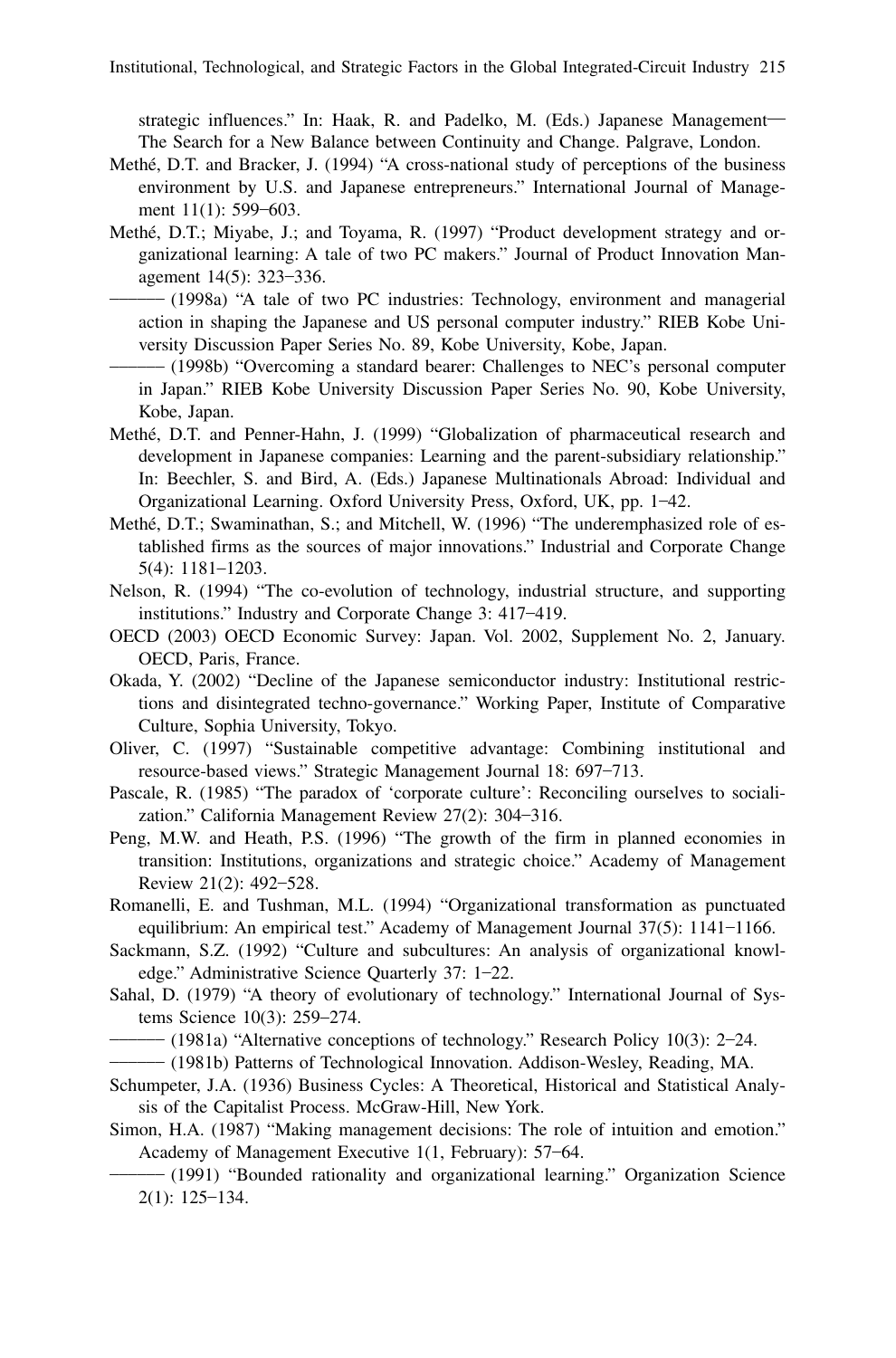strategic influences." In: Haak, R. and Padelko, M. (Eds.) Japanese Management—The Search for a New Balance between Continuity and Change. Palgrave, London.

Methé, D.T. and Bracker, J. (1994) "A cross-national study of perceptions of the business environment by U.S. and Japanese entrepreneurs." International Journal of Management 11(1): 599–603.

Methé, D.T.; Miyabe, J.; and Toyama, R. (1997) "Product development strategy and organizational learning: A tale of two PC makers." Journal of Product Innovation Management 14(5): 323–336.

——— (1998a) "A tale of two PC industries: Technology, environment and managerial action in shaping the Japanese and US personal computer industry." RIEB Kobe University Discussion Paper Series No. 89, Kobe University, Kobe, Japan.

——— (1998b) "Overcoming a standard bearer: Challenges to NEC's personal computer in Japan." RIEB Kobe University Discussion Paper Series No. 90, Kobe University, Kobe, Japan.

Methé, D.T. and Penner-Hahn, J. (1999) "Globalization of pharmaceutical research and development in Japanese companies: Learning and the parent-subsidiary relationship." In: Beechler, S. and Bird, A. (Eds.) Japanese Multinationals Abroad: Individual and Organizational Learning. Oxford University Press, Oxford, UK, pp. 1–42.

Methé, D.T.; Swaminathan, S.; and Mitchell, W. (1996) "The underemphasized role of established firms as the sources of major innovations." Industrial and Corporate Change 5(4): 1181–1203.

Nelson, R. (1994) "The co-evolution of technology, industrial structure, and supporting institutions." Industry and Corporate Change 3: 417–419.

OECD (2003) OECD Economic Survey: Japan. Vol. 2002, Supplement No. 2, January. OECD, Paris, France.

Okada, Y. (2002) "Decline of the Japanese semiconductor industry: Institutional restrictions and disintegrated techno-governance." Working Paper, Institute of Comparative Culture, Sophia University, Tokyo.

Oliver, C. (1997) "Sustainable competitive advantage: Combining institutional and resource-based views." Strategic Management Journal 18: 697–713.

Pascale, R. (1985) "The paradox of 'corporate culture': Reconciling ourselves to socialization." California Management Review 27(2): 304–316.

Peng, M.W. and Heath, P.S. (1996) "The growth of the firm in planned economies in transition: Institutions, organizations and strategic choice." Academy of Management Review 21(2): 492–528.

Romanelli, E. and Tushman, M.L. (1994) "Organizational transformation as punctuated equilibrium: An empirical test." Academy of Management Journal 37(5): 1141–1166.

Sackmann, S.Z. (1992) "Culture and subcultures: An analysis of organizational knowledge." Administrative Science Quarterly 37: 1–22.

Sahal, D. (1979) "A theory of evolutionary of technology." International Journal of Systems Science 10(3): 259–274.

——— (1981a) "Alternative conceptions of technology." Research Policy 10(3): 2–24.

——— (1981b) Patterns of Technological Innovation. Addison-Wesley, Reading, MA.

Schumpeter, J.A. (1936) Business Cycles: A Theoretical, Historical and Statistical Analysis of the Capitalist Process. McGraw-Hill, New York.

Simon, H.A. (1987) "Making management decisions: The role of intuition and emotion." Academy of Management Executive 1(1, February): 57–64.

——— (1991) "Bounded rationality and organizational learning." Organization Science 2(1): 125–134.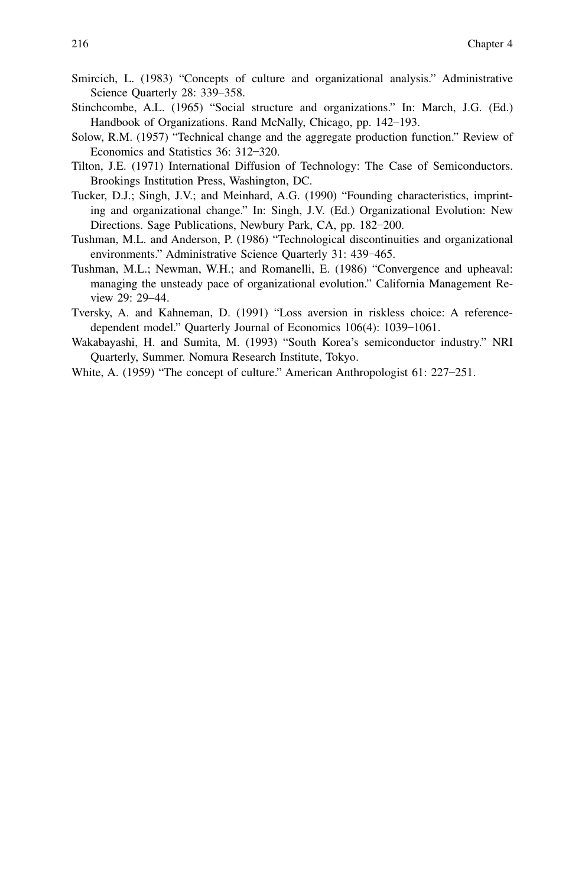Smircich, L. (1983) "Concepts of culture and organizational analysis." Administrative Science Quarterly 28: 339–358.

Stinchcombe, A.L. (1965) "Social structure and organizations." In: March, J.G. (Ed.) Handbook of Organizations. Rand McNally, Chicago, pp. 142–193.

Solow, R.M. (1957) "Technical change and the aggregate production function." Review of Economics and Statistics 36: 312–320.

Tilton, J.E. (1971) International Diffusion of Technology: The Case of Semiconductors. Brookings Institution Press, Washington, DC.

Tucker, D.J.; Singh, J.V.; and Meinhard, A.G. (1990) "Founding characteristics, imprinting and organizational change." In: Singh, J.V. (Ed.) Organizational Evolution: New Directions. Sage Publications, Newbury Park, CA, pp. 182–200.

Tushman, M.L. and Anderson, P. (1986) "Technological discontinuities and organizational environments." Administrative Science Quarterly 31: 439–465.

Tushman, M.L.; Newman, W.H.; and Romanelli, E. (1986) "Convergence and upheaval: managing the unsteady pace of organizational evolution." California Management Review 29: 29–44.

Tversky, A. and Kahneman, D. (1991) "Loss aversion in riskless choice: A reference-dependent model." Quarterly Journal of Economics 106(4): 1039–1061.

Wakabayashi, H. and Sumita, M. (1993) "South Korea's semiconductor industry." NRI Quarterly, Summer. Nomura Research Institute, Tokyo.

White, A. (1959) "The concept of culture." American Anthropologist 61: 227–251.